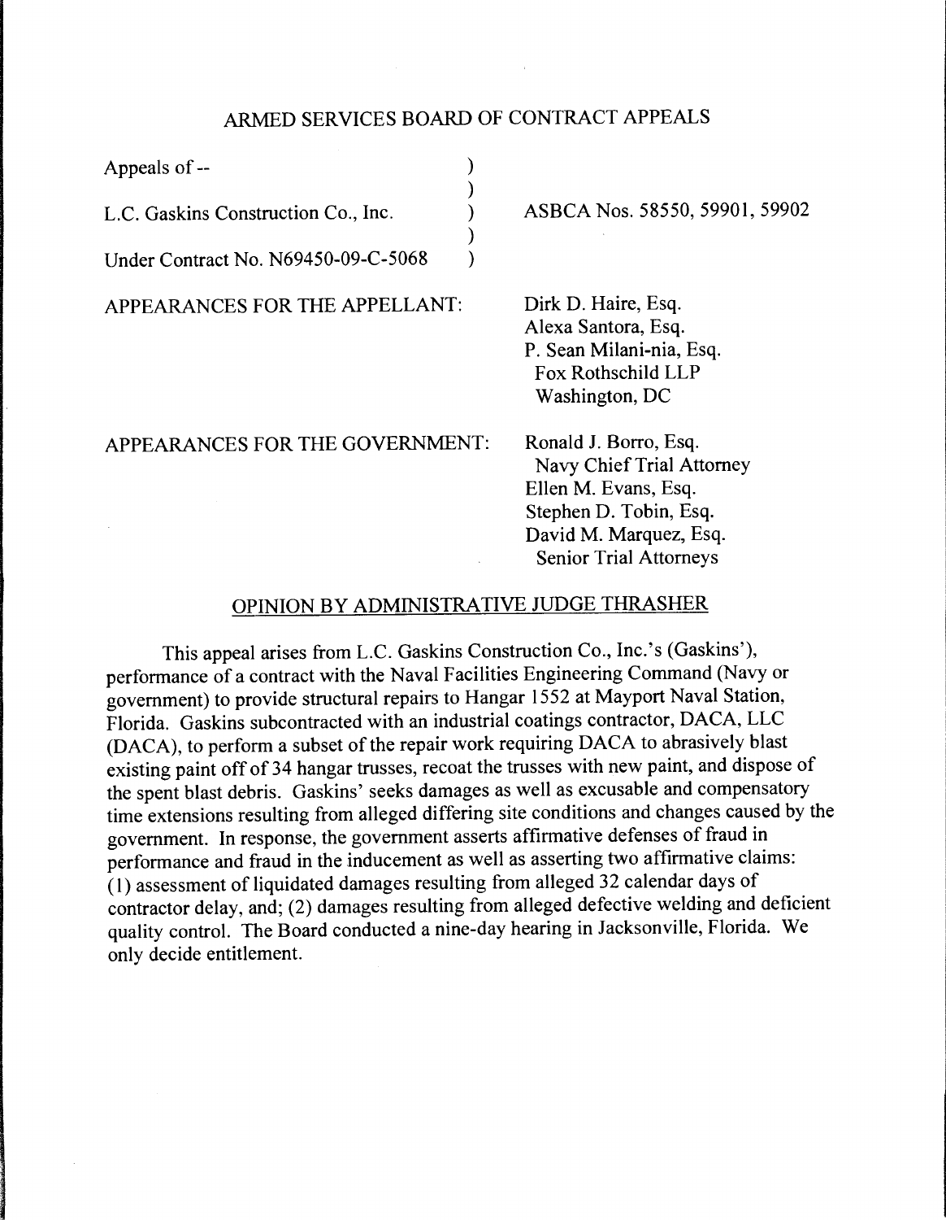# ARMED SERVICES BOARD OF CONTRACT APPEALS

| | |
|---|---|
| Appeals of -- | |
| L.C. Gaskins Construction Co., Inc. | ASBCA Nos. 58550, 59901, 59902 |
| Under Contract No. N69450-09-C-5068 | |

APPEARANCES FOR THE APPELLANT:

Dirk D. Haire, Esq.
Alexa Santora, Esq.
P. Sean Milani-nia, Esq.
Fox Rothschild LLP
Washington, DC

APPEARANCES FOR THE GOVERNMENT:

Ronald J. Borro, Esq.
Navy Chief Trial Attorney
Ellen M. Evans, Esq.
Stephen D. Tobin, Esq.
David M. Marquez, Esq.
Senior Trial Attorneys

## OPINION BY ADMINISTRATIVE JUDGE THRASHER

This appeal arises from L.C. Gaskins Construction Co., Inc.'s (Gaskins'), performance of a contract with the Naval Facilities Engineering Command (Navy or government) to provide structural repairs to Hangar 1552 at Mayport Naval Station, Florida. Gaskins subcontracted with an industrial coatings contractor, DACA, LLC (DACA), to perform a subset of the repair work requiring DACA to abrasively blast existing paint off of 34 hangar trusses, recoat the trusses with new paint, and dispose of the spent blast debris. Gaskins' seeks damages as well as excusable and compensatory time extensions resulting from alleged differing site conditions and changes caused by the government. In response, the government asserts affirmative defenses of fraud in performance and fraud in the inducement as well as asserting two affirmative claims: (1) assessment of liquidated damages resulting from alleged 32 calendar days of contractor delay, and; (2) damages resulting from alleged defective welding and deficient quality control. The Board conducted a nine-day hearing in Jacksonville, Florida. We only decide entitlement.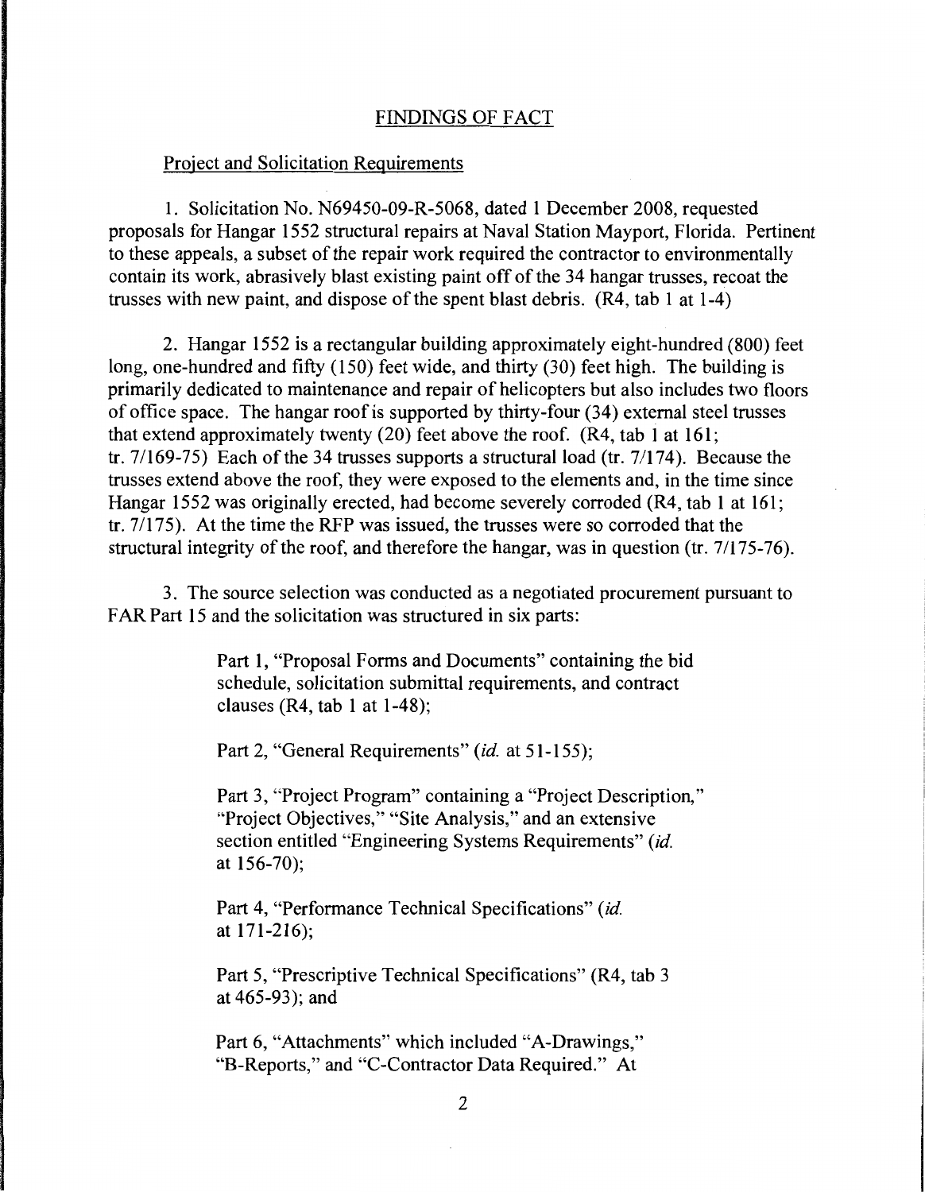## FINDINGS OF FACT

### Project and Solicitation Requirements

1. Solicitation No. N69450-09-R-5068, dated 1 December 2008, requested proposals for Hangar 1552 structural repairs at Naval Station Mayport, Florida. Pertinent to these appeals, a subset of the repair work required the contractor to environmentally contain its work, abrasively blast existing paint off of the 34 hangar trusses, recoat the trusses with new paint, and dispose of the spent blast debris. (R4, tab 1 at 1-4)

2. Hangar 1552 is a rectangular building approximately eight-hundred (800) feet long, one-hundred and fifty (150) feet wide, and thirty (30) feet high. The building is primarily dedicated to maintenance and repair of helicopters but also includes two floors of office space. The hangar roof is supported by thirty-four (34) external steel trusses that extend approximately twenty (20) feet above the roof. (R4, tab 1 at 161; tr. 7/169-75) Each of the 34 trusses supports a structural load (tr. 7/174). Because the trusses extend above the roof, they were exposed to the elements and, in the time since Hangar 1552 was originally erected, had become severely corroded (R4, tab 1 at 161; tr. 7/175). At the time the RFP was issued, the trusses were so corroded that the structural integrity of the roof, and therefore the hangar, was in question (tr. 7/175-76).

3. The source selection was conducted as a negotiated procurement pursuant to FAR Part 15 and the solicitation was structured in six parts:

> Part 1, "Proposal Forms and Documents" containing the bid schedule, solicitation submittal requirements, and contract clauses (R4, tab 1 at 1-48);
>
> Part 2, "General Requirements" (*id.* at 51-155);
>
> Part 3, "Project Program" containing a "Project Description," "Project Objectives," "Site Analysis," and an extensive section entitled "Engineering Systems Requirements" (*id.* at 156-70);
>
> Part 4, "Performance Technical Specifications" (*id.* at 171-216);
>
> Part 5, "Prescriptive Technical Specifications" (R4, tab 3 at 465-93); and
>
> Part 6, "Attachments" which included "A-Drawings," "B-Reports," and "C-Contractor Data Required." At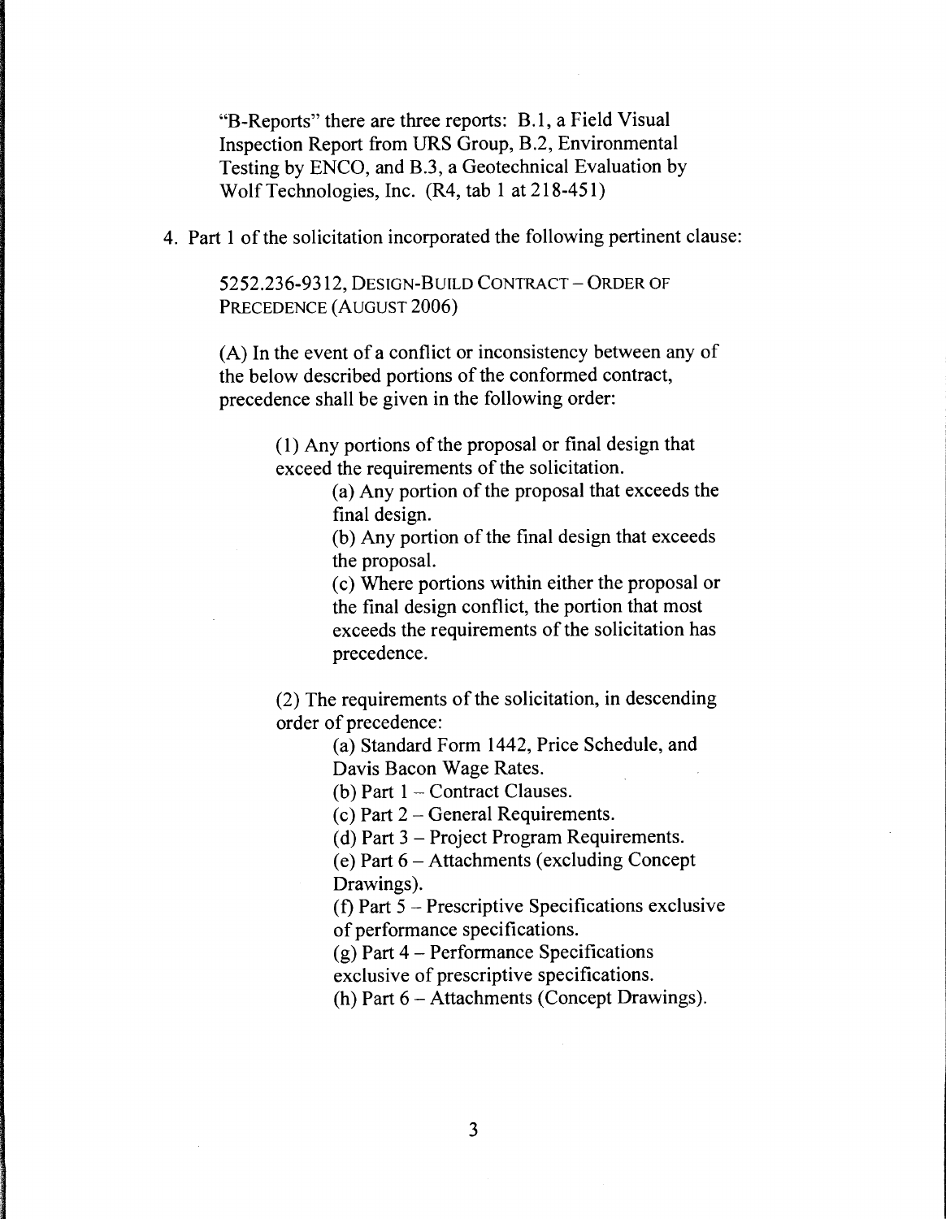"B-Reports" there are three reports: B.1, a Field Visual Inspection Report from URS Group, B.2, Environmental Testing by ENCO, and B.3, a Geotechnical Evaluation by Wolf Technologies, Inc. (R4, tab 1 at 218-451)

4. Part 1 of the solicitation incorporated the following pertinent clause:

   5252.236-9312, DESIGN-BUILD CONTRACT – ORDER OF PRECEDENCE (AUGUST 2006)

   (A) In the event of a conflict or inconsistency between any of the below described portions of the conformed contract, precedence shall be given in the following order:

   (1) Any portions of the proposal or final design that exceed the requirements of the solicitation.

   (a) Any portion of the proposal that exceeds the final design.

   (b) Any portion of the final design that exceeds the proposal.

   (c) Where portions within either the proposal or the final design conflict, the portion that most exceeds the requirements of the solicitation has precedence.

   (2) The requirements of the solicitation, in descending order of precedence:

   (a) Standard Form 1442, Price Schedule, and Davis Bacon Wage Rates.

   (b) Part 1 – Contract Clauses.

   (c) Part 2 – General Requirements.

   (d) Part 3 – Project Program Requirements.

   (e) Part 6 – Attachments (excluding Concept Drawings).

   (f) Part 5 – Prescriptive Specifications exclusive of performance specifications.

   (g) Part 4 – Performance Specifications exclusive of prescriptive specifications.

   (h) Part 6 – Attachments (Concept Drawings).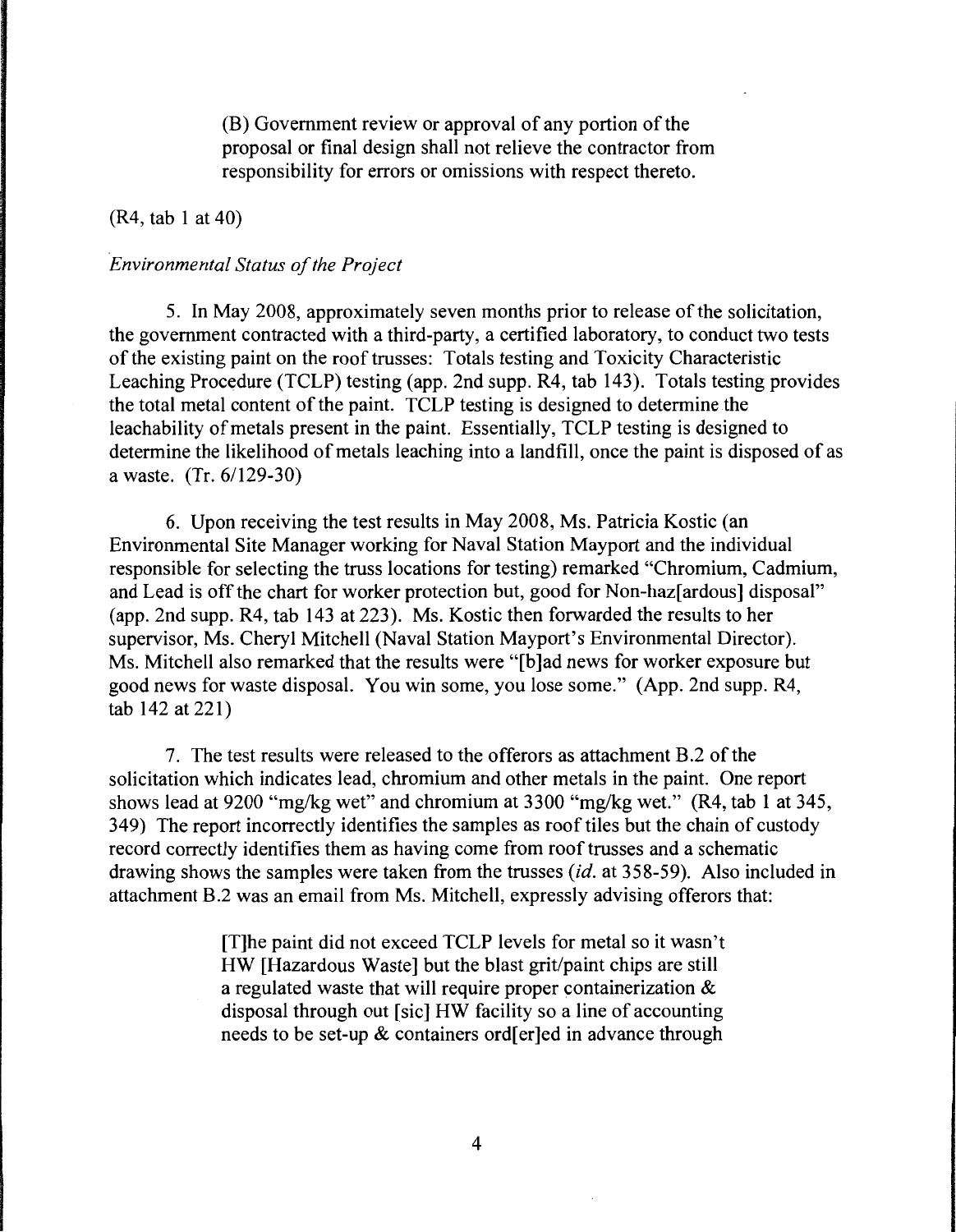> (B) Government review or approval of any portion of the proposal or final design shall not relieve the contractor from responsibility for errors or omissions with respect thereto.

(R4, tab 1 at 40)

*Environmental Status of the Project*

5. In May 2008, approximately seven months prior to release of the solicitation, the government contracted with a third-party, a certified laboratory, to conduct two tests of the existing paint on the roof trusses: Totals testing and Toxicity Characteristic Leaching Procedure (TCLP) testing (app. 2nd supp. R4, tab 143). Totals testing provides the total metal content of the paint. TCLP testing is designed to determine the leachability of metals present in the paint. Essentially, TCLP testing is designed to determine the likelihood of metals leaching into a landfill, once the paint is disposed of as a waste. (Tr. 6/129-30)

6. Upon receiving the test results in May 2008, Ms. Patricia Kostic (an Environmental Site Manager working for Naval Station Mayport and the individual responsible for selecting the truss locations for testing) remarked "Chromium, Cadmium, and Lead is off the chart for worker protection but, good for Non-haz[ardous] disposal" (app. 2nd supp. R4, tab 143 at 223). Ms. Kostic then forwarded the results to her supervisor, Ms. Cheryl Mitchell (Naval Station Mayport's Environmental Director). Ms. Mitchell also remarked that the results were "[b]ad news for worker exposure but good news for waste disposal. You win some, you lose some." (App. 2nd supp. R4, tab 142 at 221)

7. The test results were released to the offerors as attachment B.2 of the solicitation which indicates lead, chromium and other metals in the paint. One report shows lead at 9200 "mg/kg wet" and chromium at 3300 "mg/kg wet." (R4, tab 1 at 345, 349) The report incorrectly identifies the samples as roof tiles but the chain of custody record correctly identifies them as having come from roof trusses and a schematic drawing shows the samples were taken from the trusses (*id.* at 358-59). Also included in attachment B.2 was an email from Ms. Mitchell, expressly advising offerors that:

> [T]he paint did not exceed TCLP levels for metal so it wasn't HW [Hazardous Waste] but the blast grit/paint chips are still a regulated waste that will require proper containerization & disposal through out [sic] HW facility so a line of accounting needs to be set-up & containers ord[er]ed in advance through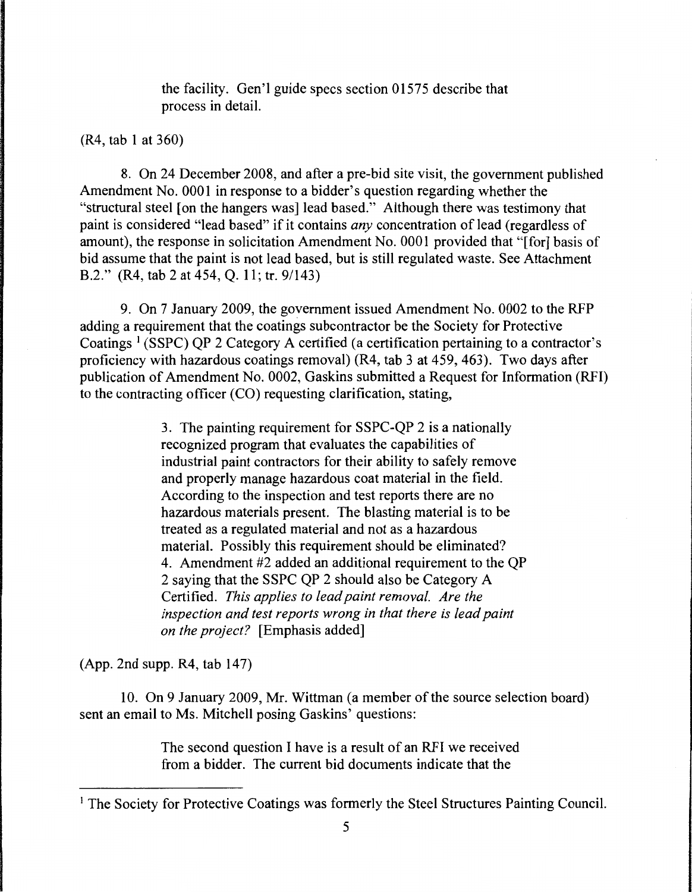the facility. Gen'l guide specs section 01575 describe that process in detail.

(R4, tab 1 at 360)

8. On 24 December 2008, and after a pre-bid site visit, the government published Amendment No. 0001 in response to a bidder's question regarding whether the "structural steel [on the hangers was] lead based." Although there was testimony that paint is considered "lead based" if it contains *any* concentration of lead (regardless of amount), the response in solicitation Amendment No. 0001 provided that "[for] basis of bid assume that the paint is not lead based, but is still regulated waste. See Attachment B.2." (R4, tab 2 at 454, Q. 11; tr. 9/143)

9. On 7 January 2009, the government issued Amendment No. 0002 to the RFP adding a requirement that the coatings subcontractor be the Society for Protective Coatings [1] (SSPC) QP 2 Category A certified (a certification pertaining to a contractor's proficiency with hazardous coatings removal) (R4, tab 3 at 459, 463). Two days after publication of Amendment No. 0002, Gaskins submitted a Request for Information (RFI) to the contracting officer (CO) requesting clarification, stating,

> 3. The painting requirement for SSPC-QP 2 is a nationally recognized program that evaluates the capabilities of industrial paint contractors for their ability to safely remove and properly manage hazardous coat material in the field. According to the inspection and test reports there are no hazardous materials present. The blasting material is to be treated as a regulated material and not as a hazardous material. Possibly this requirement should be eliminated?
> 4. Amendment #2 added an additional requirement to the QP 2 saying that the SSPC QP 2 should also be Category A Certified. *This applies to lead paint removal. Are the inspection and test reports wrong in that there is lead paint on the project?* [Emphasis added]

(App. 2nd supp. R4, tab 147)

10. On 9 January 2009, Mr. Wittman (a member of the source selection board) sent an email to Ms. Mitchell posing Gaskins' questions:

> The second question I have is a result of an RFI we received from a bidder. The current bid documents indicate that the

---

[1] The Society for Protective Coatings was formerly the Steel Structures Painting Council.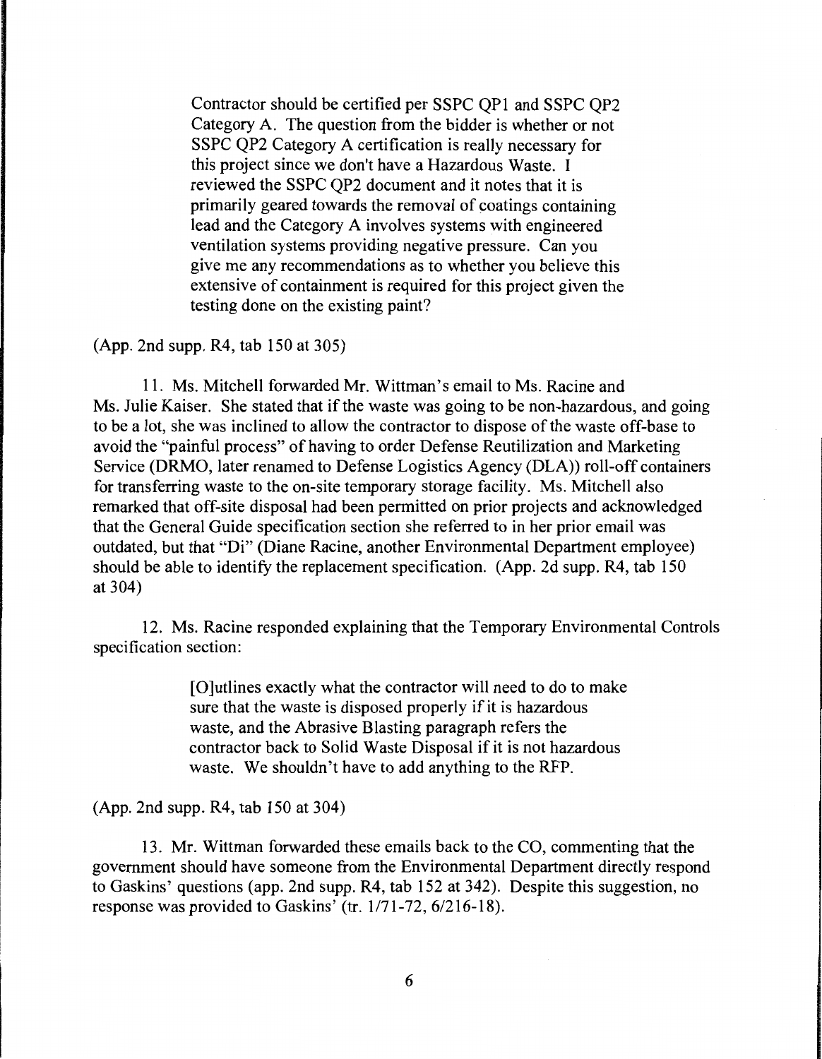> Contractor should be certified per SSPC QP1 and SSPC QP2 Category A. The question from the bidder is whether or not SSPC QP2 Category A certification is really necessary for this project since we don't have a Hazardous Waste. I reviewed the SSPC QP2 document and it notes that it is primarily geared towards the removal of coatings containing lead and the Category A involves systems with engineered ventilation systems providing negative pressure. Can you give me any recommendations as to whether you believe this extensive of containment is required for this project given the testing done on the existing paint?

(App. 2nd supp. R4, tab 150 at 305)

11. Ms. Mitchell forwarded Mr. Wittman's email to Ms. Racine and Ms. Julie Kaiser. She stated that if the waste was going to be non-hazardous, and going to be a lot, she was inclined to allow the contractor to dispose of the waste off-base to avoid the "painful process" of having to order Defense Reutilization and Marketing Service (DRMO, later renamed to Defense Logistics Agency (DLA)) roll-off containers for transferring waste to the on-site temporary storage facility. Ms. Mitchell also remarked that off-site disposal had been permitted on prior projects and acknowledged that the General Guide specification section she referred to in her prior email was outdated, but that "Di" (Diane Racine, another Environmental Department employee) should be able to identify the replacement specification. (App. 2d supp. R4, tab 150 at 304)

12. Ms. Racine responded explaining that the Temporary Environmental Controls specification section:

> [O]utlines exactly what the contractor will need to do to make sure that the waste is disposed properly if it is hazardous waste, and the Abrasive Blasting paragraph refers the contractor back to Solid Waste Disposal if it is not hazardous waste. We shouldn't have to add anything to the RFP.

(App. 2nd supp. R4, tab 150 at 304)

13. Mr. Wittman forwarded these emails back to the CO, commenting that the government should have someone from the Environmental Department directly respond to Gaskins' questions (app. 2nd supp. R4, tab 152 at 342). Despite this suggestion, no response was provided to Gaskins' (tr. 1/71-72, 6/216-18).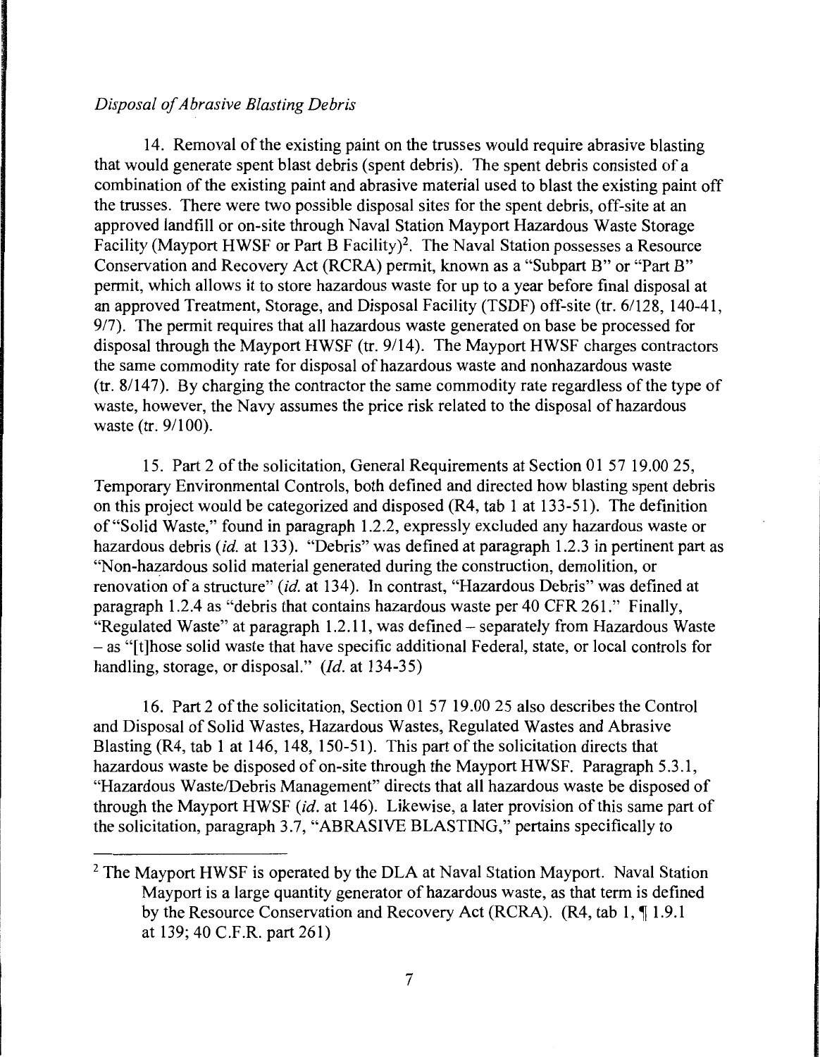*Disposal of Abrasive Blasting Debris*

14. Removal of the existing paint on the trusses would require abrasive blasting that would generate spent blast debris (spent debris). The spent debris consisted of a combination of the existing paint and abrasive material used to blast the existing paint off the trusses. There were two possible disposal sites for the spent debris, off-site at an approved landfill or on-site through Naval Station Mayport Hazardous Waste Storage Facility (Mayport HWSF or Part B Facility)[2]. The Naval Station possesses a Resource Conservation and Recovery Act (RCRA) permit, known as a "Subpart B" or "Part B" permit, which allows it to store hazardous waste for up to a year before final disposal at an approved Treatment, Storage, and Disposal Facility (TSDF) off-site (tr. 6/128, 140-41, 9/7). The permit requires that all hazardous waste generated on base be processed for disposal through the Mayport HWSF (tr. 9/14). The Mayport HWSF charges contractors the same commodity rate for disposal of hazardous waste and nonhazardous waste (tr. 8/147). By charging the contractor the same commodity rate regardless of the type of waste, however, the Navy assumes the price risk related to the disposal of hazardous waste (tr. 9/100).

15. Part 2 of the solicitation, General Requirements at Section 01 57 19.00 25, Temporary Environmental Controls, both defined and directed how blasting spent debris on this project would be categorized and disposed (R4, tab 1 at 133-51). The definition of "Solid Waste," found in paragraph 1.2.2, expressly excluded any hazardous waste or hazardous debris (*id.* at 133). "Debris" was defined at paragraph 1.2.3 in pertinent part as "Non-hazardous solid material generated during the construction, demolition, or renovation of a structure" (*id.* at 134). In contrast, "Hazardous Debris" was defined at paragraph 1.2.4 as "debris that contains hazardous waste per 40 CFR 261." Finally, "Regulated Waste" at paragraph 1.2.11, was defined – separately from Hazardous Waste – as "[t]hose solid waste that have specific additional Federal, state, or local controls for handling, storage, or disposal." (*Id.* at 134-35)

16. Part 2 of the solicitation, Section 01 57 19.00 25 also describes the Control and Disposal of Solid Wastes, Hazardous Wastes, Regulated Wastes and Abrasive Blasting (R4, tab 1 at 146, 148, 150-51). This part of the solicitation directs that hazardous waste be disposed of on-site through the Mayport HWSF. Paragraph 5.3.1, "Hazardous Waste/Debris Management" directs that all hazardous waste be disposed of through the Mayport HWSF (*id.* at 146). Likewise, a later provision of this same part of the solicitation, paragraph 3.7, "ABRASIVE BLASTING," pertains specifically to

[2] The Mayport HWSF is operated by the DLA at Naval Station Mayport. Naval Station Mayport is a large quantity generator of hazardous waste, as that term is defined by the Resource Conservation and Recovery Act (RCRA). (R4, tab 1, ¶ 1.9.1 at 139; 40 C.F.R. part 261)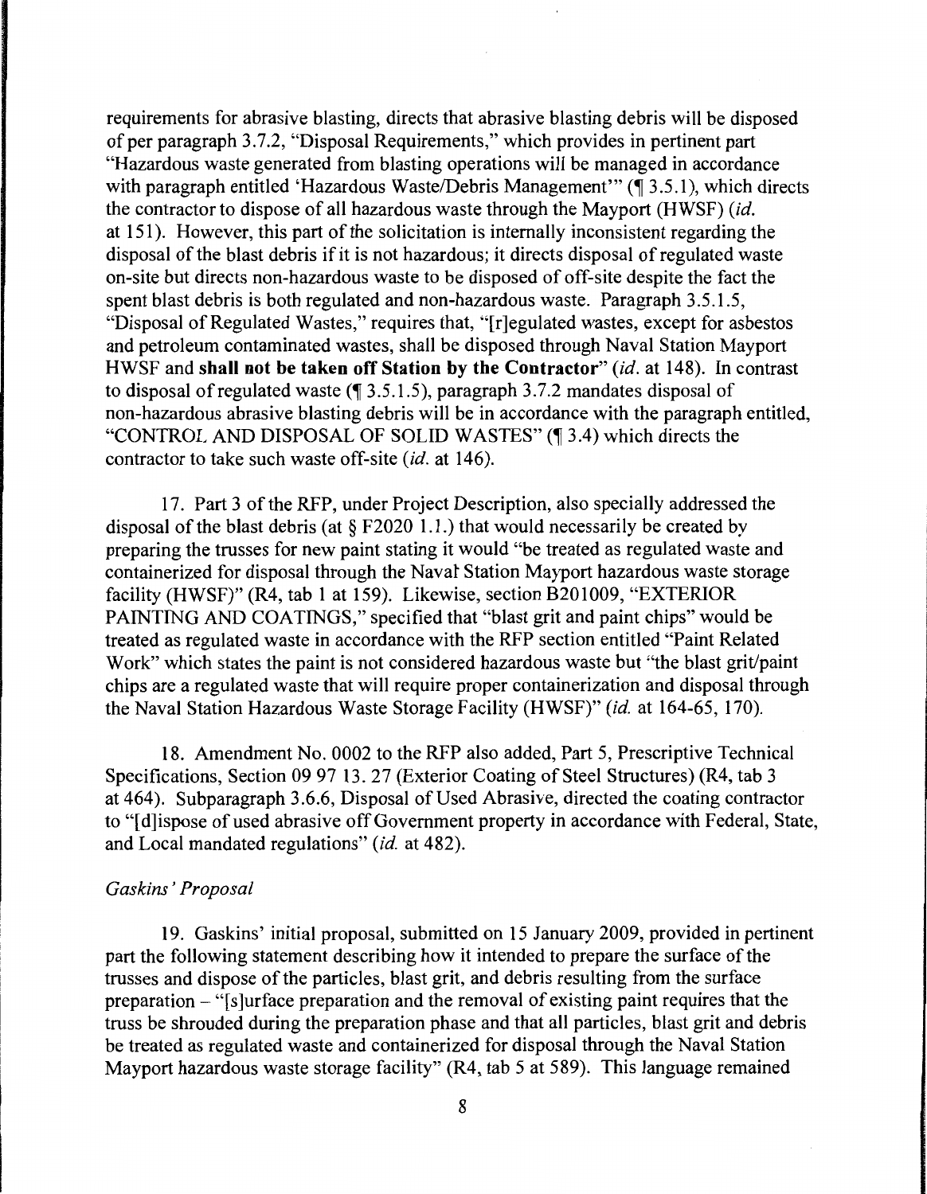requirements for abrasive blasting, directs that abrasive blasting debris will be disposed of per paragraph 3.7.2, "Disposal Requirements," which provides in pertinent part "Hazardous waste generated from blasting operations will be managed in accordance with paragraph entitled 'Hazardous Waste/Debris Management'" (¶ 3.5.1), which directs the contractor to dispose of all hazardous waste through the Mayport (HWSF) (*id.* at 151). However, this part of the solicitation is internally inconsistent regarding the disposal of the blast debris if it is not hazardous; it directs disposal of regulated waste on-site but directs non-hazardous waste to be disposed of off-site despite the fact the spent blast debris is both regulated and non-hazardous waste. Paragraph 3.5.1.5, "Disposal of Regulated Wastes," requires that, "[r]egulated wastes, except for asbestos and petroleum contaminated wastes, shall be disposed through Naval Station Mayport HWSF and **shall not be taken off Station by the Contractor**" (*id.* at 148). In contrast to disposal of regulated waste (¶ 3.5.1.5), paragraph 3.7.2 mandates disposal of non-hazardous abrasive blasting debris will be in accordance with the paragraph entitled, "CONTROL AND DISPOSAL OF SOLID WASTES" (¶ 3.4) which directs the contractor to take such waste off-site (*id.* at 146).

17. Part 3 of the RFP, under Project Description, also specially addressed the disposal of the blast debris (at § F2020 1.1.) that would necessarily be created by preparing the trusses for new paint stating it would "be treated as regulated waste and containerized for disposal through the Naval Station Mayport hazardous waste storage facility (HWSF)" (R4, tab 1 at 159). Likewise, section B201009, "EXTERIOR PAINTING AND COATINGS," specified that "blast grit and paint chips" would be treated as regulated waste in accordance with the RFP section entitled "Paint Related Work" which states the paint is not considered hazardous waste but "the blast grit/paint chips are a regulated waste that will require proper containerization and disposal through the Naval Station Hazardous Waste Storage Facility (HWSF)" (*id.* at 164-65, 170).

18. Amendment No. 0002 to the RFP also added, Part 5, Prescriptive Technical Specifications, Section 09 97 13. 27 (Exterior Coating of Steel Structures) (R4, tab 3 at 464). Subparagraph 3.6.6, Disposal of Used Abrasive, directed the coating contractor to "[d]ispose of used abrasive off Government property in accordance with Federal, State, and Local mandated regulations" (*id.* at 482).

*Gaskins' Proposal*

19. Gaskins' initial proposal, submitted on 15 January 2009, provided in pertinent part the following statement describing how it intended to prepare the surface of the trusses and dispose of the particles, blast grit, and debris resulting from the surface preparation – "[s]urface preparation and the removal of existing paint requires that the truss be shrouded during the preparation phase and that all particles, blast grit and debris be treated as regulated waste and containerized for disposal through the Naval Station Mayport hazardous waste storage facility" (R4, tab 5 at 589). This language remained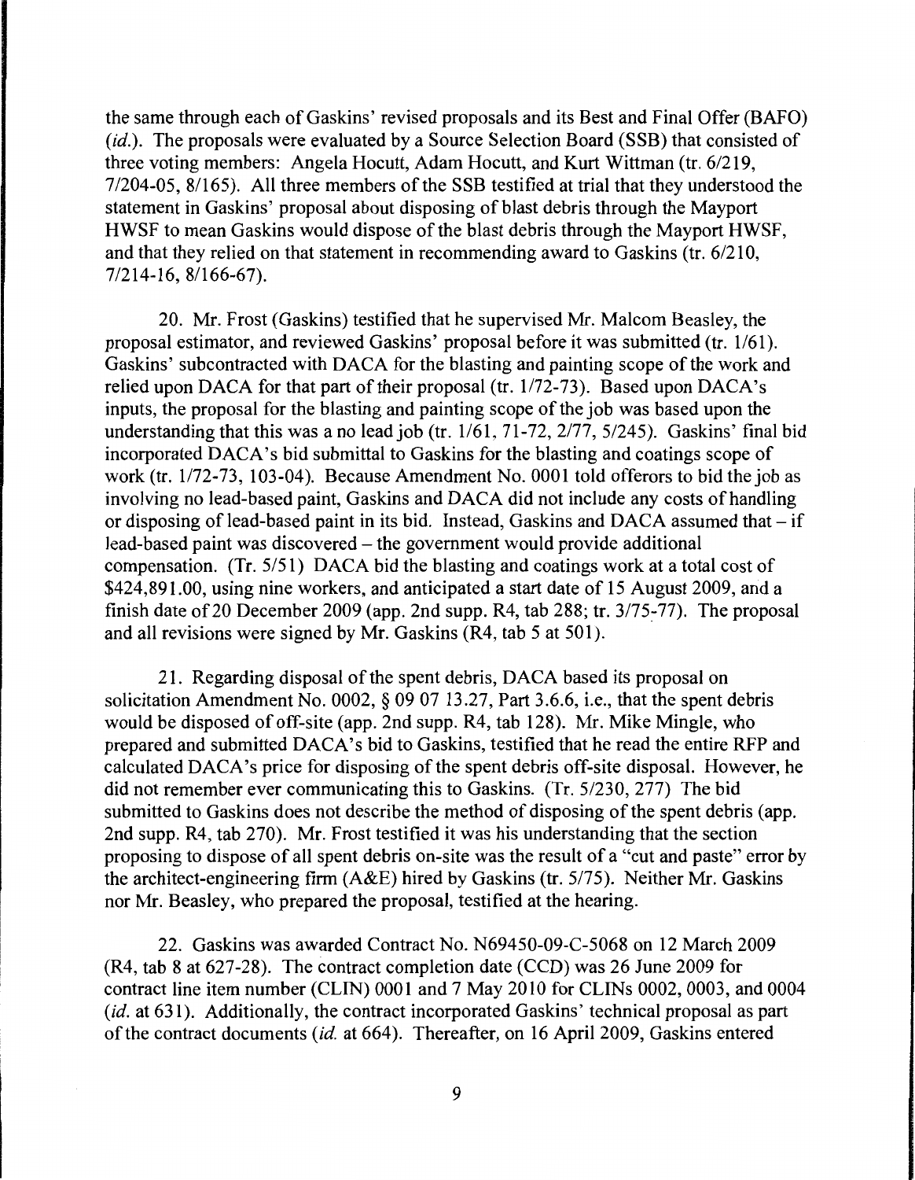the same through each of Gaskins' revised proposals and its Best and Final Offer (BAFO) (*id.*). The proposals were evaluated by a Source Selection Board (SSB) that consisted of three voting members: Angela Hocutt, Adam Hocutt, and Kurt Wittman (tr. 6/219, 7/204-05, 8/165). All three members of the SSB testified at trial that they understood the statement in Gaskins' proposal about disposing of blast debris through the Mayport HWSF to mean Gaskins would dispose of the blast debris through the Mayport HWSF, and that they relied on that statement in recommending award to Gaskins (tr. 6/210, 7/214-16, 8/166-67).

20. Mr. Frost (Gaskins) testified that he supervised Mr. Malcom Beasley, the proposal estimator, and reviewed Gaskins' proposal before it was submitted (tr. 1/61). Gaskins' subcontracted with DACA for the blasting and painting scope of the work and relied upon DACA for that part of their proposal (tr. 1/72-73). Based upon DACA's inputs, the proposal for the blasting and painting scope of the job was based upon the understanding that this was a no lead job (tr. 1/61, 71-72, 2/77, 5/245). Gaskins' final bid incorporated DACA's bid submittal to Gaskins for the blasting and coatings scope of work (tr. 1/72-73, 103-04). Because Amendment No. 0001 told offerors to bid the job as involving no lead-based paint, Gaskins and DACA did not include any costs of handling or disposing of lead-based paint in its bid. Instead, Gaskins and DACA assumed that – if lead-based paint was discovered – the government would provide additional compensation. (Tr. 5/51) DACA bid the blasting and coatings work at a total cost of $424,891.00, using nine workers, and anticipated a start date of 15 August 2009, and a finish date of 20 December 2009 (app. 2nd supp. R4, tab 288; tr. 3/75-77). The proposal and all revisions were signed by Mr. Gaskins (R4, tab 5 at 501).

21. Regarding disposal of the spent debris, DACA based its proposal on solicitation Amendment No. 0002, § 09 07 13.27, Part 3.6.6, i.e., that the spent debris would be disposed of off-site (app. 2nd supp. R4, tab 128). Mr. Mike Mingle, who prepared and submitted DACA's bid to Gaskins, testified that he read the entire RFP and calculated DACA's price for disposing of the spent debris off-site disposal. However, he did not remember ever communicating this to Gaskins. (Tr. 5/230, 277) The bid submitted to Gaskins does not describe the method of disposing of the spent debris (app. 2nd supp. R4, tab 270). Mr. Frost testified it was his understanding that the section proposing to dispose of all spent debris on-site was the result of a "cut and paste" error by the architect-engineering firm (A&E) hired by Gaskins (tr. 5/75). Neither Mr. Gaskins nor Mr. Beasley, who prepared the proposal, testified at the hearing.

22. Gaskins was awarded Contract No. N69450-09-C-5068 on 12 March 2009 (R4, tab 8 at 627-28). The contract completion date (CCD) was 26 June 2009 for contract line item number (CLIN) 0001 and 7 May 2010 for CLINs 0002, 0003, and 0004 (*id.* at 631). Additionally, the contract incorporated Gaskins' technical proposal as part of the contract documents (*id.* at 664). Thereafter, on 16 April 2009, Gaskins entered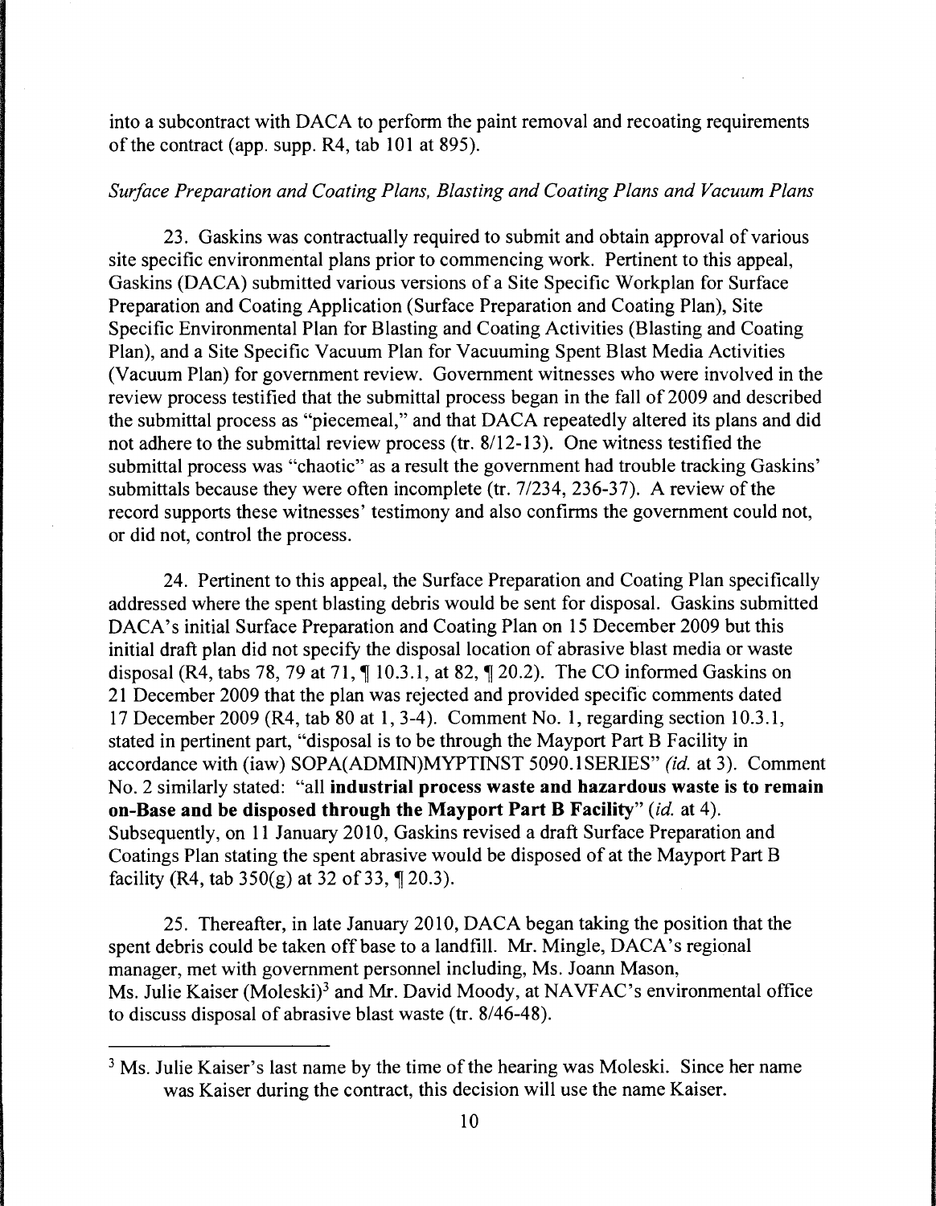into a subcontract with DACA to perform the paint removal and recoating requirements of the contract (app. supp. R4, tab 101 at 895).

*Surface Preparation and Coating Plans, Blasting and Coating Plans and Vacuum Plans*

23. Gaskins was contractually required to submit and obtain approval of various site specific environmental plans prior to commencing work. Pertinent to this appeal, Gaskins (DACA) submitted various versions of a Site Specific Workplan for Surface Preparation and Coating Application (Surface Preparation and Coating Plan), Site Specific Environmental Plan for Blasting and Coating Activities (Blasting and Coating Plan), and a Site Specific Vacuum Plan for Vacuuming Spent Blast Media Activities (Vacuum Plan) for government review. Government witnesses who were involved in the review process testified that the submittal process began in the fall of 2009 and described the submittal process as "piecemeal," and that DACA repeatedly altered its plans and did not adhere to the submittal review process (tr. 8/12-13). One witness testified the submittal process was "chaotic" as a result the government had trouble tracking Gaskins' submittals because they were often incomplete (tr. 7/234, 236-37). A review of the record supports these witnesses' testimony and also confirms the government could not, or did not, control the process.

24. Pertinent to this appeal, the Surface Preparation and Coating Plan specifically addressed where the spent blasting debris would be sent for disposal. Gaskins submitted DACA's initial Surface Preparation and Coating Plan on 15 December 2009 but this initial draft plan did not specify the disposal location of abrasive blast media or waste disposal (R4, tabs 78, 79 at 71, ¶ 10.3.1, at 82, ¶ 20.2). The CO informed Gaskins on 21 December 2009 that the plan was rejected and provided specific comments dated 17 December 2009 (R4, tab 80 at 1, 3-4). Comment No. 1, regarding section 10.3.1, stated in pertinent part, "disposal is to be through the Mayport Part B Facility in accordance with (iaw) SOPA(ADMIN)MYPTINST 5090.1SERIES" *(id.* at 3). Comment No. 2 similarly stated: "all **industrial process waste and hazardous waste is to remain on-Base and be disposed through the Mayport Part B Facility**" (*id.* at 4). Subsequently, on 11 January 2010, Gaskins revised a draft Surface Preparation and Coatings Plan stating the spent abrasive would be disposed of at the Mayport Part B facility (R4, tab 350(g) at 32 of 33, ¶ 20.3).

25. Thereafter, in late January 2010, DACA began taking the position that the spent debris could be taken off base to a landfill. Mr. Mingle, DACA's regional manager, met with government personnel including, Ms. Joann Mason, Ms. Julie Kaiser (Moleski)[3] and Mr. David Moody, at NAVFAC's environmental office to discuss disposal of abrasive blast waste (tr. 8/46-48).

[3] Ms. Julie Kaiser's last name by the time of the hearing was Moleski. Since her name was Kaiser during the contract, this decision will use the name Kaiser.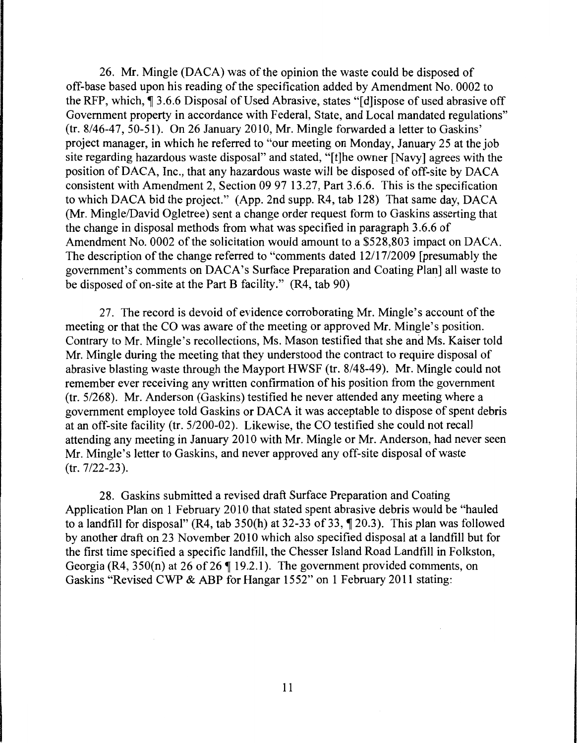26. Mr. Mingle (DACA) was of the opinion the waste could be disposed of off-base based upon his reading of the specification added by Amendment No. 0002 to the RFP, which, ¶ 3.6.6 Disposal of Used Abrasive, states "[d]ispose of used abrasive off Government property in accordance with Federal, State, and Local mandated regulations" (tr. 8/46-47, 50-51). On 26 January 2010, Mr. Mingle forwarded a letter to Gaskins' project manager, in which he referred to "our meeting on Monday, January 25 at the job site regarding hazardous waste disposal" and stated, "[t]he owner [Navy] agrees with the position of DACA, Inc., that any hazardous waste will be disposed of off-site by DACA consistent with Amendment 2, Section 09 97 13.27, Part 3.6.6. This is the specification to which DACA bid the project." (App. 2nd supp. R4, tab 128) That same day, DACA (Mr. Mingle/David Ogletree) sent a change order request form to Gaskins asserting that the change in disposal methods from what was specified in paragraph 3.6.6 of Amendment No. 0002 of the solicitation would amount to a $528,803 impact on DACA. The description of the change referred to "comments dated 12/17/2009 [presumably the government's comments on DACA's Surface Preparation and Coating Plan] all waste to be disposed of on-site at the Part B facility." (R4, tab 90)

27. The record is devoid of evidence corroborating Mr. Mingle's account of the meeting or that the CO was aware of the meeting or approved Mr. Mingle's position. Contrary to Mr. Mingle's recollections, Ms. Mason testified that she and Ms. Kaiser told Mr. Mingle during the meeting that they understood the contract to require disposal of abrasive blasting waste through the Mayport HWSF (tr. 8/48-49). Mr. Mingle could not remember ever receiving any written confirmation of his position from the government (tr. 5/268). Mr. Anderson (Gaskins) testified he never attended any meeting where a government employee told Gaskins or DACA it was acceptable to dispose of spent debris at an off-site facility (tr. 5/200-02). Likewise, the CO testified she could not recall attending any meeting in January 2010 with Mr. Mingle or Mr. Anderson, had never seen Mr. Mingle's letter to Gaskins, and never approved any off-site disposal of waste (tr. 7/22-23).

28. Gaskins submitted a revised draft Surface Preparation and Coating Application Plan on 1 February 2010 that stated spent abrasive debris would be "hauled to a landfill for disposal" (R4, tab 350(h) at 32-33 of 33, ¶ 20.3). This plan was followed by another draft on 23 November 2010 which also specified disposal at a landfill but for the first time specified a specific landfill, the Chesser Island Road Landfill in Folkston, Georgia (R4, 350(n) at 26 of 26 ¶ 19.2.1). The government provided comments, on Gaskins "Revised CWP & ABP for Hangar 1552" on 1 February 2011 stating: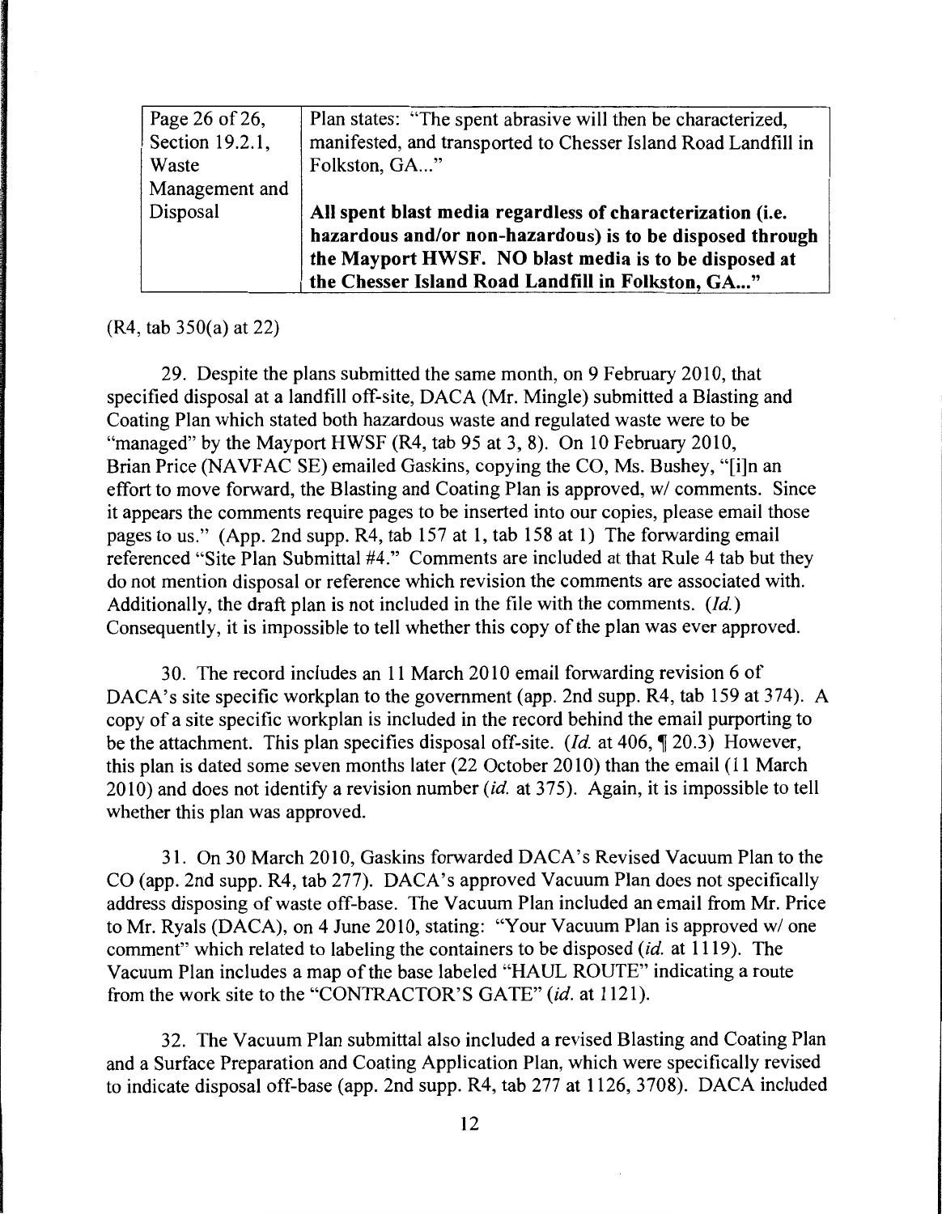| | |
|---|---|
| Page 26 of 26, Section 19.2.1, Waste Management and Disposal | Plan states: "The spent abrasive will then be characterized, manifested, and transported to Chesser Island Road Landfill in Folkston, GA..."<br><br>**All spent blast media regardless of characterization (i.e. hazardous and/or non-hazardous) is to be disposed through the Mayport HWSF. NO blast media is to be disposed at the Chesser Island Road Landfill in Folkston, GA..."** |

(R4, tab 350(a) at 22)

29. Despite the plans submitted the same month, on 9 February 2010, that specified disposal at a landfill off-site, DACA (Mr. Mingle) submitted a Blasting and Coating Plan which stated both hazardous waste and regulated waste were to be "managed" by the Mayport HWSF (R4, tab 95 at 3, 8). On 10 February 2010, Brian Price (NAVFAC SE) emailed Gaskins, copying the CO, Ms. Bushey, "[i]n an effort to move forward, the Blasting and Coating Plan is approved, w/ comments. Since it appears the comments require pages to be inserted into our copies, please email those pages to us." (App. 2nd supp. R4, tab 157 at 1, tab 158 at 1) The forwarding email referenced "Site Plan Submittal #4." Comments are included at that Rule 4 tab but they do not mention disposal or reference which revision the comments are associated with. Additionally, the draft plan is not included in the file with the comments. (*Id.*) Consequently, it is impossible to tell whether this copy of the plan was ever approved.

30. The record includes an 11 March 2010 email forwarding revision 6 of DACA's site specific workplan to the government (app. 2nd supp. R4, tab 159 at 374). A copy of a site specific workplan is included in the record behind the email purporting to be the attachment. This plan specifies disposal off-site. (*Id.* at 406, ¶ 20.3) However, this plan is dated some seven months later (22 October 2010) than the email (11 March 2010) and does not identify a revision number (*id.* at 375). Again, it is impossible to tell whether this plan was approved.

31. On 30 March 2010, Gaskins forwarded DACA's Revised Vacuum Plan to the CO (app. 2nd supp. R4, tab 277). DACA's approved Vacuum Plan does not specifically address disposing of waste off-base. The Vacuum Plan included an email from Mr. Price to Mr. Ryals (DACA), on 4 June 2010, stating: "Your Vacuum Plan is approved w/ one comment" which related to labeling the containers to be disposed (*id.* at 1119). The Vacuum Plan includes a map of the base labeled "HAUL ROUTE" indicating a route from the work site to the "CONTRACTOR'S GATE" (*id.* at 1121).

32. The Vacuum Plan submittal also included a revised Blasting and Coating Plan and a Surface Preparation and Coating Application Plan, which were specifically revised to indicate disposal off-base (app. 2nd supp. R4, tab 277 at 1126, 3708). DACA included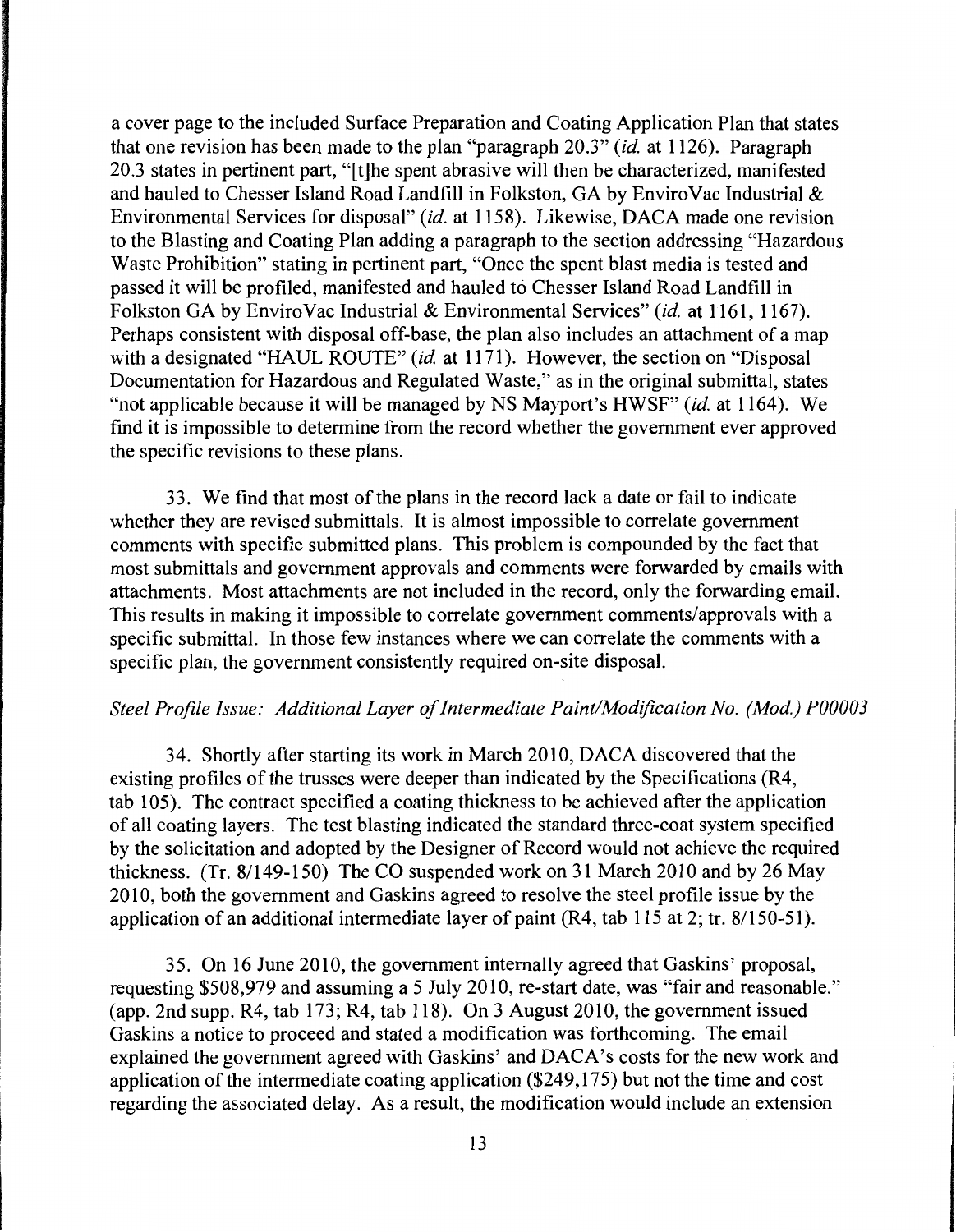a cover page to the included Surface Preparation and Coating Application Plan that states that one revision has been made to the plan "paragraph 20.3" (*id.* at 1126). Paragraph 20.3 states in pertinent part, "[t]he spent abrasive will then be characterized, manifested and hauled to Chesser Island Road Landfill in Folkston, GA by EnviroVac Industrial & Environmental Services for disposal" (*id.* at 1158). Likewise, DACA made one revision to the Blasting and Coating Plan adding a paragraph to the section addressing "Hazardous Waste Prohibition" stating in pertinent part, "Once the spent blast media is tested and passed it will be profiled, manifested and hauled to Chesser Island Road Landfill in Folkston GA by EnviroVac Industrial & Environmental Services" (*id.* at 1161, 1167). Perhaps consistent with disposal off-base, the plan also includes an attachment of a map with a designated "HAUL ROUTE" (*id.* at 1171). However, the section on "Disposal Documentation for Hazardous and Regulated Waste," as in the original submittal, states "not applicable because it will be managed by NS Mayport's HWSF" (*id.* at 1164). We find it is impossible to determine from the record whether the government ever approved the specific revisions to these plans.

33. We find that most of the plans in the record lack a date or fail to indicate whether they are revised submittals. It is almost impossible to correlate government comments with specific submitted plans. This problem is compounded by the fact that most submittals and government approvals and comments were forwarded by emails with attachments. Most attachments are not included in the record, only the forwarding email. This results in making it impossible to correlate government comments/approvals with a specific submittal. In those few instances where we can correlate the comments with a specific plan, the government consistently required on-site disposal.

*Steel Profile Issue: Additional Layer of Intermediate Paint/Modification No. (Mod.) P00003*

34. Shortly after starting its work in March 2010, DACA discovered that the existing profiles of the trusses were deeper than indicated by the Specifications (R4, tab 105). The contract specified a coating thickness to be achieved after the application of all coating layers. The test blasting indicated the standard three-coat system specified by the solicitation and adopted by the Designer of Record would not achieve the required thickness. (Tr. 8/149-150) The CO suspended work on 31 March 2010 and by 26 May 2010, both the government and Gaskins agreed to resolve the steel profile issue by the application of an additional intermediate layer of paint (R4, tab 115 at 2; tr. 8/150-51).

35. On 16 June 2010, the government internally agreed that Gaskins' proposal, requesting $508,979 and assuming a 5 July 2010, re-start date, was "fair and reasonable." (app. 2nd supp. R4, tab 173; R4, tab 118). On 3 August 2010, the government issued Gaskins a notice to proceed and stated a modification was forthcoming. The email explained the government agreed with Gaskins' and DACA's costs for the new work and application of the intermediate coating application ($249,175) but not the time and cost regarding the associated delay. As a result, the modification would include an extension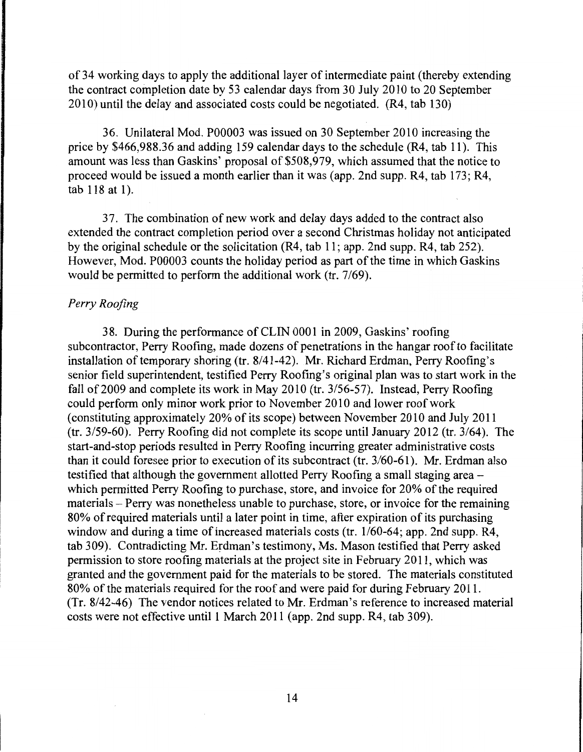of 34 working days to apply the additional layer of intermediate paint (thereby extending the contract completion date by 53 calendar days from 30 July 2010 to 20 September 2010) until the delay and associated costs could be negotiated. (R4, tab 130)

36. Unilateral Mod. P00003 was issued on 30 September 2010 increasing the price by $466,988.36 and adding 159 calendar days to the schedule (R4, tab 11). This amount was less than Gaskins' proposal of $508,979, which assumed that the notice to proceed would be issued a month earlier than it was (app. 2nd supp. R4, tab 173; R4, tab 118 at 1).

37. The combination of new work and delay days added to the contract also extended the contract completion period over a second Christmas holiday not anticipated by the original schedule or the solicitation (R4, tab 11; app. 2nd supp. R4, tab 252). However, Mod. P00003 counts the holiday period as part of the time in which Gaskins would be permitted to perform the additional work (tr. 7/69).

*Perry Roofing*

38. During the performance of CLIN 0001 in 2009, Gaskins' roofing subcontractor, Perry Roofing, made dozens of penetrations in the hangar roof to facilitate installation of temporary shoring (tr. 8/41-42). Mr. Richard Erdman, Perry Roofing's senior field superintendent, testified Perry Roofing's original plan was to start work in the fall of 2009 and complete its work in May 2010 (tr. 3/56-57). Instead, Perry Roofing could perform only minor work prior to November 2010 and lower roof work (constituting approximately 20% of its scope) between November 2010 and July 2011 (tr. 3/59-60). Perry Roofing did not complete its scope until January 2012 (tr. 3/64). The start-and-stop periods resulted in Perry Roofing incurring greater administrative costs than it could foresee prior to execution of its subcontract (tr. 3/60-61). Mr. Erdman also testified that although the government allotted Perry Roofing a small staging area – which permitted Perry Roofing to purchase, store, and invoice for 20% of the required materials – Perry was nonetheless unable to purchase, store, or invoice for the remaining 80% of required materials until a later point in time, after expiration of its purchasing window and during a time of increased materials costs (tr. 1/60-64; app. 2nd supp. R4, tab 309). Contradicting Mr. Erdman's testimony, Ms. Mason testified that Perry asked permission to store roofing materials at the project site in February 2011, which was granted and the government paid for the materials to be stored. The materials constituted 80% of the materials required for the roof and were paid for during February 2011. (Tr. 8/42-46) The vendor notices related to Mr. Erdman's reference to increased material costs were not effective until 1 March 2011 (app. 2nd supp. R4, tab 309).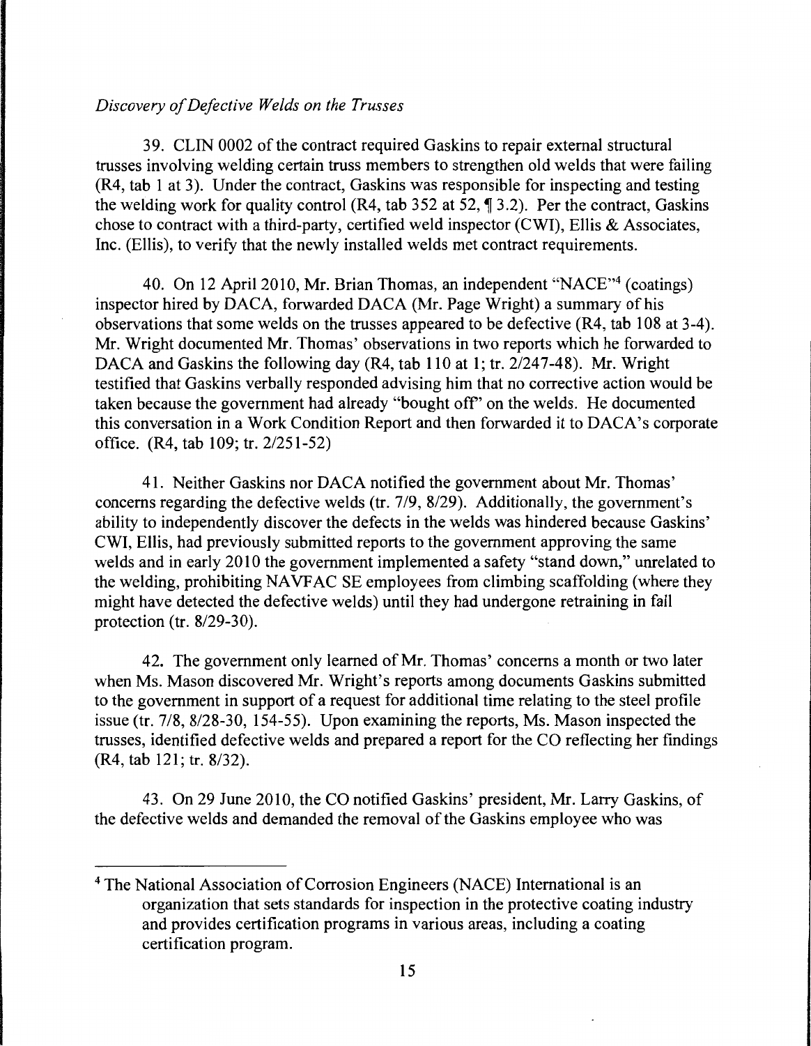*Discovery of Defective Welds on the Trusses*

39. CLIN 0002 of the contract required Gaskins to repair external structural trusses involving welding certain truss members to strengthen old welds that were failing (R4, tab 1 at 3). Under the contract, Gaskins was responsible for inspecting and testing the welding work for quality control (R4, tab 352 at 52, ¶ 3.2). Per the contract, Gaskins chose to contract with a third-party, certified weld inspector (CWI), Ellis & Associates, Inc. (Ellis), to verify that the newly installed welds met contract requirements.

40. On 12 April 2010, Mr. Brian Thomas, an independent "NACE"[4] (coatings) inspector hired by DACA, forwarded DACA (Mr. Page Wright) a summary of his observations that some welds on the trusses appeared to be defective (R4, tab 108 at 3-4). Mr. Wright documented Mr. Thomas' observations in two reports which he forwarded to DACA and Gaskins the following day (R4, tab 110 at 1; tr. 2/247-48). Mr. Wright testified that Gaskins verbally responded advising him that no corrective action would be taken because the government had already "bought off" on the welds. He documented this conversation in a Work Condition Report and then forwarded it to DACA's corporate office. (R4, tab 109; tr. 2/251-52)

41. Neither Gaskins nor DACA notified the government about Mr. Thomas' concerns regarding the defective welds (tr. 7/9, 8/29). Additionally, the government's ability to independently discover the defects in the welds was hindered because Gaskins' CWI, Ellis, had previously submitted reports to the government approving the same welds and in early 2010 the government implemented a safety "stand down," unrelated to the welding, prohibiting NAVFAC SE employees from climbing scaffolding (where they might have detected the defective welds) until they had undergone retraining in fall protection (tr. 8/29-30).

42. The government only learned of Mr. Thomas' concerns a month or two later when Ms. Mason discovered Mr. Wright's reports among documents Gaskins submitted to the government in support of a request for additional time relating to the steel profile issue (tr. 7/8, 8/28-30, 154-55). Upon examining the reports, Ms. Mason inspected the trusses, identified defective welds and prepared a report for the CO reflecting her findings (R4, tab 121; tr. 8/32).

43. On 29 June 2010, the CO notified Gaskins' president, Mr. Larry Gaskins, of the defective welds and demanded the removal of the Gaskins employee who was

---

[4] The National Association of Corrosion Engineers (NACE) International is an organization that sets standards for inspection in the protective coating industry and provides certification programs in various areas, including a coating certification program.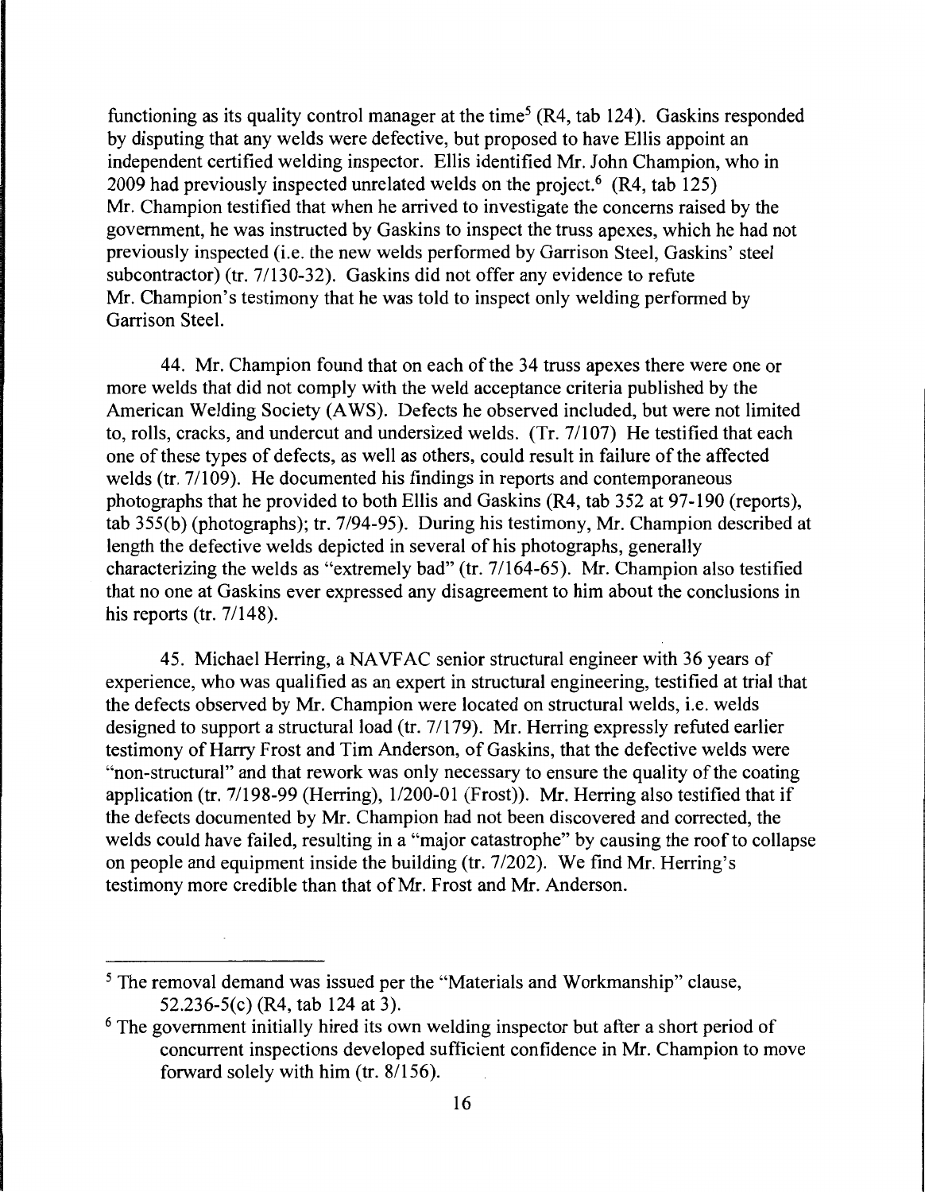functioning as its quality control manager at the time[5] (R4, tab 124). Gaskins responded by disputing that any welds were defective, but proposed to have Ellis appoint an independent certified welding inspector. Ellis identified Mr. John Champion, who in 2009 had previously inspected unrelated welds on the project.[6] (R4, tab 125) Mr. Champion testified that when he arrived to investigate the concerns raised by the government, he was instructed by Gaskins to inspect the truss apexes, which he had not previously inspected (i.e. the new welds performed by Garrison Steel, Gaskins' steel subcontractor) (tr. 7/130-32). Gaskins did not offer any evidence to refute Mr. Champion's testimony that he was told to inspect only welding performed by Garrison Steel.

44. Mr. Champion found that on each of the 34 truss apexes there were one or more welds that did not comply with the weld acceptance criteria published by the American Welding Society (AWS). Defects he observed included, but were not limited to, rolls, cracks, and undercut and undersized welds. (Tr. 7/107) He testified that each one of these types of defects, as well as others, could result in failure of the affected welds (tr. 7/109). He documented his findings in reports and contemporaneous photographs that he provided to both Ellis and Gaskins (R4, tab 352 at 97-190 (reports), tab 355(b) (photographs); tr. 7/94-95). During his testimony, Mr. Champion described at length the defective welds depicted in several of his photographs, generally characterizing the welds as "extremely bad" (tr. 7/164-65). Mr. Champion also testified that no one at Gaskins ever expressed any disagreement to him about the conclusions in his reports (tr. 7/148).

45. Michael Herring, a NAVFAC senior structural engineer with 36 years of experience, who was qualified as an expert in structural engineering, testified at trial that the defects observed by Mr. Champion were located on structural welds, i.e. welds designed to support a structural load (tr. 7/179). Mr. Herring expressly refuted earlier testimony of Harry Frost and Tim Anderson, of Gaskins, that the defective welds were "non-structural" and that rework was only necessary to ensure the quality of the coating application (tr. 7/198-99 (Herring), 1/200-01 (Frost)). Mr. Herring also testified that if the defects documented by Mr. Champion had not been discovered and corrected, the welds could have failed, resulting in a "major catastrophe" by causing the roof to collapse on people and equipment inside the building (tr. 7/202). We find Mr. Herring's testimony more credible than that of Mr. Frost and Mr. Anderson.

---

[5] The removal demand was issued per the "Materials and Workmanship" clause, 52.236-5(c) (R4, tab 124 at 3).

[6] The government initially hired its own welding inspector but after a short period of concurrent inspections developed sufficient confidence in Mr. Champion to move forward solely with him (tr. 8/156).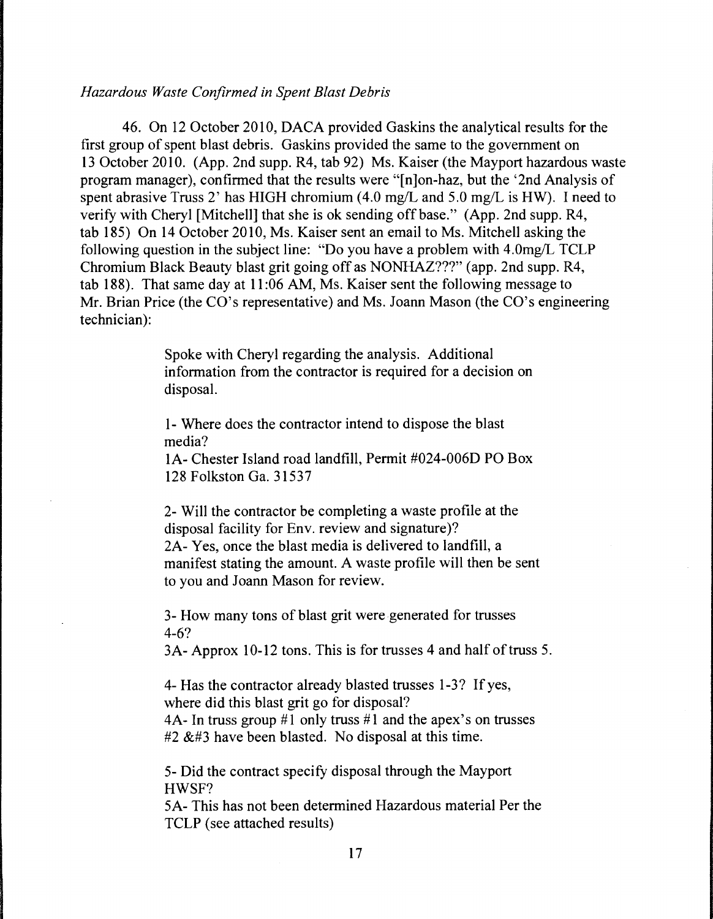*Hazardous Waste Confirmed in Spent Blast Debris*

46. On 12 October 2010, DACA provided Gaskins the analytical results for the first group of spent blast debris. Gaskins provided the same to the government on 13 October 2010. (App. 2nd supp. R4, tab 92) Ms. Kaiser (the Mayport hazardous waste program manager), confirmed that the results were "[n]on-haz, but the '2nd Analysis of spent abrasive Truss 2' has HIGH chromium (4.0 mg/L and 5.0 mg/L is HW). I need to verify with Cheryl [Mitchell] that she is ok sending off base." (App. 2nd supp. R4, tab 185) On 14 October 2010, Ms. Kaiser sent an email to Ms. Mitchell asking the following question in the subject line: "Do you have a problem with 4.0mg/L TCLP Chromium Black Beauty blast grit going off as NONHAZ???" (app. 2nd supp. R4, tab 188). That same day at 11:06 AM, Ms. Kaiser sent the following message to Mr. Brian Price (the CO's representative) and Ms. Joann Mason (the CO's engineering technician):

> Spoke with Cheryl regarding the analysis. Additional information from the contractor is required for a decision on disposal.
>
> 1- Where does the contractor intend to dispose the blast media?
> 1A- Chester Island road landfill, Permit #024-006D PO Box 128 Folkston Ga. 31537
>
> 2- Will the contractor be completing a waste profile at the disposal facility for Env. review and signature)?
> 2A- Yes, once the blast media is delivered to landfill, a manifest stating the amount. A waste profile will then be sent to you and Joann Mason for review.
>
> 3- How many tons of blast grit were generated for trusses 4-6?
> 3A- Approx 10-12 tons. This is for trusses 4 and half of truss 5.
>
> 4- Has the contractor already blasted trusses 1-3? If yes, where did this blast grit go for disposal?
> 4A- In truss group #1 only truss #1 and the apex's on trusses #2 &#3 have been blasted. No disposal at this time.
>
> 5- Did the contract specify disposal through the Mayport HWSF?
> 5A- This has not been determined Hazardous material Per the TCLP (see attached results)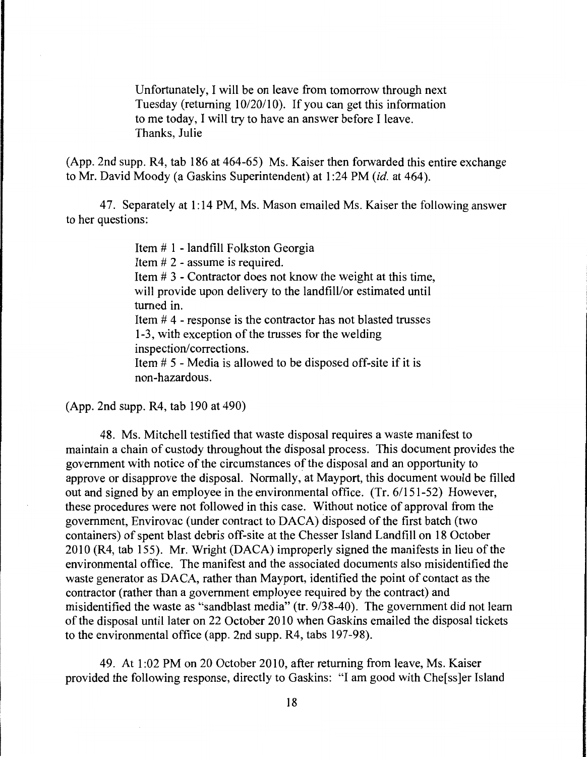> Unfortunately, I will be on leave from tomorrow through next Tuesday (returning 10/20/10). If you can get this information to me today, I will try to have an answer before I leave.
> Thanks, Julie

(App. 2nd supp. R4, tab 186 at 464-65) Ms. Kaiser then forwarded this entire exchange to Mr. David Moody (a Gaskins Superintendent) at 1:24 PM (*id.* at 464).

47. Separately at 1:14 PM, Ms. Mason emailed Ms. Kaiser the following answer to her questions:

> Item # 1 - landfill Folkston Georgia
> Item # 2 - assume is required.
> Item # 3 - Contractor does not know the weight at this time, will provide upon delivery to the landfill/or estimated until turned in.
> Item # 4 - response is the contractor has not blasted trusses 1-3, with exception of the trusses for the welding inspection/corrections.
> Item # 5 - Media is allowed to be disposed off-site if it is non-hazardous.

(App. 2nd supp. R4, tab 190 at 490)

48. Ms. Mitchell testified that waste disposal requires a waste manifest to maintain a chain of custody throughout the disposal process. This document provides the government with notice of the circumstances of the disposal and an opportunity to approve or disapprove the disposal. Normally, at Mayport, this document would be filled out and signed by an employee in the environmental office. (Tr. 6/151-52) However, these procedures were not followed in this case. Without notice of approval from the government, Envirovac (under contract to DACA) disposed of the first batch (two containers) of spent blast debris off-site at the Chesser Island Landfill on 18 October 2010 (R4, tab 155). Mr. Wright (DACA) improperly signed the manifests in lieu of the environmental office. The manifest and the associated documents also misidentified the waste generator as DACA, rather than Mayport, identified the point of contact as the contractor (rather than a government employee required by the contract) and misidentified the waste as "sandblast media" (tr. 9/38-40). The government did not learn of the disposal until later on 22 October 2010 when Gaskins emailed the disposal tickets to the environmental office (app. 2nd supp. R4, tabs 197-98).

49. At 1:02 PM on 20 October 2010, after returning from leave, Ms. Kaiser provided the following response, directly to Gaskins: "I am good with Che[ss]er Island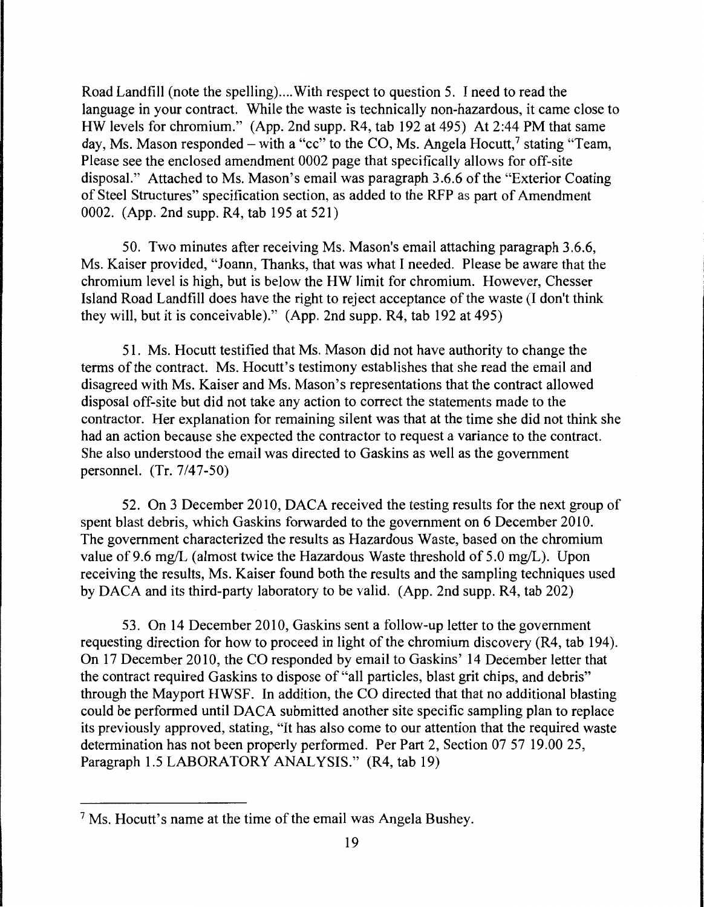Road Landfill (note the spelling)....With respect to question 5. I need to read the language in your contract. While the waste is technically non-hazardous, it came close to HW levels for chromium." (App. 2nd supp. R4, tab 192 at 495) At 2:44 PM that same day, Ms. Mason responded – with a "cc" to the CO, Ms. Angela Hocutt,[7] stating "Team, Please see the enclosed amendment 0002 page that specifically allows for off-site disposal." Attached to Ms. Mason's email was paragraph 3.6.6 of the "Exterior Coating of Steel Structures" specification section, as added to the RFP as part of Amendment 0002. (App. 2nd supp. R4, tab 195 at 521)

50. Two minutes after receiving Ms. Mason's email attaching paragraph 3.6.6, Ms. Kaiser provided, "Joann, Thanks, that was what I needed. Please be aware that the chromium level is high, but is below the HW limit for chromium. However, Chesser Island Road Landfill does have the right to reject acceptance of the waste (I don't think they will, but it is conceivable)." (App. 2nd supp. R4, tab 192 at 495)

51. Ms. Hocutt testified that Ms. Mason did not have authority to change the terms of the contract. Ms. Hocutt's testimony establishes that she read the email and disagreed with Ms. Kaiser and Ms. Mason's representations that the contract allowed disposal off-site but did not take any action to correct the statements made to the contractor. Her explanation for remaining silent was that at the time she did not think she had an action because she expected the contractor to request a variance to the contract. She also understood the email was directed to Gaskins as well as the government personnel. (Tr. 7/47-50)

52. On 3 December 2010, DACA received the testing results for the next group of spent blast debris, which Gaskins forwarded to the government on 6 December 2010. The government characterized the results as Hazardous Waste, based on the chromium value of 9.6 mg/L (almost twice the Hazardous Waste threshold of 5.0 mg/L). Upon receiving the results, Ms. Kaiser found both the results and the sampling techniques used by DACA and its third-party laboratory to be valid. (App. 2nd supp. R4, tab 202)

53. On 14 December 2010, Gaskins sent a follow-up letter to the government requesting direction for how to proceed in light of the chromium discovery (R4, tab 194). On 17 December 2010, the CO responded by email to Gaskins' 14 December letter that the contract required Gaskins to dispose of "all particles, blast grit chips, and debris" through the Mayport HWSF. In addition, the CO directed that that no additional blasting could be performed until DACA submitted another site specific sampling plan to replace its previously approved, stating, "It has also come to our attention that the required waste determination has not been properly performed. Per Part 2, Section 07 57 19.00 25, Paragraph 1.5 LABORATORY ANALYSIS." (R4, tab 19)

---

[7] Ms. Hocutt's name at the time of the email was Angela Bushey.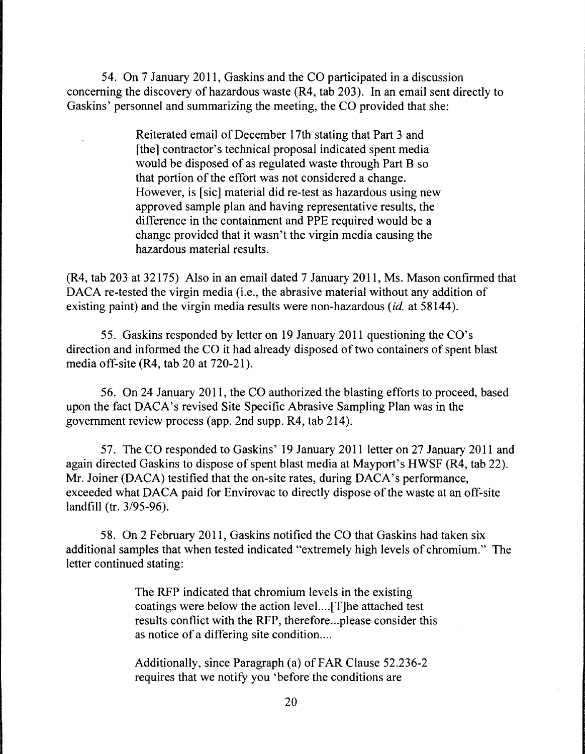54. On 7 January 2011, Gaskins and the CO participated in a discussion concerning the discovery of hazardous waste (R4, tab 203). In an email sent directly to Gaskins' personnel and summarizing the meeting, the CO provided that she:

> Reiterated email of December 17th stating that Part 3 and [the] contractor's technical proposal indicated spent media would be disposed of as regulated waste through Part B so that portion of the effort was not considered a change. However, is [sic] material did re-test as hazardous using new approved sample plan and having representative results, the difference in the containment and PPE required would be a change provided that it wasn't the virgin media causing the hazardous material results.

(R4, tab 203 at 32175) Also in an email dated 7 January 2011, Ms. Mason confirmed that DACA re-tested the virgin media (i.e., the abrasive material without any addition of existing paint) and the virgin media results were non-hazardous (*id.* at 58144).

55. Gaskins responded by letter on 19 January 2011 questioning the CO's direction and informed the CO it had already disposed of two containers of spent blast media off-site (R4, tab 20 at 720-21).

56. On 24 January 2011, the CO authorized the blasting efforts to proceed, based upon the fact DACA's revised Site Specific Abrasive Sampling Plan was in the government review process (app. 2nd supp. R4, tab 214).

57. The CO responded to Gaskins' 19 January 2011 letter on 27 January 2011 and again directed Gaskins to dispose of spent blast media at Mayport's HWSF (R4, tab 22). Mr. Joiner (DACA) testified that the on-site rates, during DACA's performance, exceeded what DACA paid for Envirovac to directly dispose of the waste at an off-site landfill (tr. 3/95-96).

58. On 2 February 2011, Gaskins notified the CO that Gaskins had taken six additional samples that when tested indicated "extremely high levels of chromium." The letter continued stating:

> The RFP indicated that chromium levels in the existing coatings were below the action level....[T]he attached test results conflict with the RFP, therefore...please consider this as notice of a differing site condition....
>
> Additionally, since Paragraph (a) of FAR Clause 52.236-2 requires that we notify you 'before the conditions are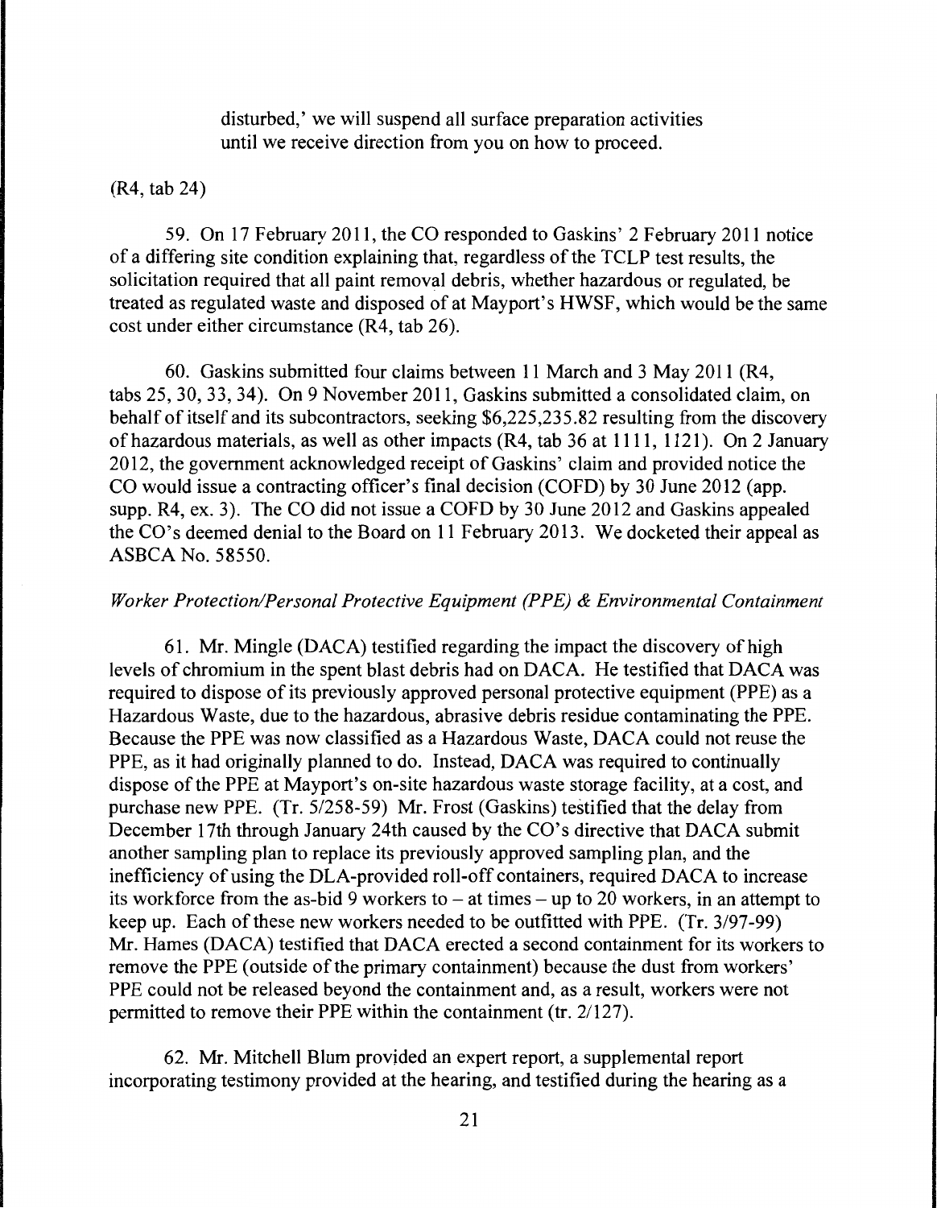> disturbed,' we will suspend all surface preparation activities until we receive direction from you on how to proceed.

(R4, tab 24)

59. On 17 February 2011, the CO responded to Gaskins' 2 February 2011 notice of a differing site condition explaining that, regardless of the TCLP test results, the solicitation required that all paint removal debris, whether hazardous or regulated, be treated as regulated waste and disposed of at Mayport's HWSF, which would be the same cost under either circumstance (R4, tab 26).

60. Gaskins submitted four claims between 11 March and 3 May 2011 (R4, tabs 25, 30, 33, 34). On 9 November 2011, Gaskins submitted a consolidated claim, on behalf of itself and its subcontractors, seeking $6,225,235.82 resulting from the discovery of hazardous materials, as well as other impacts (R4, tab 36 at 1111, 1121). On 2 January 2012, the government acknowledged receipt of Gaskins' claim and provided notice the CO would issue a contracting officer's final decision (COFD) by 30 June 2012 (app. supp. R4, ex. 3). The CO did not issue a COFD by 30 June 2012 and Gaskins appealed the CO's deemed denial to the Board on 11 February 2013. We docketed their appeal as ASBCA No. 58550.

*Worker Protection/Personal Protective Equipment (PPE) & Environmental Containment*

61. Mr. Mingle (DACA) testified regarding the impact the discovery of high levels of chromium in the spent blast debris had on DACA. He testified that DACA was required to dispose of its previously approved personal protective equipment (PPE) as a Hazardous Waste, due to the hazardous, abrasive debris residue contaminating the PPE. Because the PPE was now classified as a Hazardous Waste, DACA could not reuse the PPE, as it had originally planned to do. Instead, DACA was required to continually dispose of the PPE at Mayport's on-site hazardous waste storage facility, at a cost, and purchase new PPE. (Tr. 5/258-59) Mr. Frost (Gaskins) testified that the delay from December 17th through January 24th caused by the CO's directive that DACA submit another sampling plan to replace its previously approved sampling plan, and the inefficiency of using the DLA-provided roll-off containers, required DACA to increase its workforce from the as-bid 9 workers to – at times – up to 20 workers, in an attempt to keep up. Each of these new workers needed to be outfitted with PPE. (Tr. 3/97-99) Mr. Hames (DACA) testified that DACA erected a second containment for its workers to remove the PPE (outside of the primary containment) because the dust from workers' PPE could not be released beyond the containment and, as a result, workers were not permitted to remove their PPE within the containment (tr. 2/127).

62. Mr. Mitchell Blum provided an expert report, a supplemental report incorporating testimony provided at the hearing, and testified during the hearing as a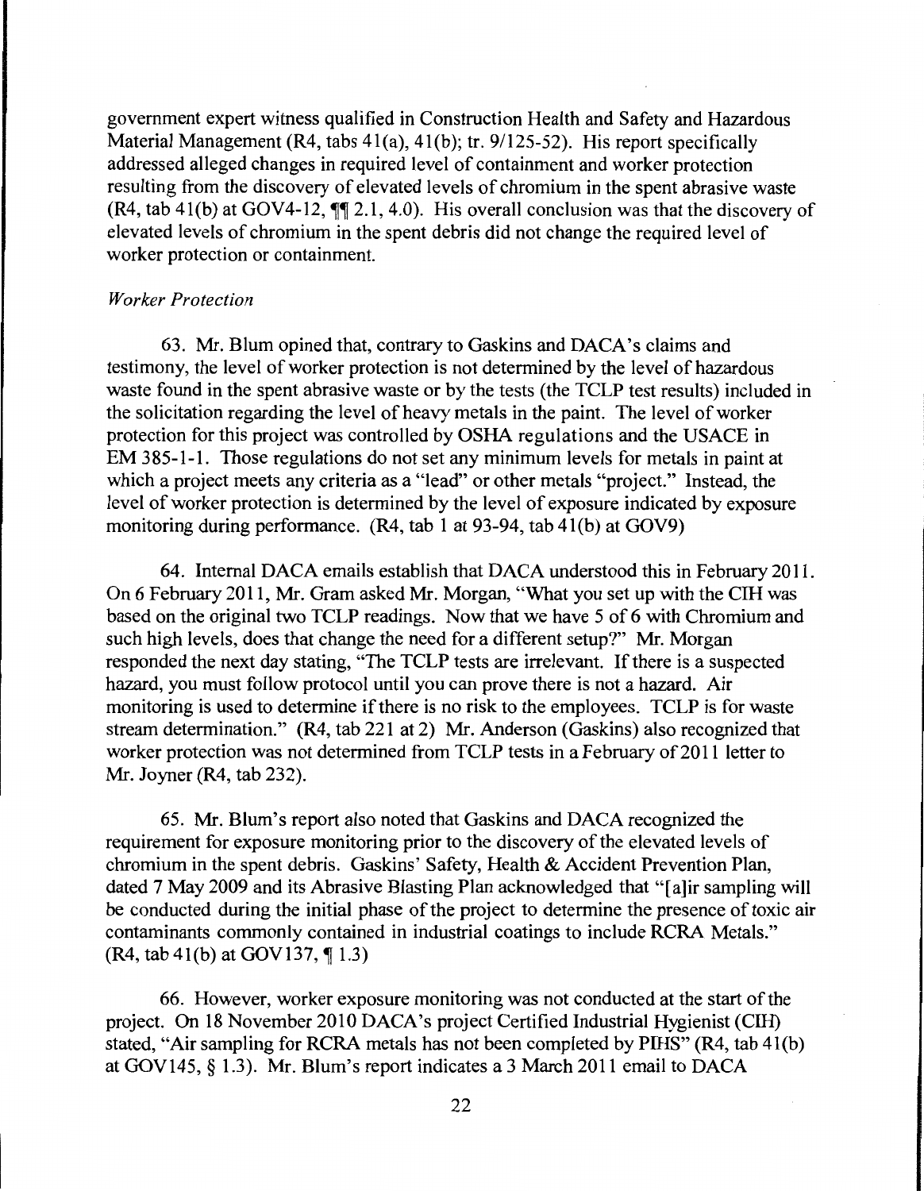government expert witness qualified in Construction Health and Safety and Hazardous Material Management (R4, tabs 41(a), 41(b); tr. 9/125-52). His report specifically addressed alleged changes in required level of containment and worker protection resulting from the discovery of elevated levels of chromium in the spent abrasive waste (R4, tab 41(b) at GOV4-12, ¶¶ 2.1, 4.0). His overall conclusion was that the discovery of elevated levels of chromium in the spent debris did not change the required level of worker protection or containment.

*Worker Protection*

63. Mr. Blum opined that, contrary to Gaskins and DACA's claims and testimony, the level of worker protection is not determined by the level of hazardous waste found in the spent abrasive waste or by the tests (the TCLP test results) included in the solicitation regarding the level of heavy metals in the paint. The level of worker protection for this project was controlled by OSHA regulations and the USACE in EM 385-1-1. Those regulations do not set any minimum levels for metals in paint at which a project meets any criteria as a "lead" or other metals "project." Instead, the level of worker protection is determined by the level of exposure indicated by exposure monitoring during performance. (R4, tab 1 at 93-94, tab 41(b) at GOV9)

64. Internal DACA emails establish that DACA understood this in February 2011. On 6 February 2011, Mr. Gram asked Mr. Morgan, "What you set up with the CIH was based on the original two TCLP readings. Now that we have 5 of 6 with Chromium and such high levels, does that change the need for a different setup?" Mr. Morgan responded the next day stating, "The TCLP tests are irrelevant. If there is a suspected hazard, you must follow protocol until you can prove there is not a hazard. Air monitoring is used to determine if there is no risk to the employees. TCLP is for waste stream determination." (R4, tab 221 at 2) Mr. Anderson (Gaskins) also recognized that worker protection was not determined from TCLP tests in a February of 2011 letter to Mr. Joyner (R4, tab 232).

65. Mr. Blum's report also noted that Gaskins and DACA recognized the requirement for exposure monitoring prior to the discovery of the elevated levels of chromium in the spent debris. Gaskins' Safety, Health & Accident Prevention Plan, dated 7 May 2009 and its Abrasive Blasting Plan acknowledged that "[a]ir sampling will be conducted during the initial phase of the project to determine the presence of toxic air contaminants commonly contained in industrial coatings to include RCRA Metals." (R4, tab 41(b) at GOV137, ¶ 1.3)

66. However, worker exposure monitoring was not conducted at the start of the project. On 18 November 2010 DACA's project Certified Industrial Hygienist (CIH) stated, "Air sampling for RCRA metals has not been completed by PIHS" (R4, tab 41(b) at GOV145, § 1.3). Mr. Blum's report indicates a 3 March 2011 email to DACA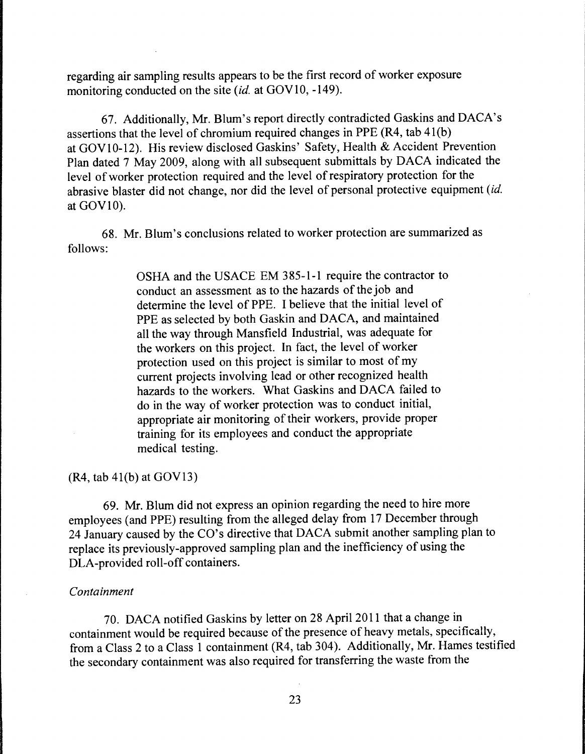regarding air sampling results appears to be the first record of worker exposure monitoring conducted on the site (*id.* at GOV10, -149).

67. Additionally, Mr. Blum's report directly contradicted Gaskins and DACA's assertions that the level of chromium required changes in PPE (R4, tab 41(b) at GOV10-12). His review disclosed Gaskins' Safety, Health & Accident Prevention Plan dated 7 May 2009, along with all subsequent submittals by DACA indicated the level of worker protection required and the level of respiratory protection for the abrasive blaster did not change, nor did the level of personal protective equipment (*id.* at GOV10).

68. Mr. Blum's conclusions related to worker protection are summarized as follows:

> OSHA and the USACE EM 385-1-1 require the contractor to conduct an assessment as to the hazards of the job and determine the level of PPE. I believe that the initial level of PPE as selected by both Gaskin and DACA, and maintained all the way through Mansfield Industrial, was adequate for the workers on this project. In fact, the level of worker protection used on this project is similar to most of my current projects involving lead or other recognized health hazards to the workers. What Gaskins and DACA failed to do in the way of worker protection was to conduct initial, appropriate air monitoring of their workers, provide proper training for its employees and conduct the appropriate medical testing.

(R4, tab 41(b) at GOV13)

69. Mr. Blum did not express an opinion regarding the need to hire more employees (and PPE) resulting from the alleged delay from 17 December through 24 January caused by the CO's directive that DACA submit another sampling plan to replace its previously-approved sampling plan and the inefficiency of using the DLA-provided roll-off containers.

*Containment*

70. DACA notified Gaskins by letter on 28 April 2011 that a change in containment would be required because of the presence of heavy metals, specifically, from a Class 2 to a Class 1 containment (R4, tab 304). Additionally, Mr. Hames testified the secondary containment was also required for transferring the waste from the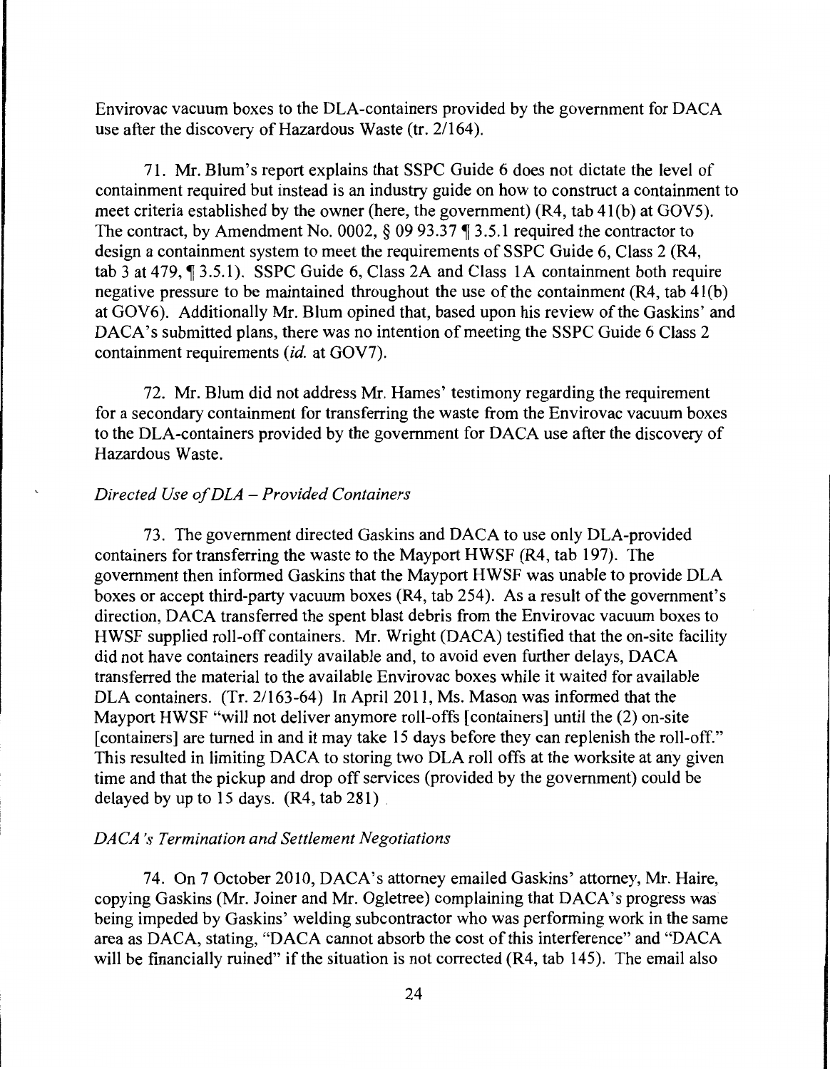Envirovac vacuum boxes to the DLA-containers provided by the government for DACA use after the discovery of Hazardous Waste (tr. 2/164).

71. Mr. Blum's report explains that SSPC Guide 6 does not dictate the level of containment required but instead is an industry guide on how to construct a containment to meet criteria established by the owner (here, the government) (R4, tab 41(b) at GOV5). The contract, by Amendment No. 0002, § 09 93.37 ¶ 3.5.1 required the contractor to design a containment system to meet the requirements of SSPC Guide 6, Class 2 (R4, tab 3 at 479, ¶ 3.5.1). SSPC Guide 6, Class 2A and Class 1A containment both require negative pressure to be maintained throughout the use of the containment (R4, tab 41(b) at GOV6). Additionally Mr. Blum opined that, based upon his review of the Gaskins' and DACA's submitted plans, there was no intention of meeting the SSPC Guide 6 Class 2 containment requirements (*id.* at GOV7).

72. Mr. Blum did not address Mr. Hames' testimony regarding the requirement for a secondary containment for transferring the waste from the Envirovac vacuum boxes to the DLA-containers provided by the government for DACA use after the discovery of Hazardous Waste.

*Directed Use of DLA – Provided Containers*

73. The government directed Gaskins and DACA to use only DLA-provided containers for transferring the waste to the Mayport HWSF (R4, tab 197). The government then informed Gaskins that the Mayport HWSF was unable to provide DLA boxes or accept third-party vacuum boxes (R4, tab 254). As a result of the government's direction, DACA transferred the spent blast debris from the Envirovac vacuum boxes to HWSF supplied roll-off containers. Mr. Wright (DACA) testified that the on-site facility did not have containers readily available and, to avoid even further delays, DACA transferred the material to the available Envirovac boxes while it waited for available DLA containers. (Tr. 2/163-64) In April 2011, Ms. Mason was informed that the Mayport HWSF "will not deliver anymore roll-offs [containers] until the (2) on-site [containers] are turned in and it may take 15 days before they can replenish the roll-off." This resulted in limiting DACA to storing two DLA roll offs at the worksite at any given time and that the pickup and drop off services (provided by the government) could be delayed by up to 15 days. (R4, tab 281)

*DACA's Termination and Settlement Negotiations*

74. On 7 October 2010, DACA's attorney emailed Gaskins' attorney, Mr. Haire, copying Gaskins (Mr. Joiner and Mr. Ogletree) complaining that DACA's progress was being impeded by Gaskins' welding subcontractor who was performing work in the same area as DACA, stating, "DACA cannot absorb the cost of this interference" and "DACA will be financially ruined" if the situation is not corrected (R4, tab 145). The email also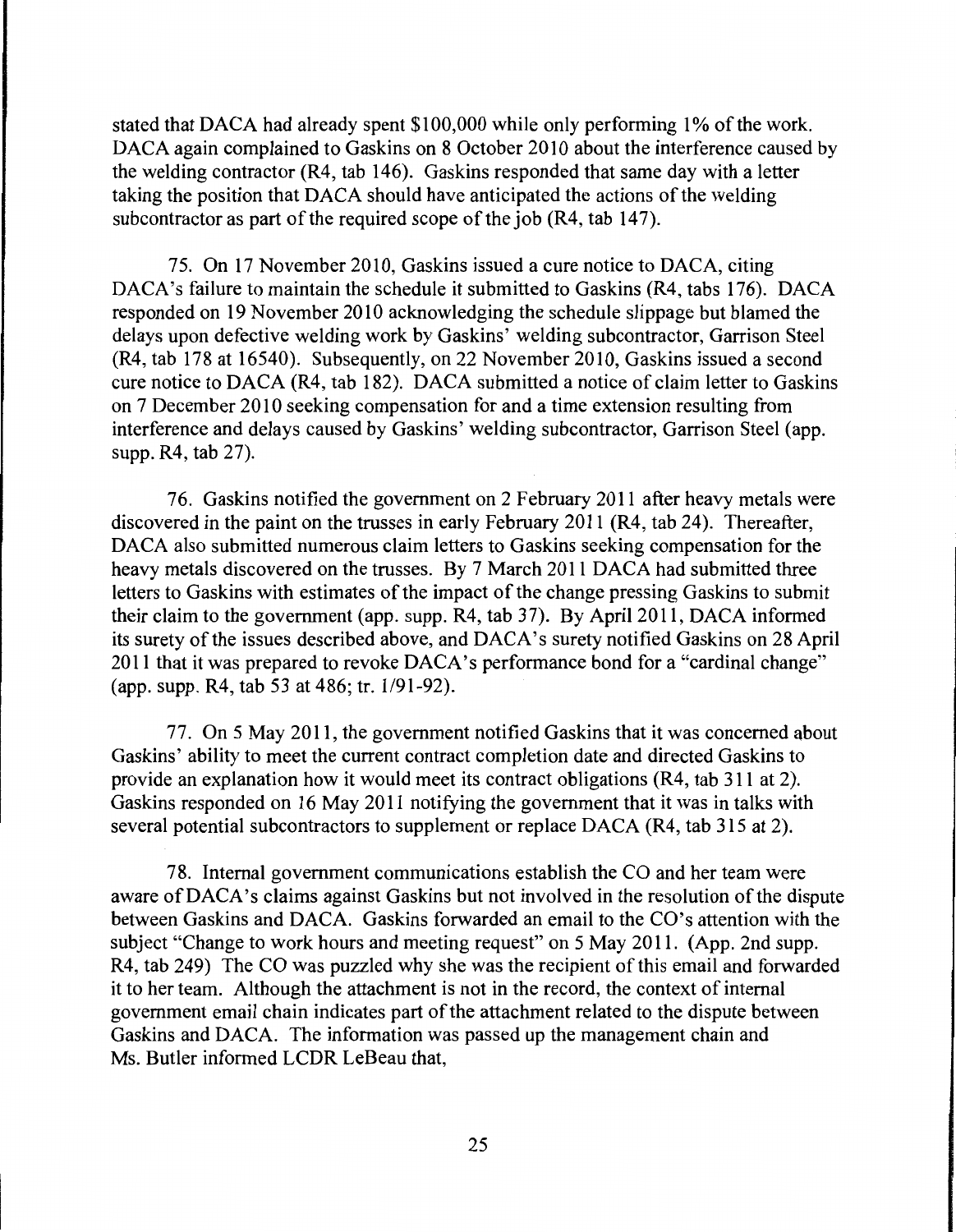stated that DACA had already spent $100,000 while only performing 1% of the work. DACA again complained to Gaskins on 8 October 2010 about the interference caused by the welding contractor (R4, tab 146). Gaskins responded that same day with a letter taking the position that DACA should have anticipated the actions of the welding subcontractor as part of the required scope of the job (R4, tab 147).

75. On 17 November 2010, Gaskins issued a cure notice to DACA, citing DACA's failure to maintain the schedule it submitted to Gaskins (R4, tabs 176). DACA responded on 19 November 2010 acknowledging the schedule slippage but blamed the delays upon defective welding work by Gaskins' welding subcontractor, Garrison Steel (R4, tab 178 at 16540). Subsequently, on 22 November 2010, Gaskins issued a second cure notice to DACA (R4, tab 182). DACA submitted a notice of claim letter to Gaskins on 7 December 2010 seeking compensation for and a time extension resulting from interference and delays caused by Gaskins' welding subcontractor, Garrison Steel (app. supp. R4, tab 27).

76. Gaskins notified the government on 2 February 2011 after heavy metals were discovered in the paint on the trusses in early February 2011 (R4, tab 24). Thereafter, DACA also submitted numerous claim letters to Gaskins seeking compensation for the heavy metals discovered on the trusses. By 7 March 2011 DACA had submitted three letters to Gaskins with estimates of the impact of the change pressing Gaskins to submit their claim to the government (app. supp. R4, tab 37). By April 2011, DACA informed its surety of the issues described above, and DACA's surety notified Gaskins on 28 April 2011 that it was prepared to revoke DACA's performance bond for a "cardinal change" (app. supp. R4, tab 53 at 486; tr. 1/91-92).

77. On 5 May 2011, the government notified Gaskins that it was concerned about Gaskins' ability to meet the current contract completion date and directed Gaskins to provide an explanation how it would meet its contract obligations (R4, tab 311 at 2). Gaskins responded on 16 May 2011 notifying the government that it was in talks with several potential subcontractors to supplement or replace DACA (R4, tab 315 at 2).

78. Internal government communications establish the CO and her team were aware of DACA's claims against Gaskins but not involved in the resolution of the dispute between Gaskins and DACA. Gaskins forwarded an email to the CO's attention with the subject "Change to work hours and meeting request" on 5 May 2011. (App. 2nd supp. R4, tab 249) The CO was puzzled why she was the recipient of this email and forwarded it to her team. Although the attachment is not in the record, the context of internal government email chain indicates part of the attachment related to the dispute between Gaskins and DACA. The information was passed up the management chain and Ms. Butler informed LCDR LeBeau that,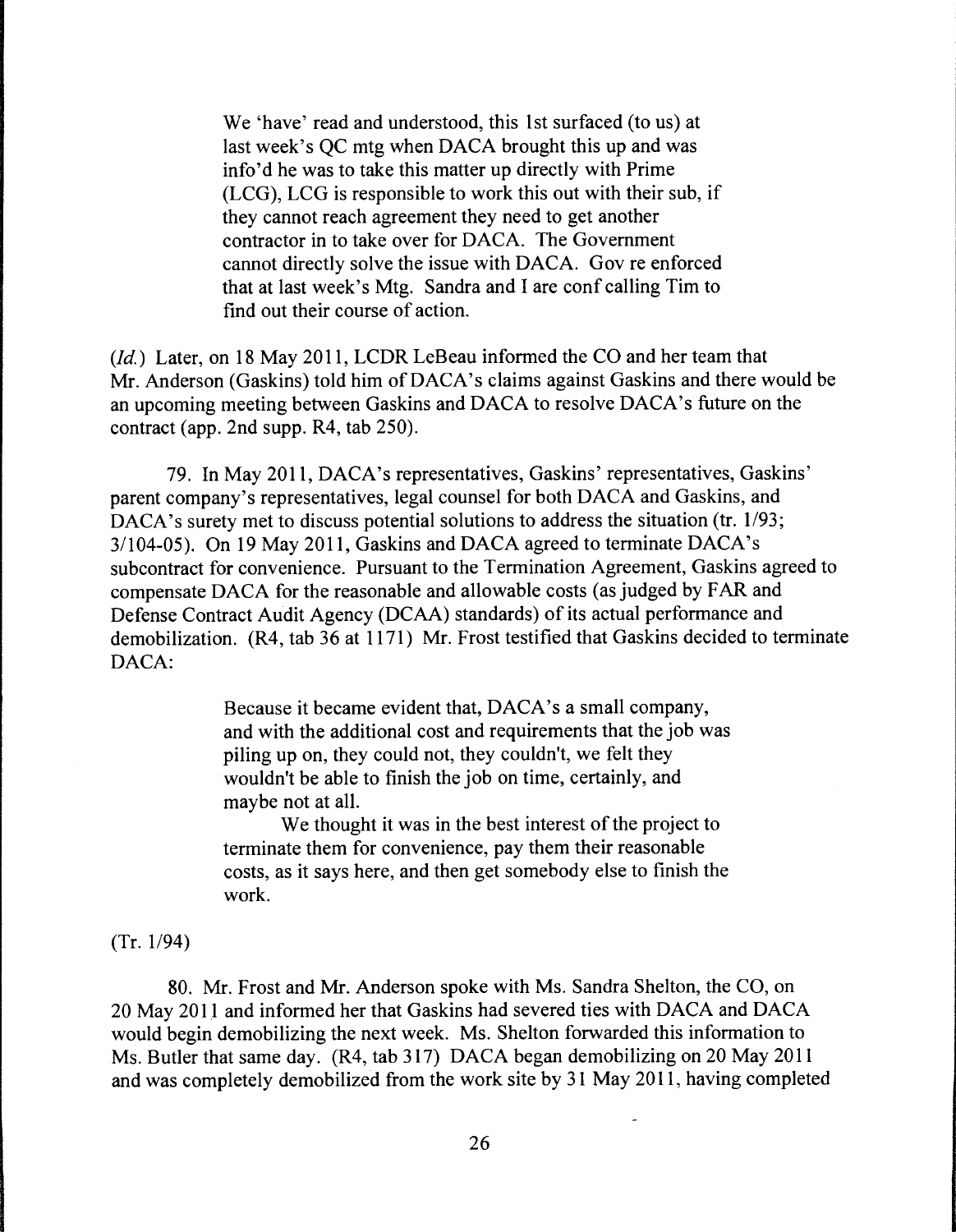> We 'have' read and understood, this 1st surfaced (to us) at last week's QC mtg when DACA brought this up and was info'd he was to take this matter up directly with Prime (LCG), LCG is responsible to work this out with their sub, if they cannot reach agreement they need to get another contractor in to take over for DACA. The Government cannot directly solve the issue with DACA. Gov re enforced that at last week's Mtg. Sandra and I are conf calling Tim to find out their course of action.

(*Id.*) Later, on 18 May 2011, LCDR LeBeau informed the CO and her team that Mr. Anderson (Gaskins) told him of DACA's claims against Gaskins and there would be an upcoming meeting between Gaskins and DACA to resolve DACA's future on the contract (app. 2nd supp. R4, tab 250).

79. In May 2011, DACA's representatives, Gaskins' representatives, Gaskins' parent company's representatives, legal counsel for both DACA and Gaskins, and DACA's surety met to discuss potential solutions to address the situation (tr. 1/93; 3/104-05). On 19 May 2011, Gaskins and DACA agreed to terminate DACA's subcontract for convenience. Pursuant to the Termination Agreement, Gaskins agreed to compensate DACA for the reasonable and allowable costs (as judged by FAR and Defense Contract Audit Agency (DCAA) standards) of its actual performance and demobilization. (R4, tab 36 at 1171) Mr. Frost testified that Gaskins decided to terminate DACA:

> Because it became evident that, DACA's a small company, and with the additional cost and requirements that the job was piling up on, they could not, they couldn't, we felt they wouldn't be able to finish the job on time, certainly, and maybe not at all.
>
> We thought it was in the best interest of the project to terminate them for convenience, pay them their reasonable costs, as it says here, and then get somebody else to finish the work.

(Tr. 1/94)

80. Mr. Frost and Mr. Anderson spoke with Ms. Sandra Shelton, the CO, on 20 May 2011 and informed her that Gaskins had severed ties with DACA and DACA would begin demobilizing the next week. Ms. Shelton forwarded this information to Ms. Butler that same day. (R4, tab 317) DACA began demobilizing on 20 May 2011 and was completely demobilized from the work site by 31 May 2011, having completed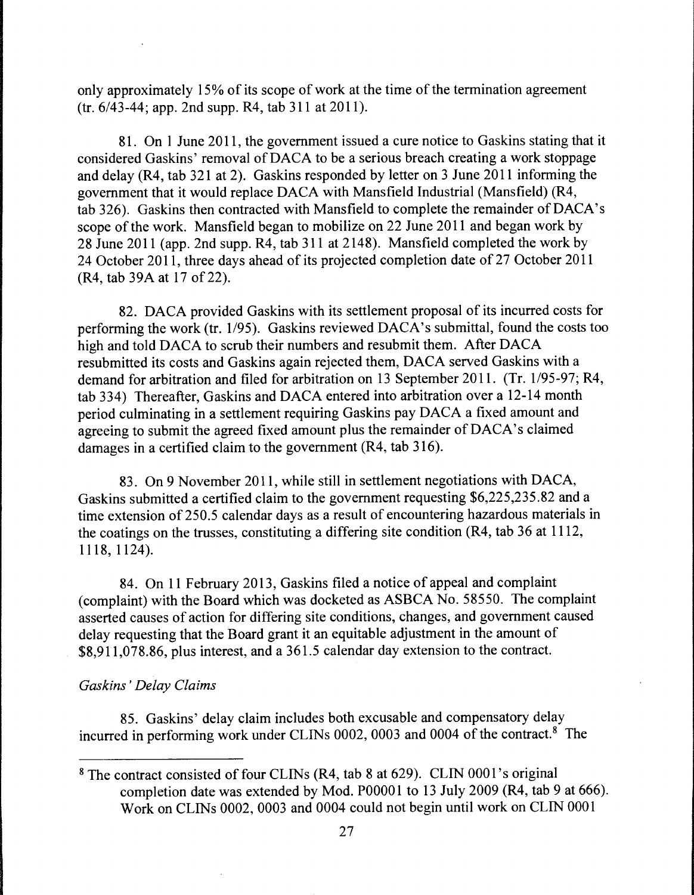only approximately 15% of its scope of work at the time of the termination agreement (tr. 6/43-44; app. 2nd supp. R4, tab 311 at 2011).

81. On 1 June 2011, the government issued a cure notice to Gaskins stating that it considered Gaskins' removal of DACA to be a serious breach creating a work stoppage and delay (R4, tab 321 at 2). Gaskins responded by letter on 3 June 2011 informing the government that it would replace DACA with Mansfield Industrial (Mansfield) (R4, tab 326). Gaskins then contracted with Mansfield to complete the remainder of DACA's scope of the work. Mansfield began to mobilize on 22 June 2011 and began work by 28 June 2011 (app. 2nd supp. R4, tab 311 at 2148). Mansfield completed the work by 24 October 2011, three days ahead of its projected completion date of 27 October 2011 (R4, tab 39A at 17 of 22).

82. DACA provided Gaskins with its settlement proposal of its incurred costs for performing the work (tr. 1/95). Gaskins reviewed DACA's submittal, found the costs too high and told DACA to scrub their numbers and resubmit them. After DACA resubmitted its costs and Gaskins again rejected them, DACA served Gaskins with a demand for arbitration and filed for arbitration on 13 September 2011. (Tr. 1/95-97; R4, tab 334) Thereafter, Gaskins and DACA entered into arbitration over a 12-14 month period culminating in a settlement requiring Gaskins pay DACA a fixed amount and agreeing to submit the agreed fixed amount plus the remainder of DACA's claimed damages in a certified claim to the government (R4, tab 316).

83. On 9 November 2011, while still in settlement negotiations with DACA, Gaskins submitted a certified claim to the government requesting $6,225,235.82 and a time extension of 250.5 calendar days as a result of encountering hazardous materials in the coatings on the trusses, constituting a differing site condition (R4, tab 36 at 1112, 1118, 1124).

84. On 11 February 2013, Gaskins filed a notice of appeal and complaint (complaint) with the Board which was docketed as ASBCA No. 58550. The complaint asserted causes of action for differing site conditions, changes, and government caused delay requesting that the Board grant it an equitable adjustment in the amount of $8,911,078.86, plus interest, and a 361.5 calendar day extension to the contract.

*Gaskins' Delay Claims*

85. Gaskins' delay claim includes both excusable and compensatory delay incurred in performing work under CLINs 0002, 0003 and 0004 of the contract.[8] The

---

[8] The contract consisted of four CLINs (R4, tab 8 at 629). CLIN 0001's original completion date was extended by Mod. P00001 to 13 July 2009 (R4, tab 9 at 666). Work on CLINs 0002, 0003 and 0004 could not begin until work on CLIN 0001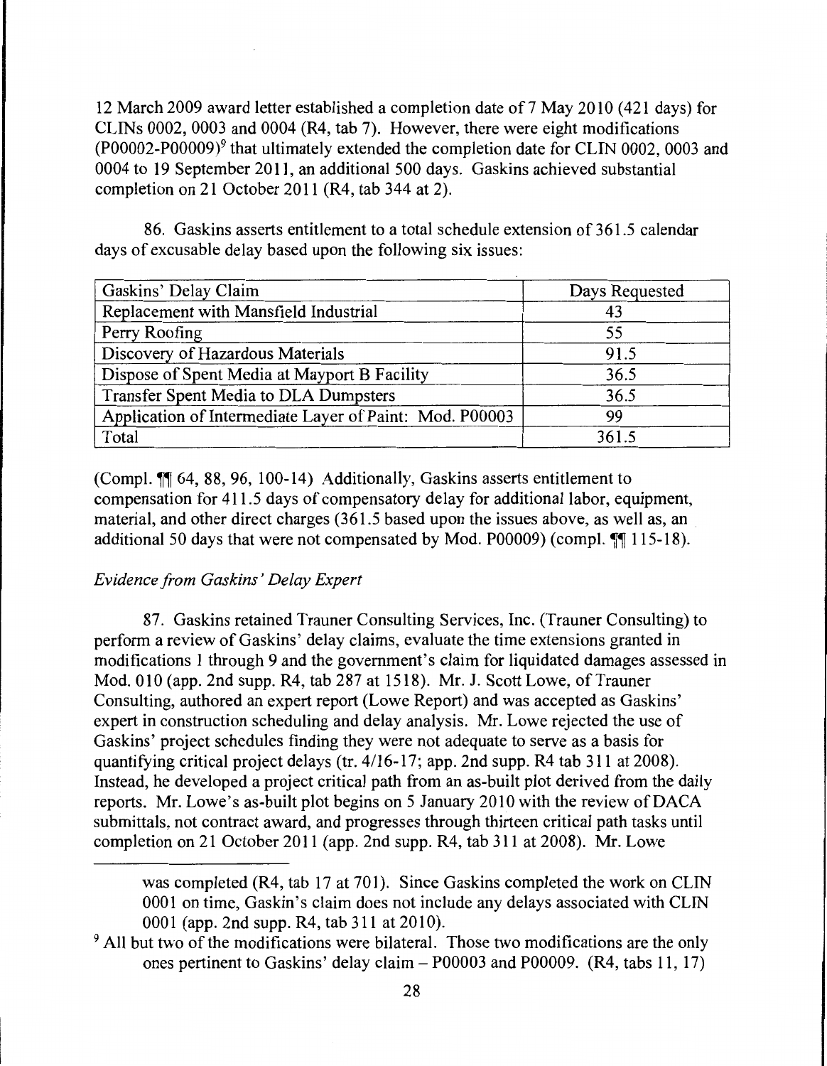12 March 2009 award letter established a completion date of 7 May 2010 (421 days) for CLINs 0002, 0003 and 0004 (R4, tab 7). However, there were eight modifications (P00002-P00009)[9] that ultimately extended the completion date for CLIN 0002, 0003 and 0004 to 19 September 2011, an additional 500 days. Gaskins achieved substantial completion on 21 October 2011 (R4, tab 344 at 2).

86. Gaskins asserts entitlement to a total schedule extension of 361.5 calendar days of excusable delay based upon the following six issues:

| Gaskins' Delay Claim | Days Requested |
|---|---|
| Replacement with Mansfield Industrial | 43 |
| Perry Roofing | 55 |
| Discovery of Hazardous Materials | 91.5 |
| Dispose of Spent Media at Mayport B Facility | 36.5 |
| Transfer Spent Media to DLA Dumpsters | 36.5 |
| Application of Intermediate Layer of Paint: Mod. P00003 | 99 |
| Total | 361.5 |

(Compl. ¶¶ 64, 88, 96, 100-14) Additionally, Gaskins asserts entitlement to compensation for 411.5 days of compensatory delay for additional labor, equipment, material, and other direct charges (361.5 based upon the issues above, as well as, an additional 50 days that were not compensated by Mod. P00009) (compl. ¶¶ 115-18).

*Evidence from Gaskins' Delay Expert*

87. Gaskins retained Trauner Consulting Services, Inc. (Trauner Consulting) to perform a review of Gaskins' delay claims, evaluate the time extensions granted in modifications 1 through 9 and the government's claim for liquidated damages assessed in Mod. 010 (app. 2nd supp. R4, tab 287 at 1518). Mr. J. Scott Lowe, of Trauner Consulting, authored an expert report (Lowe Report) and was accepted as Gaskins' expert in construction scheduling and delay analysis. Mr. Lowe rejected the use of Gaskins' project schedules finding they were not adequate to serve as a basis for quantifying critical project delays (tr. 4/16-17; app. 2nd supp. R4 tab 311 at 2008). Instead, he developed a project critical path from an as-built plot derived from the daily reports. Mr. Lowe's as-built plot begins on 5 January 2010 with the review of DACA submittals, not contract award, and progresses through thirteen critical path tasks until completion on 21 October 2011 (app. 2nd supp. R4, tab 311 at 2008). Mr. Lowe

was completed (R4, tab 17 at 701). Since Gaskins completed the work on CLIN 0001 on time, Gaskin's claim does not include any delays associated with CLIN 0001 (app. 2nd supp. R4, tab 311 at 2010).

[9] All but two of the modifications were bilateral. Those two modifications are the only ones pertinent to Gaskins' delay claim – P00003 and P00009. (R4, tabs 11, 17)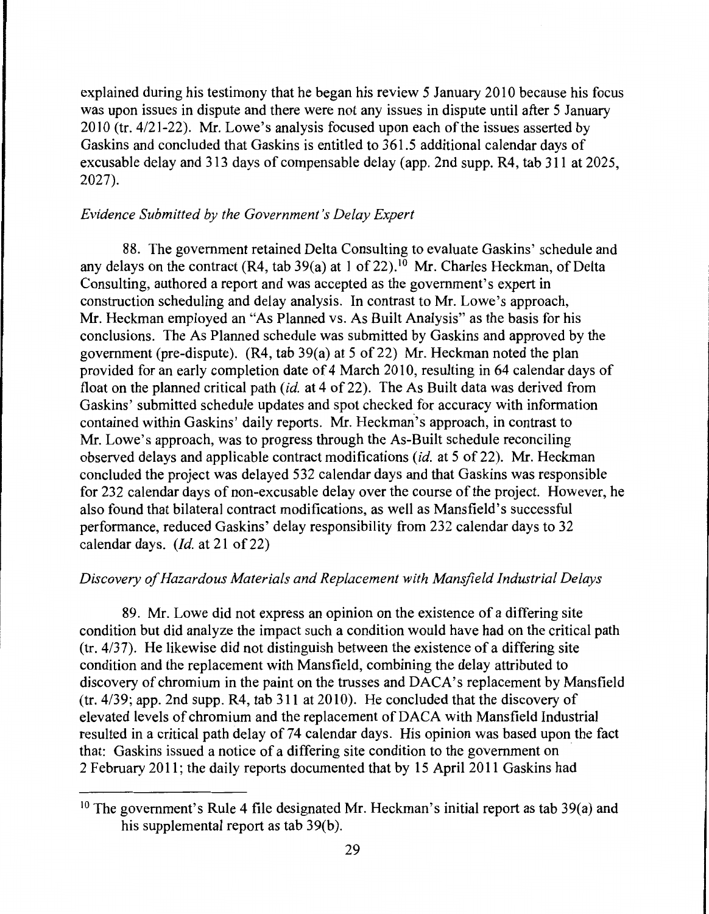explained during his testimony that he began his review 5 January 2010 because his focus was upon issues in dispute and there were not any issues in dispute until after 5 January 2010 (tr. 4/21-22). Mr. Lowe's analysis focused upon each of the issues asserted by Gaskins and concluded that Gaskins is entitled to 361.5 additional calendar days of excusable delay and 313 days of compensable delay (app. 2nd supp. R4, tab 311 at 2025, 2027).

*Evidence Submitted by the Government's Delay Expert*

88. The government retained Delta Consulting to evaluate Gaskins' schedule and any delays on the contract (R4, tab 39(a) at 1 of 22).[10] Mr. Charles Heckman, of Delta Consulting, authored a report and was accepted as the government's expert in construction scheduling and delay analysis. In contrast to Mr. Lowe's approach, Mr. Heckman employed an "As Planned vs. As Built Analysis" as the basis for his conclusions. The As Planned schedule was submitted by Gaskins and approved by the government (pre-dispute). (R4, tab 39(a) at 5 of 22) Mr. Heckman noted the plan provided for an early completion date of 4 March 2010, resulting in 64 calendar days of float on the planned critical path (*id.* at 4 of 22). The As Built data was derived from Gaskins' submitted schedule updates and spot checked for accuracy with information contained within Gaskins' daily reports. Mr. Heckman's approach, in contrast to Mr. Lowe's approach, was to progress through the As-Built schedule reconciling observed delays and applicable contract modifications (*id.* at 5 of 22). Mr. Heckman concluded the project was delayed 532 calendar days and that Gaskins was responsible for 232 calendar days of non-excusable delay over the course of the project. However, he also found that bilateral contract modifications, as well as Mansfield's successful performance, reduced Gaskins' delay responsibility from 232 calendar days to 32 calendar days. (*Id.* at 21 of 22)

*Discovery of Hazardous Materials and Replacement with Mansfield Industrial Delays*

89. Mr. Lowe did not express an opinion on the existence of a differing site condition but did analyze the impact such a condition would have had on the critical path (tr. 4/37). He likewise did not distinguish between the existence of a differing site condition and the replacement with Mansfield, combining the delay attributed to discovery of chromium in the paint on the trusses and DACA's replacement by Mansfield (tr. 4/39; app. 2nd supp. R4, tab 311 at 2010). He concluded that the discovery of elevated levels of chromium and the replacement of DACA with Mansfield Industrial resulted in a critical path delay of 74 calendar days. His opinion was based upon the fact that: Gaskins issued a notice of a differing site condition to the government on 2 February 2011; the daily reports documented that by 15 April 2011 Gaskins had

[10] The government's Rule 4 file designated Mr. Heckman's initial report as tab 39(a) and his supplemental report as tab 39(b).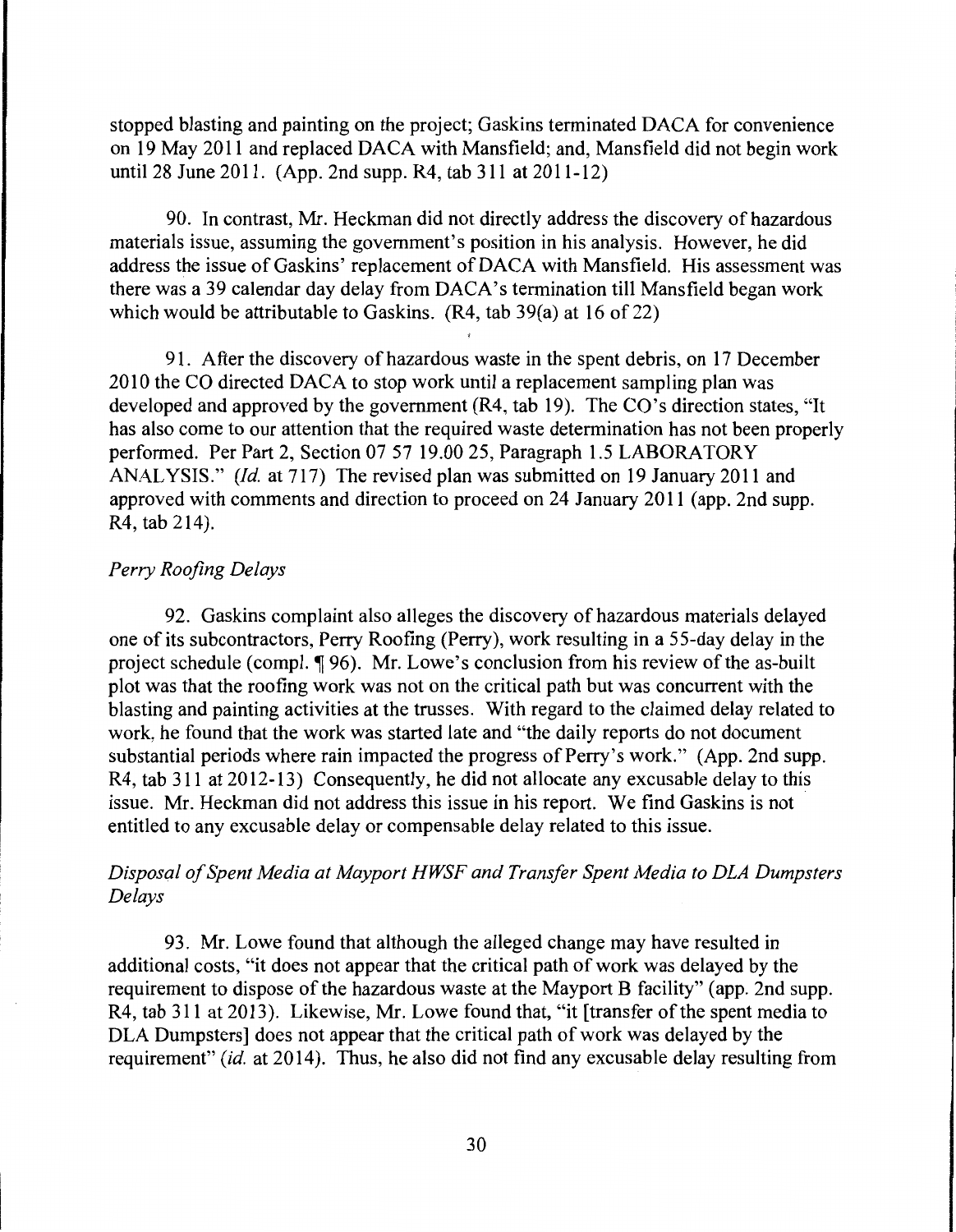stopped blasting and painting on the project; Gaskins terminated DACA for convenience on 19 May 2011 and replaced DACA with Mansfield; and, Mansfield did not begin work until 28 June 2011. (App. 2nd supp. R4, tab 311 at 2011-12)

90. In contrast, Mr. Heckman did not directly address the discovery of hazardous materials issue, assuming the government's position in his analysis. However, he did address the issue of Gaskins' replacement of DACA with Mansfield. His assessment was there was a 39 calendar day delay from DACA's termination till Mansfield began work which would be attributable to Gaskins. (R4, tab 39(a) at 16 of 22)

91. After the discovery of hazardous waste in the spent debris, on 17 December 2010 the CO directed DACA to stop work until a replacement sampling plan was developed and approved by the government (R4, tab 19). The CO's direction states, "It has also come to our attention that the required waste determination has not been properly performed. Per Part 2, Section 07 57 19.00 25, Paragraph 1.5 LABORATORY ANALYSIS." (*Id.* at 717) The revised plan was submitted on 19 January 2011 and approved with comments and direction to proceed on 24 January 2011 (app. 2nd supp. R4, tab 214).

*Perry Roofing Delays*

92. Gaskins complaint also alleges the discovery of hazardous materials delayed one of its subcontractors, Perry Roofing (Perry), work resulting in a 55-day delay in the project schedule (compl. ¶ 96). Mr. Lowe's conclusion from his review of the as-built plot was that the roofing work was not on the critical path but was concurrent with the blasting and painting activities at the trusses. With regard to the claimed delay related to work, he found that the work was started late and "the daily reports do not document substantial periods where rain impacted the progress of Perry's work." (App. 2nd supp. R4, tab 311 at 2012-13) Consequently, he did not allocate any excusable delay to this issue. Mr. Heckman did not address this issue in his report. We find Gaskins is not entitled to any excusable delay or compensable delay related to this issue.

*Disposal of Spent Media at Mayport HWSF and Transfer Spent Media to DLA Dumpsters Delays*

93. Mr. Lowe found that although the alleged change may have resulted in additional costs, "it does not appear that the critical path of work was delayed by the requirement to dispose of the hazardous waste at the Mayport B facility" (app. 2nd supp. R4, tab 311 at 2013). Likewise, Mr. Lowe found that, "it [transfer of the spent media to DLA Dumpsters] does not appear that the critical path of work was delayed by the requirement" (*id.* at 2014). Thus, he also did not find any excusable delay resulting from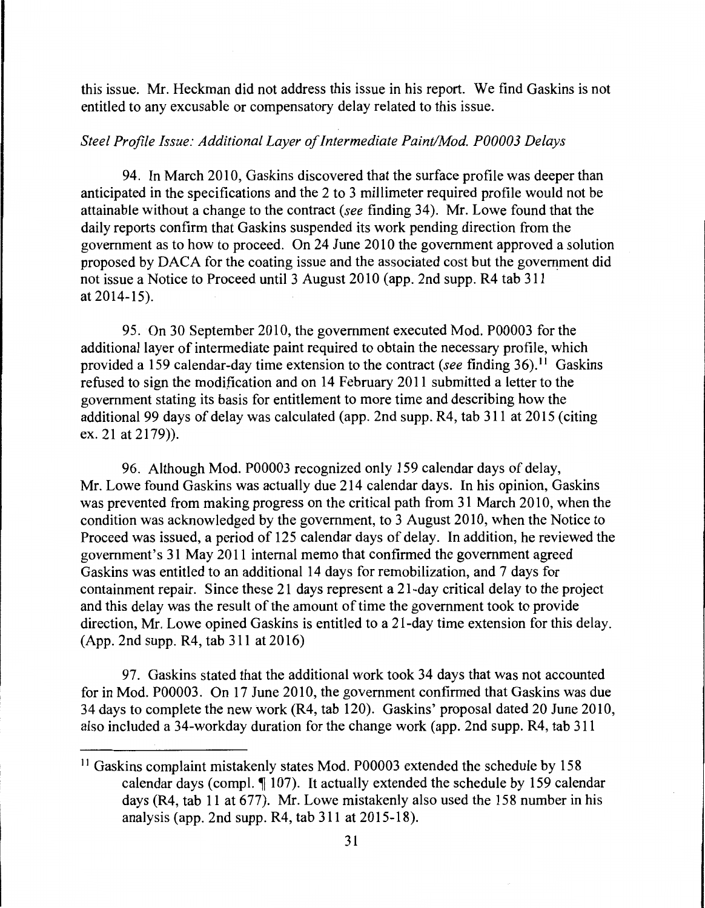this issue. Mr. Heckman did not address this issue in his report. We find Gaskins is not entitled to any excusable or compensatory delay related to this issue.

*Steel Profile Issue: Additional Layer of Intermediate Paint/Mod. P00003 Delays*

94. In March 2010, Gaskins discovered that the surface profile was deeper than anticipated in the specifications and the 2 to 3 millimeter required profile would not be attainable without a change to the contract (*see* finding 34). Mr. Lowe found that the daily reports confirm that Gaskins suspended its work pending direction from the government as to how to proceed. On 24 June 2010 the government approved a solution proposed by DACA for the coating issue and the associated cost but the government did not issue a Notice to Proceed until 3 August 2010 (app. 2nd supp. R4 tab 311 at 2014-15).

95. On 30 September 2010, the government executed Mod. P00003 for the additional layer of intermediate paint required to obtain the necessary profile, which provided a 159 calendar-day time extension to the contract (*see* finding 36).[11] Gaskins refused to sign the modification and on 14 February 2011 submitted a letter to the government stating its basis for entitlement to more time and describing how the additional 99 days of delay was calculated (app. 2nd supp. R4, tab 311 at 2015 (citing ex. 21 at 2179)).

96. Although Mod. P00003 recognized only 159 calendar days of delay, Mr. Lowe found Gaskins was actually due 214 calendar days. In his opinion, Gaskins was prevented from making progress on the critical path from 31 March 2010, when the condition was acknowledged by the government, to 3 August 2010, when the Notice to Proceed was issued, a period of 125 calendar days of delay. In addition, he reviewed the government's 31 May 2011 internal memo that confirmed the government agreed Gaskins was entitled to an additional 14 days for remobilization, and 7 days for containment repair. Since these 21 days represent a 21-day critical delay to the project and this delay was the result of the amount of time the government took to provide direction, Mr. Lowe opined Gaskins is entitled to a 21-day time extension for this delay. (App. 2nd supp. R4, tab 311 at 2016)

97. Gaskins stated that the additional work took 34 days that was not accounted for in Mod. P00003. On 17 June 2010, the government confirmed that Gaskins was due 34 days to complete the new work (R4, tab 120). Gaskins' proposal dated 20 June 2010, also included a 34-workday duration for the change work (app. 2nd supp. R4, tab 311

---

[11] Gaskins complaint mistakenly states Mod. P00003 extended the schedule by 158 calendar days (compl. ¶ 107). It actually extended the schedule by 159 calendar days (R4, tab 11 at 677). Mr. Lowe mistakenly also used the 158 number in his analysis (app. 2nd supp. R4, tab 311 at 2015-18).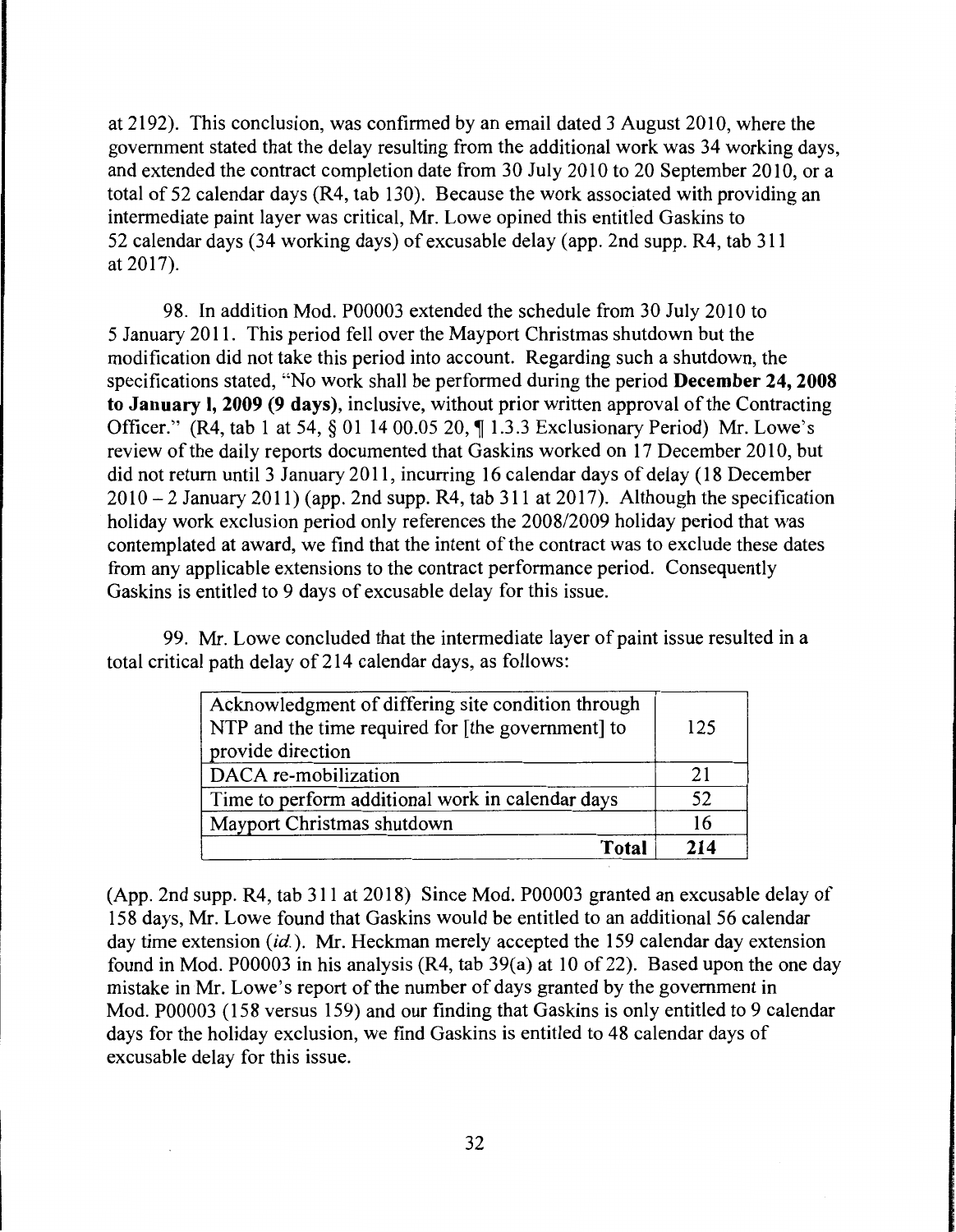at 2192). This conclusion, was confirmed by an email dated 3 August 2010, where the government stated that the delay resulting from the additional work was 34 working days, and extended the contract completion date from 30 July 2010 to 20 September 2010, or a total of 52 calendar days (R4, tab 130). Because the work associated with providing an intermediate paint layer was critical, Mr. Lowe opined this entitled Gaskins to 52 calendar days (34 working days) of excusable delay (app. 2nd supp. R4, tab 311 at 2017).

98. In addition Mod. P00003 extended the schedule from 30 July 2010 to 5 January 2011. This period fell over the Mayport Christmas shutdown but the modification did not take this period into account. Regarding such a shutdown, the specifications stated, "No work shall be performed during the period **December 24, 2008 to January 1, 2009 (9 days)**, inclusive, without prior written approval of the Contracting Officer." (R4, tab 1 at 54, § 01 14 00.05 20, ¶ 1.3.3 Exclusionary Period) Mr. Lowe's review of the daily reports documented that Gaskins worked on 17 December 2010, but did not return until 3 January 2011, incurring 16 calendar days of delay (18 December 2010 – 2 January 2011) (app. 2nd supp. R4, tab 311 at 2017). Although the specification holiday work exclusion period only references the 2008/2009 holiday period that was contemplated at award, we find that the intent of the contract was to exclude these dates from any applicable extensions to the contract performance period. Consequently Gaskins is entitled to 9 days of excusable delay for this issue.

99. Mr. Lowe concluded that the intermediate layer of paint issue resulted in a total critical path delay of 214 calendar days, as follows:

| | |
|---|---|
| Acknowledgment of differing site condition through NTP and the time required for [the government] to provide direction | 125 |
| DACA re-mobilization | 21 |
| Time to perform additional work in calendar days | 52 |
| Mayport Christmas shutdown | 16 |
| **Total** | **214** |

(App. 2nd supp. R4, tab 311 at 2018) Since Mod. P00003 granted an excusable delay of 158 days, Mr. Lowe found that Gaskins would be entitled to an additional 56 calendar day time extension (*id.*). Mr. Heckman merely accepted the 159 calendar day extension found in Mod. P00003 in his analysis (R4, tab 39(a) at 10 of 22). Based upon the one day mistake in Mr. Lowe's report of the number of days granted by the government in Mod. P00003 (158 versus 159) and our finding that Gaskins is only entitled to 9 calendar days for the holiday exclusion, we find Gaskins is entitled to 48 calendar days of excusable delay for this issue.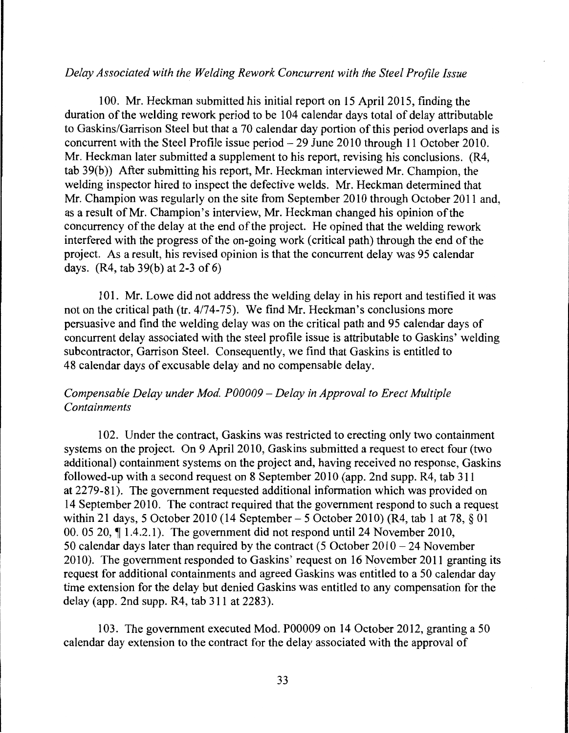*Delay Associated with the Welding Rework Concurrent with the Steel Profile Issue*

100. Mr. Heckman submitted his initial report on 15 April 2015, finding the duration of the welding rework period to be 104 calendar days total of delay attributable to Gaskins/Garrison Steel but that a 70 calendar day portion of this period overlaps and is concurrent with the Steel Profile issue period – 29 June 2010 through 11 October 2010. Mr. Heckman later submitted a supplement to his report, revising his conclusions. (R4, tab 39(b)) After submitting his report, Mr. Heckman interviewed Mr. Champion, the welding inspector hired to inspect the defective welds. Mr. Heckman determined that Mr. Champion was regularly on the site from September 2010 through October 2011 and, as a result of Mr. Champion's interview, Mr. Heckman changed his opinion of the concurrency of the delay at the end of the project. He opined that the welding rework interfered with the progress of the on-going work (critical path) through the end of the project. As a result, his revised opinion is that the concurrent delay was 95 calendar days. (R4, tab 39(b) at 2-3 of 6)

101. Mr. Lowe did not address the welding delay in his report and testified it was not on the critical path (tr. 4/74-75). We find Mr. Heckman's conclusions more persuasive and find the welding delay was on the critical path and 95 calendar days of concurrent delay associated with the steel profile issue is attributable to Gaskins' welding subcontractor, Garrison Steel. Consequently, we find that Gaskins is entitled to 48 calendar days of excusable delay and no compensable delay.

*Compensable Delay under Mod. P00009 – Delay in Approval to Erect Multiple Containments*

102. Under the contract, Gaskins was restricted to erecting only two containment systems on the project. On 9 April 2010, Gaskins submitted a request to erect four (two additional) containment systems on the project and, having received no response, Gaskins followed-up with a second request on 8 September 2010 (app. 2nd supp. R4, tab 311 at 2279-81). The government requested additional information which was provided on 14 September 2010. The contract required that the government respond to such a request within 21 days, 5 October 2010 (14 September – 5 October 2010) (R4, tab 1 at 78, § 01 00. 05 20, ¶ 1.4.2.1). The government did not respond until 24 November 2010, 50 calendar days later than required by the contract (5 October 2010 – 24 November 2010). The government responded to Gaskins' request on 16 November 2011 granting its request for additional containments and agreed Gaskins was entitled to a 50 calendar day time extension for the delay but denied Gaskins was entitled to any compensation for the delay (app. 2nd supp. R4, tab 311 at 2283).

103. The government executed Mod. P00009 on 14 October 2012, granting a 50 calendar day extension to the contract for the delay associated with the approval of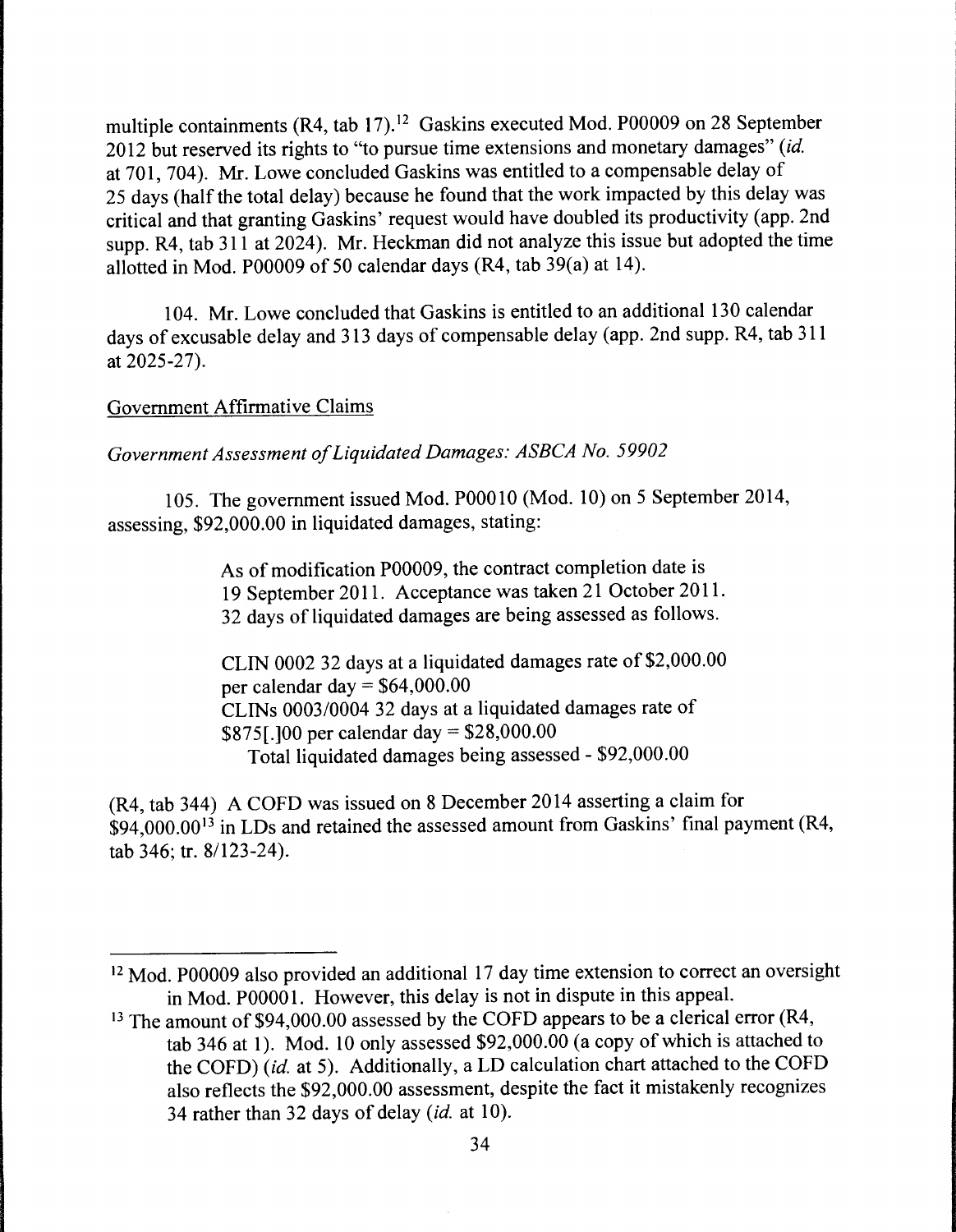multiple containments (R4, tab 17).[12] Gaskins executed Mod. P00009 on 28 September 2012 but reserved its rights to "to pursue time extensions and monetary damages" (*id.* at 701, 704). Mr. Lowe concluded Gaskins was entitled to a compensable delay of 25 days (half the total delay) because he found that the work impacted by this delay was critical and that granting Gaskins' request would have doubled its productivity (app. 2nd supp. R4, tab 311 at 2024). Mr. Heckman did not analyze this issue but adopted the time allotted in Mod. P00009 of 50 calendar days (R4, tab 39(a) at 14).

104. Mr. Lowe concluded that Gaskins is entitled to an additional 130 calendar days of excusable delay and 313 days of compensable delay (app. 2nd supp. R4, tab 311 at 2025-27).

Government Affirmative Claims

*Government Assessment of Liquidated Damages: ASBCA No. 59902*

105. The government issued Mod. P00010 (Mod. 10) on 5 September 2014, assessing, $92,000.00 in liquidated damages, stating:

> As of modification P00009, the contract completion date is 19 September 2011. Acceptance was taken 21 October 2011. 32 days of liquidated damages are being assessed as follows.
>
> CLIN 0002 32 days at a liquidated damages rate of $2,000.00 per calendar day = $64,000.00
> CLINs 0003/0004 32 days at a liquidated damages rate of $875[.]00 per calendar day = $28,000.00
> Total liquidated damages being assessed - $92,000.00

(R4, tab 344) A COFD was issued on 8 December 2014 asserting a claim for $94,000.00[13] in LDs and retained the assessed amount from Gaskins' final payment (R4, tab 346; tr. 8/123-24).

---

[12] Mod. P00009 also provided an additional 17 day time extension to correct an oversight in Mod. P00001. However, this delay is not in dispute in this appeal.

[13] The amount of $94,000.00 assessed by the COFD appears to be a clerical error (R4, tab 346 at 1). Mod. 10 only assessed $92,000.00 (a copy of which is attached to the COFD) (*id.* at 5). Additionally, a LD calculation chart attached to the COFD also reflects the $92,000.00 assessment, despite the fact it mistakenly recognizes 34 rather than 32 days of delay (*id.* at 10).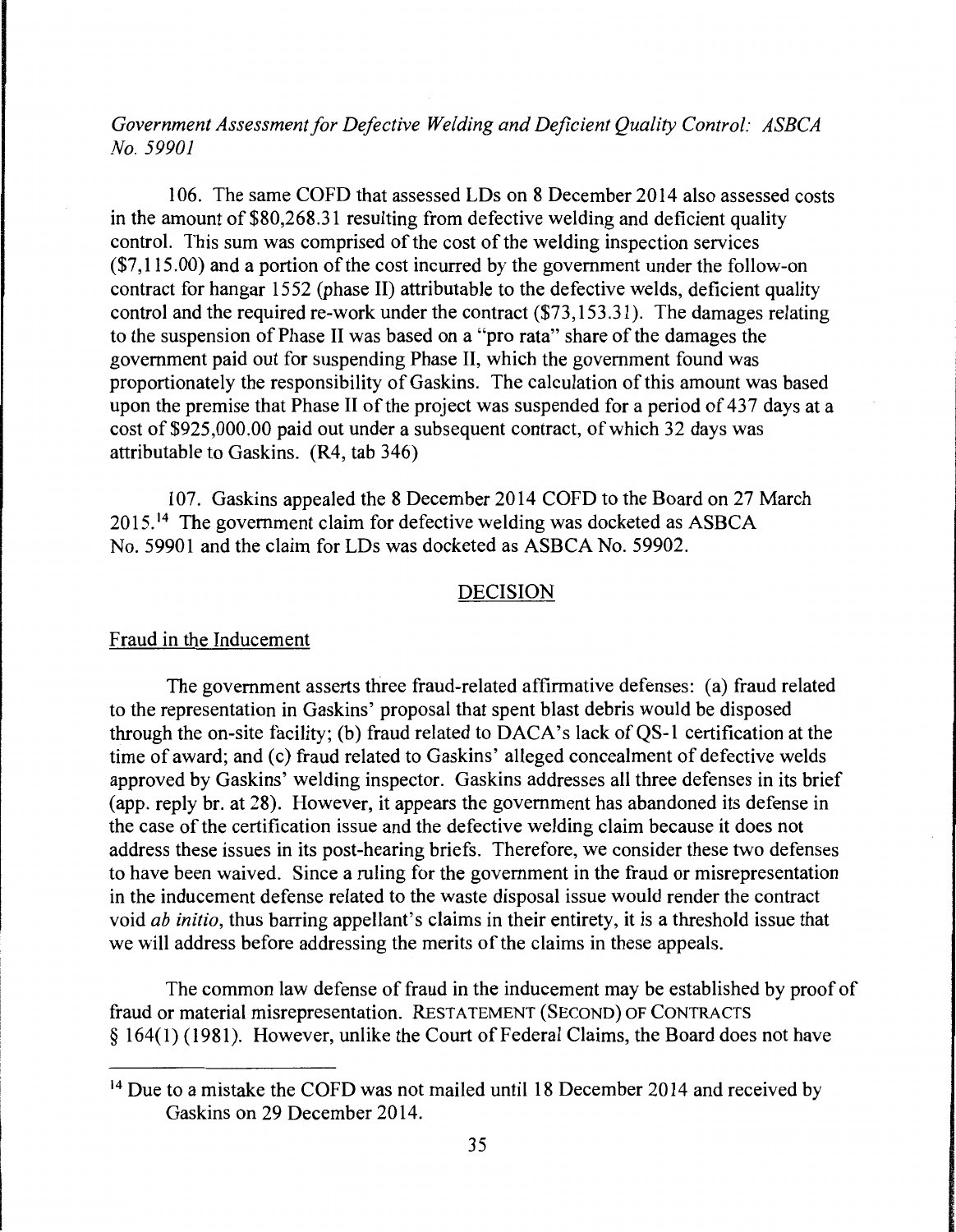*Government Assessment for Defective Welding and Deficient Quality Control: ASBCA No. 59901*

106. The same COFD that assessed LDs on 8 December 2014 also assessed costs in the amount of $80,268.31 resulting from defective welding and deficient quality control. This sum was comprised of the cost of the welding inspection services ($7,115.00) and a portion of the cost incurred by the government under the follow-on contract for hangar 1552 (phase II) attributable to the defective welds, deficient quality control and the required re-work under the contract ($73,153.31). The damages relating to the suspension of Phase II was based on a "pro rata" share of the damages the government paid out for suspending Phase II, which the government found was proportionately the responsibility of Gaskins. The calculation of this amount was based upon the premise that Phase II of the project was suspended for a period of 437 days at a cost of $925,000.00 paid out under a subsequent contract, of which 32 days was attributable to Gaskins. (R4, tab 346)

107. Gaskins appealed the 8 December 2014 COFD to the Board on 27 March 2015.[14] The government claim for defective welding was docketed as ASBCA No. 59901 and the claim for LDs was docketed as ASBCA No. 59902.

## DECISION

Fraud in the Inducement

The government asserts three fraud-related affirmative defenses: (a) fraud related to the representation in Gaskins' proposal that spent blast debris would be disposed through the on-site facility; (b) fraud related to DACA's lack of QS-1 certification at the time of award; and (c) fraud related to Gaskins' alleged concealment of defective welds approved by Gaskins' welding inspector. Gaskins addresses all three defenses in its brief (app. reply br. at 28). However, it appears the government has abandoned its defense in the case of the certification issue and the defective welding claim because it does not address these issues in its post-hearing briefs. Therefore, we consider these two defenses to have been waived. Since a ruling for the government in the fraud or misrepresentation in the inducement defense related to the waste disposal issue would render the contract void *ab initio*, thus barring appellant's claims in their entirety, it is a threshold issue that we will address before addressing the merits of the claims in these appeals.

The common law defense of fraud in the inducement may be established by proof of fraud or material misrepresentation. RESTATEMENT (SECOND) OF CONTRACTS § 164(1) (1981). However, unlike the Court of Federal Claims, the Board does not have

[14] Due to a mistake the COFD was not mailed until 18 December 2014 and received by Gaskins on 29 December 2014.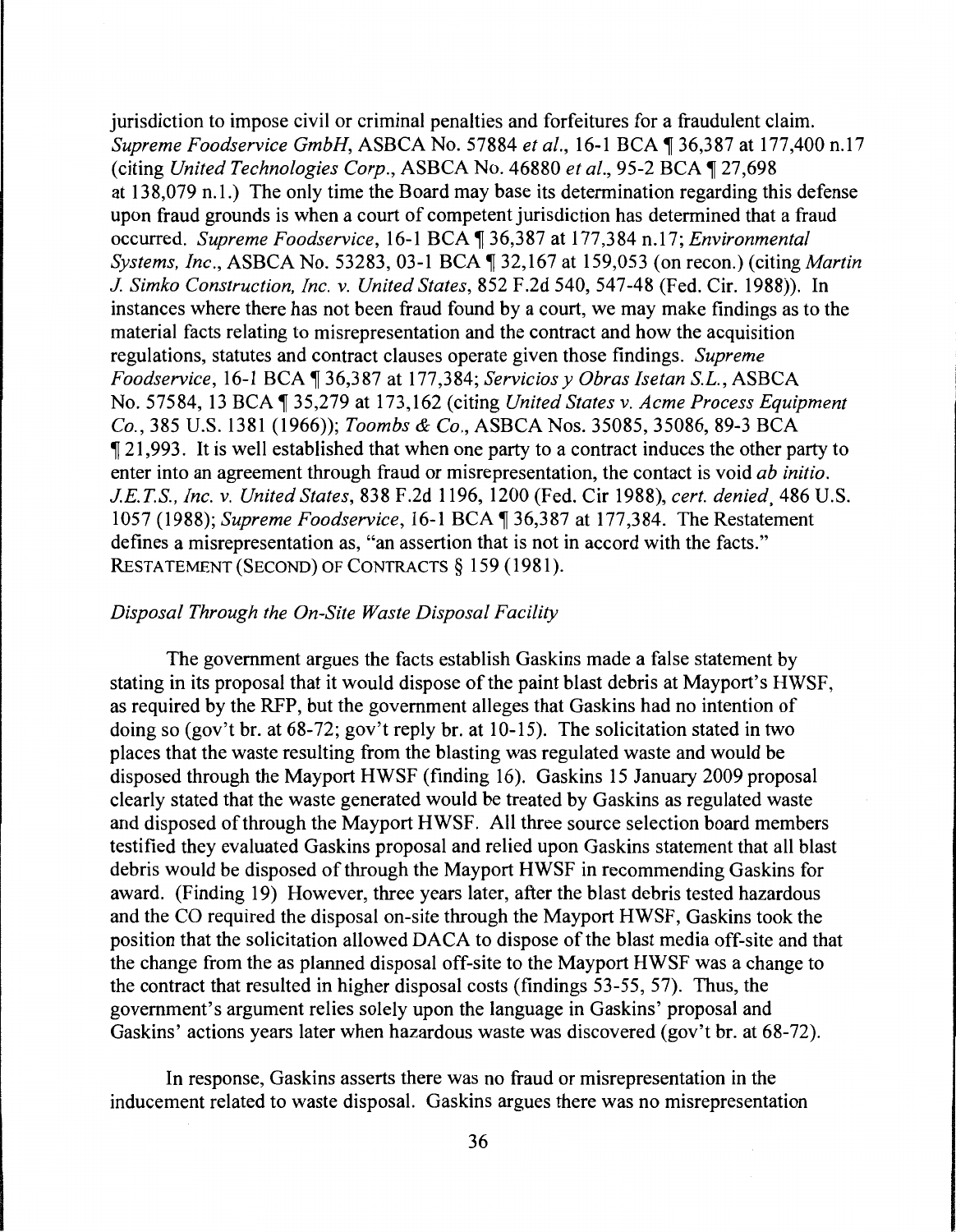jurisdiction to impose civil or criminal penalties and forfeitures for a fraudulent claim. *Supreme Foodservice GmbH*, ASBCA No. 57884 *et al.*, 16-1 BCA ¶ 36,387 at 177,400 n.17 (citing *United Technologies Corp.*, ASBCA No. 46880 *et al.*, 95-2 BCA ¶ 27,698 at 138,079 n.1.) The only time the Board may base its determination regarding this defense upon fraud grounds is when a court of competent jurisdiction has determined that a fraud occurred. *Supreme Foodservice*, 16-1 BCA ¶ 36,387 at 177,384 n.17; *Environmental Systems, Inc.*, ASBCA No. 53283, 03-1 BCA ¶ 32,167 at 159,053 (on recon.) (citing *Martin J. Simko Construction, Inc. v. United States*, 852 F.2d 540, 547-48 (Fed. Cir. 1988)). In instances where there has not been fraud found by a court, we may make findings as to the material facts relating to misrepresentation and the contract and how the acquisition regulations, statutes and contract clauses operate given those findings. *Supreme Foodservice*, 16-1 BCA ¶ 36,387 at 177,384; *Servicios y Obras Isetan S.L.*, ASBCA No. 57584, 13 BCA ¶ 35,279 at 173,162 (citing *United States v. Acme Process Equipment Co.*, 385 U.S. 1381 (1966)); *Toombs & Co.*, ASBCA Nos. 35085, 35086, 89-3 BCA ¶ 21,993. It is well established that when one party to a contract induces the other party to enter into an agreement through fraud or misrepresentation, the contact is void *ab initio*. *J.E.T.S., Inc. v. United States*, 838 F.2d 1196, 1200 (Fed. Cir 1988), *cert. denied*, 486 U.S. 1057 (1988); *Supreme Foodservice*, 16-1 BCA ¶ 36,387 at 177,384. The Restatement defines a misrepresentation as, "an assertion that is not in accord with the facts." RESTATEMENT (SECOND) OF CONTRACTS § 159 (1981).

*Disposal Through the On-Site Waste Disposal Facility*

The government argues the facts establish Gaskins made a false statement by stating in its proposal that it would dispose of the paint blast debris at Mayport's HWSF, as required by the RFP, but the government alleges that Gaskins had no intention of doing so (gov't br. at 68-72; gov't reply br. at 10-15). The solicitation stated in two places that the waste resulting from the blasting was regulated waste and would be disposed through the Mayport HWSF (finding 16). Gaskins 15 January 2009 proposal clearly stated that the waste generated would be treated by Gaskins as regulated waste and disposed of through the Mayport HWSF. All three source selection board members testified they evaluated Gaskins proposal and relied upon Gaskins statement that all blast debris would be disposed of through the Mayport HWSF in recommending Gaskins for award. (Finding 19) However, three years later, after the blast debris tested hazardous and the CO required the disposal on-site through the Mayport HWSF, Gaskins took the position that the solicitation allowed DACA to dispose of the blast media off-site and that the change from the as planned disposal off-site to the Mayport HWSF was a change to the contract that resulted in higher disposal costs (findings 53-55, 57). Thus, the government's argument relies solely upon the language in Gaskins' proposal and Gaskins' actions years later when hazardous waste was discovered (gov't br. at 68-72).

In response, Gaskins asserts there was no fraud or misrepresentation in the inducement related to waste disposal. Gaskins argues there was no misrepresentation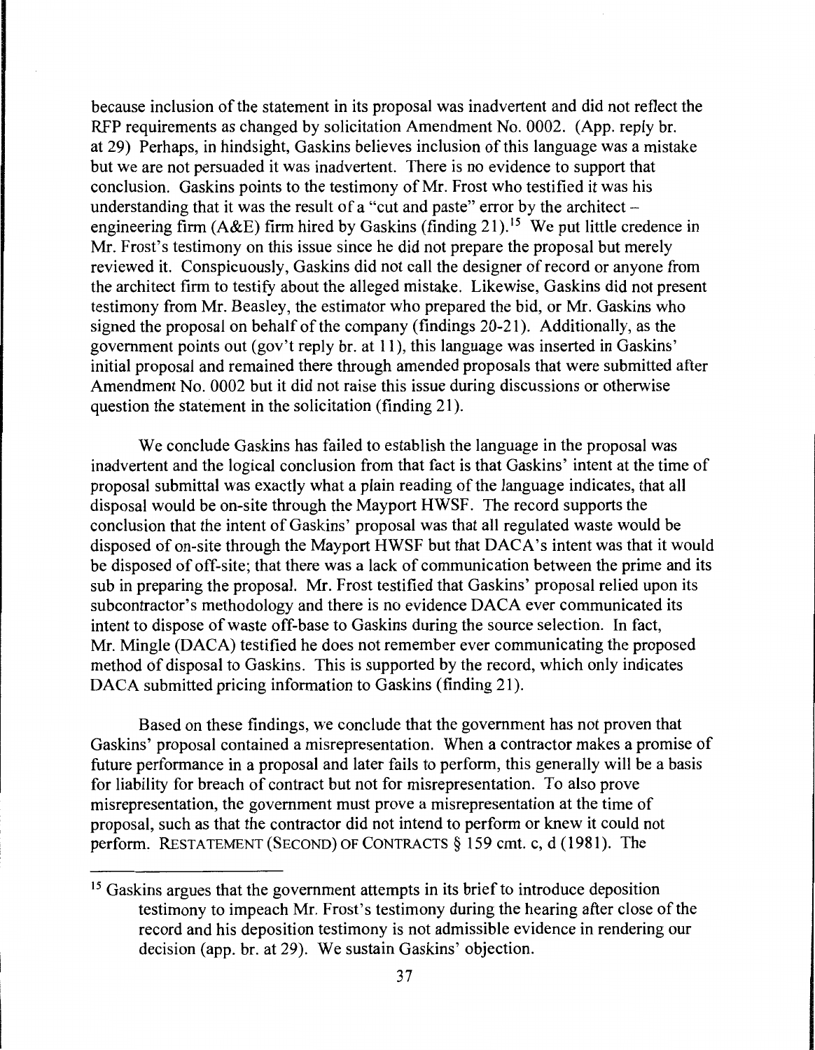because inclusion of the statement in its proposal was inadvertent and did not reflect the RFP requirements as changed by solicitation Amendment No. 0002. (App. reply br. at 29) Perhaps, in hindsight, Gaskins believes inclusion of this language was a mistake but we are not persuaded it was inadvertent. There is no evidence to support that conclusion. Gaskins points to the testimony of Mr. Frost who testified it was his understanding that it was the result of a "cut and paste" error by the architect – engineering firm (A&E) firm hired by Gaskins (finding 21).[15] We put little credence in Mr. Frost's testimony on this issue since he did not prepare the proposal but merely reviewed it. Conspicuously, Gaskins did not call the designer of record or anyone from the architect firm to testify about the alleged mistake. Likewise, Gaskins did not present testimony from Mr. Beasley, the estimator who prepared the bid, or Mr. Gaskins who signed the proposal on behalf of the company (findings 20-21). Additionally, as the government points out (gov't reply br. at 11), this language was inserted in Gaskins' initial proposal and remained there through amended proposals that were submitted after Amendment No. 0002 but it did not raise this issue during discussions or otherwise question the statement in the solicitation (finding 21).

We conclude Gaskins has failed to establish the language in the proposal was inadvertent and the logical conclusion from that fact is that Gaskins' intent at the time of proposal submittal was exactly what a plain reading of the language indicates, that all disposal would be on-site through the Mayport HWSF. The record supports the conclusion that the intent of Gaskins' proposal was that all regulated waste would be disposed of on-site through the Mayport HWSF but that DACA's intent was that it would be disposed of off-site; that there was a lack of communication between the prime and its sub in preparing the proposal. Mr. Frost testified that Gaskins' proposal relied upon its subcontractor's methodology and there is no evidence DACA ever communicated its intent to dispose of waste off-base to Gaskins during the source selection. In fact, Mr. Mingle (DACA) testified he does not remember ever communicating the proposed method of disposal to Gaskins. This is supported by the record, which only indicates DACA submitted pricing information to Gaskins (finding 21).

Based on these findings, we conclude that the government has not proven that Gaskins' proposal contained a misrepresentation. When a contractor makes a promise of future performance in a proposal and later fails to perform, this generally will be a basis for liability for breach of contract but not for misrepresentation. To also prove misrepresentation, the government must prove a misrepresentation at the time of proposal, such as that the contractor did not intend to perform or knew it could not perform. RESTATEMENT (SECOND) OF CONTRACTS § 159 cmt. c, d (1981). The

[15] Gaskins argues that the government attempts in its brief to introduce deposition testimony to impeach Mr. Frost's testimony during the hearing after close of the record and his deposition testimony is not admissible evidence in rendering our decision (app. br. at 29). We sustain Gaskins' objection.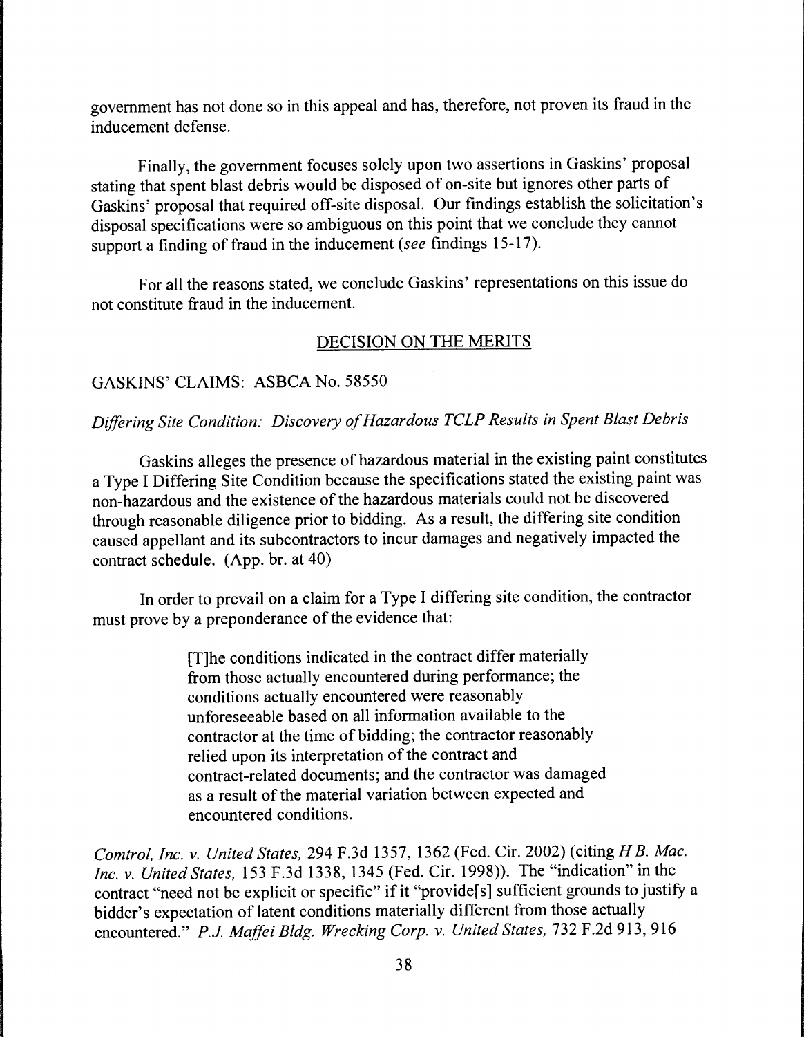government has not done so in this appeal and has, therefore, not proven its fraud in the inducement defense.

Finally, the government focuses solely upon two assertions in Gaskins' proposal stating that spent blast debris would be disposed of on-site but ignores other parts of Gaskins' proposal that required off-site disposal. Our findings establish the solicitation's disposal specifications were so ambiguous on this point that we conclude they cannot support a finding of fraud in the inducement (*see* findings 15-17).

For all the reasons stated, we conclude Gaskins' representations on this issue do not constitute fraud in the inducement.

## DECISION ON THE MERITS

### GASKINS' CLAIMS: ASBCA No. 58550

*Differing Site Condition: Discovery of Hazardous TCLP Results in Spent Blast Debris*

Gaskins alleges the presence of hazardous material in the existing paint constitutes a Type I Differing Site Condition because the specifications stated the existing paint was non-hazardous and the existence of the hazardous materials could not be discovered through reasonable diligence prior to bidding. As a result, the differing site condition caused appellant and its subcontractors to incur damages and negatively impacted the contract schedule. (App. br. at 40)

In order to prevail on a claim for a Type I differing site condition, the contractor must prove by a preponderance of the evidence that:

> [T]he conditions indicated in the contract differ materially from those actually encountered during performance; the conditions actually encountered were reasonably unforeseeable based on all information available to the contractor at the time of bidding; the contractor reasonably relied upon its interpretation of the contract and contract-related documents; and the contractor was damaged as a result of the material variation between expected and encountered conditions.

*Comtrol, Inc. v. United States*, 294 F.3d 1357, 1362 (Fed. Cir. 2002) (citing *H B. Mac. Inc. v. United States*, 153 F.3d 1338, 1345 (Fed. Cir. 1998)). The "indication" in the contract "need not be explicit or specific" if it "provide[s] sufficient grounds to justify a bidder's expectation of latent conditions materially different from those actually encountered." *P.J. Maffei Bldg. Wrecking Corp. v. United States*, 732 F.2d 913, 916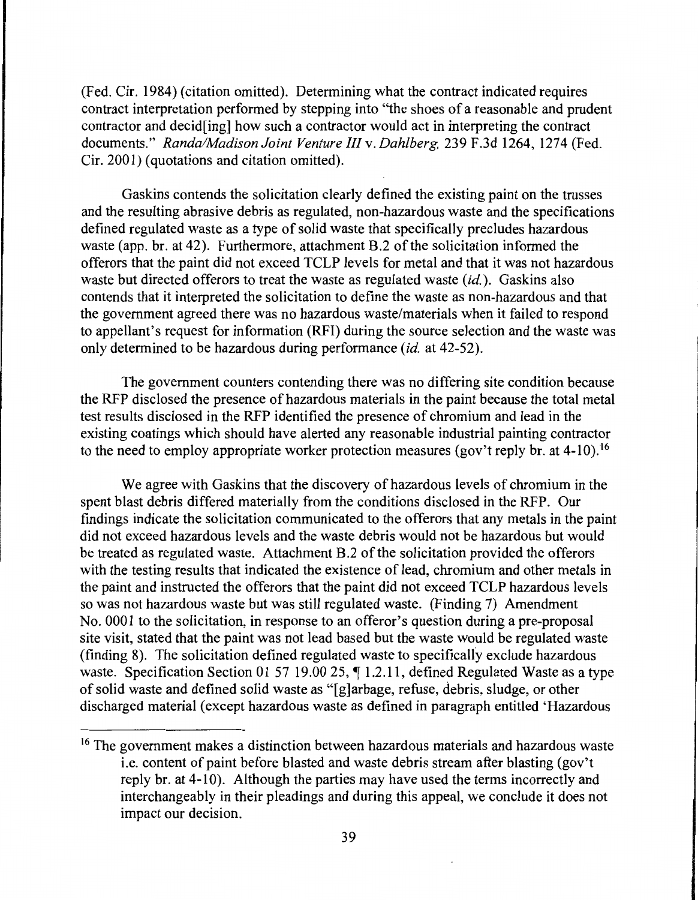(Fed. Cir. 1984) (citation omitted). Determining what the contract indicated requires contract interpretation performed by stepping into "the shoes of a reasonable and prudent contractor and decid[ing] how such a contractor would act in interpreting the contract documents." *Randa/Madison Joint Venture III* v. *Dahlberg*, 239 F.3d 1264, 1274 (Fed. Cir. 2001) (quotations and citation omitted).

Gaskins contends the solicitation clearly defined the existing paint on the trusses and the resulting abrasive debris as regulated, non-hazardous waste and the specifications defined regulated waste as a type of solid waste that specifically precludes hazardous waste (app. br. at 42). Furthermore, attachment B.2 of the solicitation informed the offerors that the paint did not exceed TCLP levels for metal and that it was not hazardous waste but directed offerors to treat the waste as regulated waste (*id.*). Gaskins also contends that it interpreted the solicitation to define the waste as non-hazardous and that the government agreed there was no hazardous waste/materials when it failed to respond to appellant's request for information (RFI) during the source selection and the waste was only determined to be hazardous during performance (*id.* at 42-52).

The government counters contending there was no differing site condition because the RFP disclosed the presence of hazardous materials in the paint because the total metal test results disclosed in the RFP identified the presence of chromium and lead in the existing coatings which should have alerted any reasonable industrial painting contractor to the need to employ appropriate worker protection measures (gov't reply br. at 4-10).[16]

We agree with Gaskins that the discovery of hazardous levels of chromium in the spent blast debris differed materially from the conditions disclosed in the RFP. Our findings indicate the solicitation communicated to the offerors that any metals in the paint did not exceed hazardous levels and the waste debris would not be hazardous but would be treated as regulated waste. Attachment B.2 of the solicitation provided the offerors with the testing results that indicated the existence of lead, chromium and other metals in the paint and instructed the offerors that the paint did not exceed TCLP hazardous levels so was not hazardous waste but was still regulated waste. (Finding 7) Amendment No. 0001 to the solicitation, in response to an offeror's question during a pre-proposal site visit, stated that the paint was not lead based but the waste would be regulated waste (finding 8). The solicitation defined regulated waste to specifically exclude hazardous waste. Specification Section 01 57 19.00 25, ¶ 1.2.11, defined Regulated Waste as a type of solid waste and defined solid waste as "[g]arbage, refuse, debris, sludge, or other discharged material (except hazardous waste as defined in paragraph entitled 'Hazardous

---

[16] The government makes a distinction between hazardous materials and hazardous waste i.e. content of paint before blasted and waste debris stream after blasting (gov't reply br. at 4-10). Although the parties may have used the terms incorrectly and interchangeably in their pleadings and during this appeal, we conclude it does not impact our decision.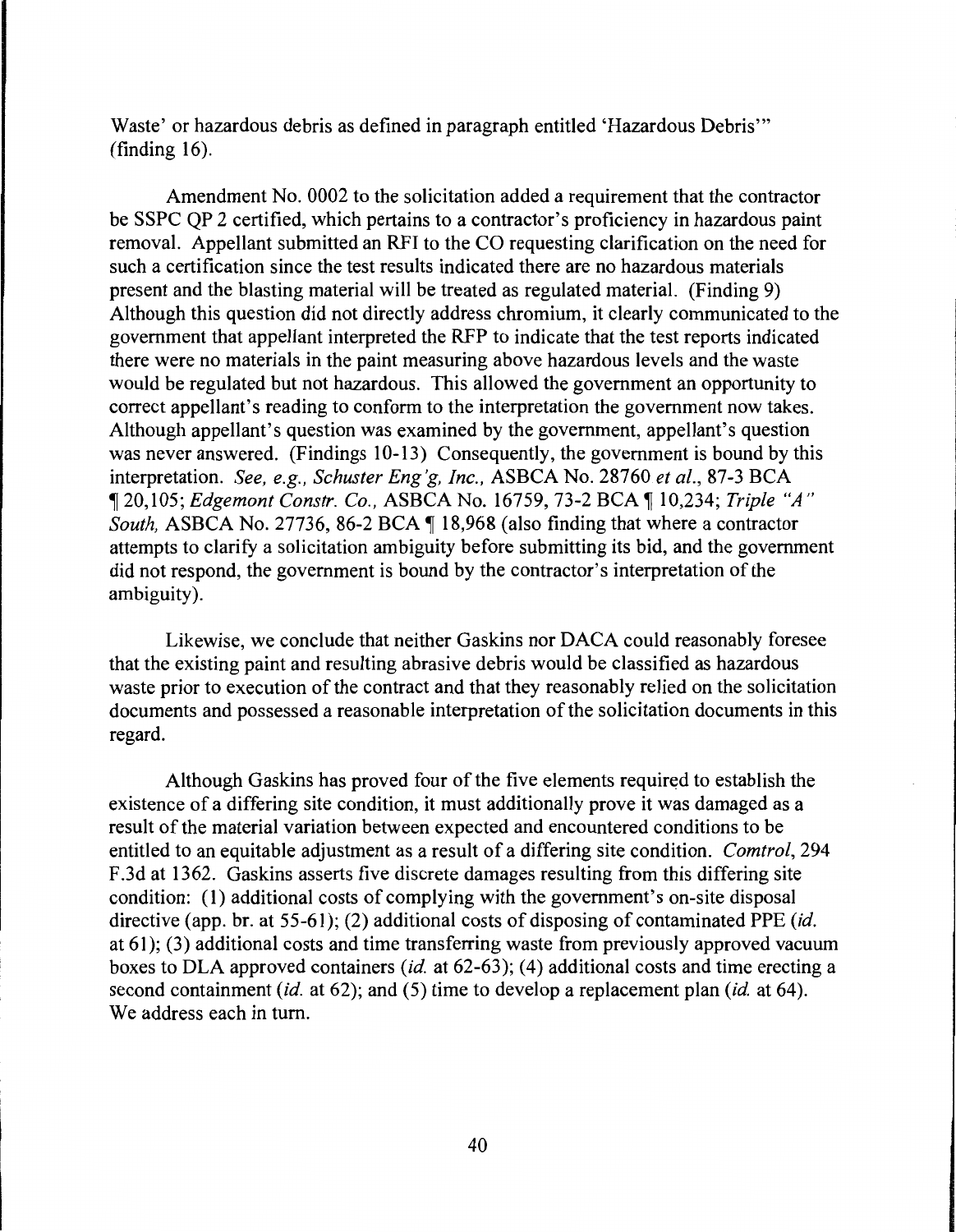Waste' or hazardous debris as defined in paragraph entitled 'Hazardous Debris'" (finding 16).

Amendment No. 0002 to the solicitation added a requirement that the contractor be SSPC QP 2 certified, which pertains to a contractor's proficiency in hazardous paint removal. Appellant submitted an RFI to the CO requesting clarification on the need for such a certification since the test results indicated there are no hazardous materials present and the blasting material will be treated as regulated material. (Finding 9) Although this question did not directly address chromium, it clearly communicated to the government that appellant interpreted the RFP to indicate that the test reports indicated there were no materials in the paint measuring above hazardous levels and the waste would be regulated but not hazardous. This allowed the government an opportunity to correct appellant's reading to conform to the interpretation the government now takes. Although appellant's question was examined by the government, appellant's question was never answered. (Findings 10-13) Consequently, the government is bound by this interpretation. *See, e.g., Schuster Eng'g, Inc.,* ASBCA No. 28760 *et al.*, 87-3 BCA ¶ 20,105; *Edgemont Constr. Co.,* ASBCA No. 16759, 73-2 BCA ¶ 10,234; *Triple "A" South,* ASBCA No. 27736, 86-2 BCA ¶ 18,968 (also finding that where a contractor attempts to clarify a solicitation ambiguity before submitting its bid, and the government did not respond, the government is bound by the contractor's interpretation of the ambiguity).

Likewise, we conclude that neither Gaskins nor DACA could reasonably foresee that the existing paint and resulting abrasive debris would be classified as hazardous waste prior to execution of the contract and that they reasonably relied on the solicitation documents and possessed a reasonable interpretation of the solicitation documents in this regard.

Although Gaskins has proved four of the five elements required to establish the existence of a differing site condition, it must additionally prove it was damaged as a result of the material variation between expected and encountered conditions to be entitled to an equitable adjustment as a result of a differing site condition. *Comtrol*, 294 F.3d at 1362. Gaskins asserts five discrete damages resulting from this differing site condition: (1) additional costs of complying with the government's on-site disposal directive (app. br. at 55-61); (2) additional costs of disposing of contaminated PPE (*id.* at 61); (3) additional costs and time transferring waste from previously approved vacuum boxes to DLA approved containers (*id.* at 62-63); (4) additional costs and time erecting a second containment (*id.* at 62); and (5) time to develop a replacement plan (*id.* at 64). We address each in turn.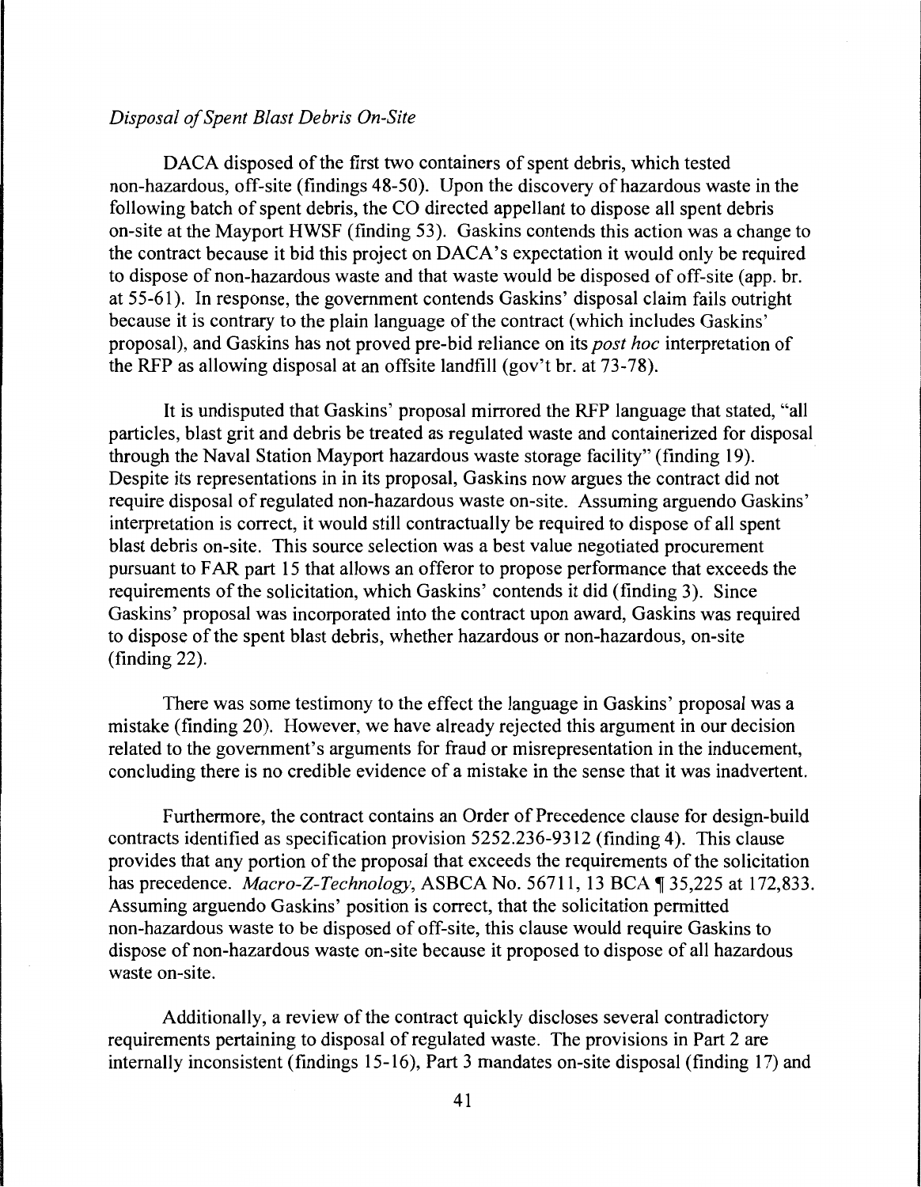*Disposal of Spent Blast Debris On-Site*

DACA disposed of the first two containers of spent debris, which tested non-hazardous, off-site (findings 48-50). Upon the discovery of hazardous waste in the following batch of spent debris, the CO directed appellant to dispose all spent debris on-site at the Mayport HWSF (finding 53). Gaskins contends this action was a change to the contract because it bid this project on DACA's expectation it would only be required to dispose of non-hazardous waste and that waste would be disposed of off-site (app. br. at 55-61). In response, the government contends Gaskins' disposal claim fails outright because it is contrary to the plain language of the contract (which includes Gaskins' proposal), and Gaskins has not proved pre-bid reliance on its *post hoc* interpretation of the RFP as allowing disposal at an offsite landfill (gov't br. at 73-78).

It is undisputed that Gaskins' proposal mirrored the RFP language that stated, "all particles, blast grit and debris be treated as regulated waste and containerized for disposal through the Naval Station Mayport hazardous waste storage facility" (finding 19). Despite its representations in in its proposal, Gaskins now argues the contract did not require disposal of regulated non-hazardous waste on-site. Assuming arguendo Gaskins' interpretation is correct, it would still contractually be required to dispose of all spent blast debris on-site. This source selection was a best value negotiated procurement pursuant to FAR part 15 that allows an offeror to propose performance that exceeds the requirements of the solicitation, which Gaskins' contends it did (finding 3). Since Gaskins' proposal was incorporated into the contract upon award, Gaskins was required to dispose of the spent blast debris, whether hazardous or non-hazardous, on-site (finding 22).

There was some testimony to the effect the language in Gaskins' proposal was a mistake (finding 20). However, we have already rejected this argument in our decision related to the government's arguments for fraud or misrepresentation in the inducement, concluding there is no credible evidence of a mistake in the sense that it was inadvertent.

Furthermore, the contract contains an Order of Precedence clause for design-build contracts identified as specification provision 5252.236-9312 (finding 4). This clause provides that any portion of the proposal that exceeds the requirements of the solicitation has precedence. *Macro-Z-Technology*, ASBCA No. 56711, 13 BCA ¶ 35,225 at 172,833. Assuming arguendo Gaskins' position is correct, that the solicitation permitted non-hazardous waste to be disposed of off-site, this clause would require Gaskins to dispose of non-hazardous waste on-site because it proposed to dispose of all hazardous waste on-site.

Additionally, a review of the contract quickly discloses several contradictory requirements pertaining to disposal of regulated waste. The provisions in Part 2 are internally inconsistent (findings 15-16), Part 3 mandates on-site disposal (finding 17) and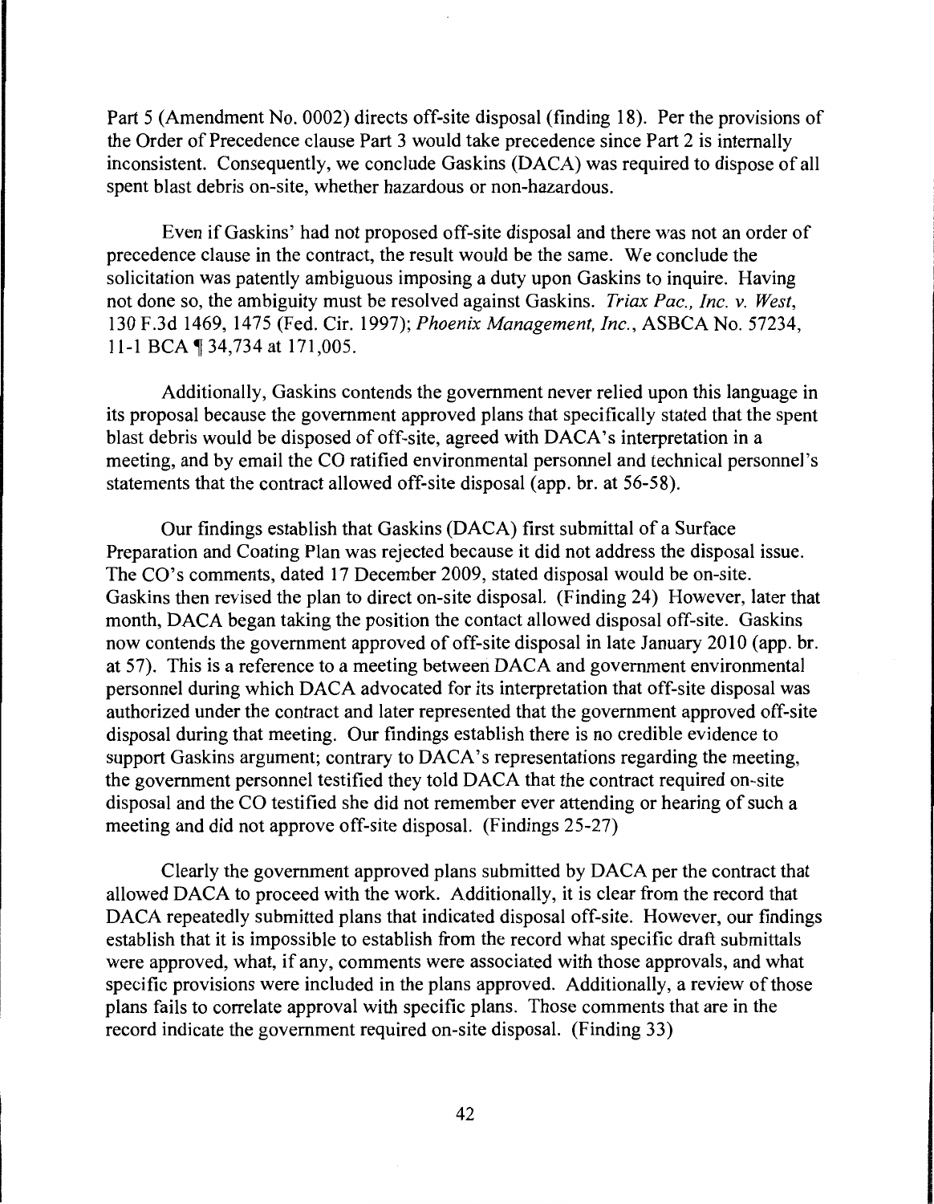Part 5 (Amendment No. 0002) directs off-site disposal (finding 18). Per the provisions of the Order of Precedence clause Part 3 would take precedence since Part 2 is internally inconsistent. Consequently, we conclude Gaskins (DACA) was required to dispose of all spent blast debris on-site, whether hazardous or non-hazardous.

Even if Gaskins' had not proposed off-site disposal and there was not an order of precedence clause in the contract, the result would be the same. We conclude the solicitation was patently ambiguous imposing a duty upon Gaskins to inquire. Having not done so, the ambiguity must be resolved against Gaskins. *Triax Pac., Inc. v. West*, 130 F.3d 1469, 1475 (Fed. Cir. 1997); *Phoenix Management, Inc.*, ASBCA No. 57234, 11-1 BCA ¶ 34,734 at 171,005.

Additionally, Gaskins contends the government never relied upon this language in its proposal because the government approved plans that specifically stated that the spent blast debris would be disposed of off-site, agreed with DACA's interpretation in a meeting, and by email the CO ratified environmental personnel and technical personnel's statements that the contract allowed off-site disposal (app. br. at 56-58).

Our findings establish that Gaskins (DACA) first submittal of a Surface Preparation and Coating Plan was rejected because it did not address the disposal issue. The CO's comments, dated 17 December 2009, stated disposal would be on-site. Gaskins then revised the plan to direct on-site disposal. (Finding 24) However, later that month, DACA began taking the position the contact allowed disposal off-site. Gaskins now contends the government approved of off-site disposal in late January 2010 (app. br. at 57). This is a reference to a meeting between DACA and government environmental personnel during which DACA advocated for its interpretation that off-site disposal was authorized under the contract and later represented that the government approved off-site disposal during that meeting. Our findings establish there is no credible evidence to support Gaskins argument; contrary to DACA's representations regarding the meeting, the government personnel testified they told DACA that the contract required on-site disposal and the CO testified she did not remember ever attending or hearing of such a meeting and did not approve off-site disposal. (Findings 25-27)

Clearly the government approved plans submitted by DACA per the contract that allowed DACA to proceed with the work. Additionally, it is clear from the record that DACA repeatedly submitted plans that indicated disposal off-site. However, our findings establish that it is impossible to establish from the record what specific draft submittals were approved, what, if any, comments were associated with those approvals, and what specific provisions were included in the plans approved. Additionally, a review of those plans fails to correlate approval with specific plans. Those comments that are in the record indicate the government required on-site disposal. (Finding 33)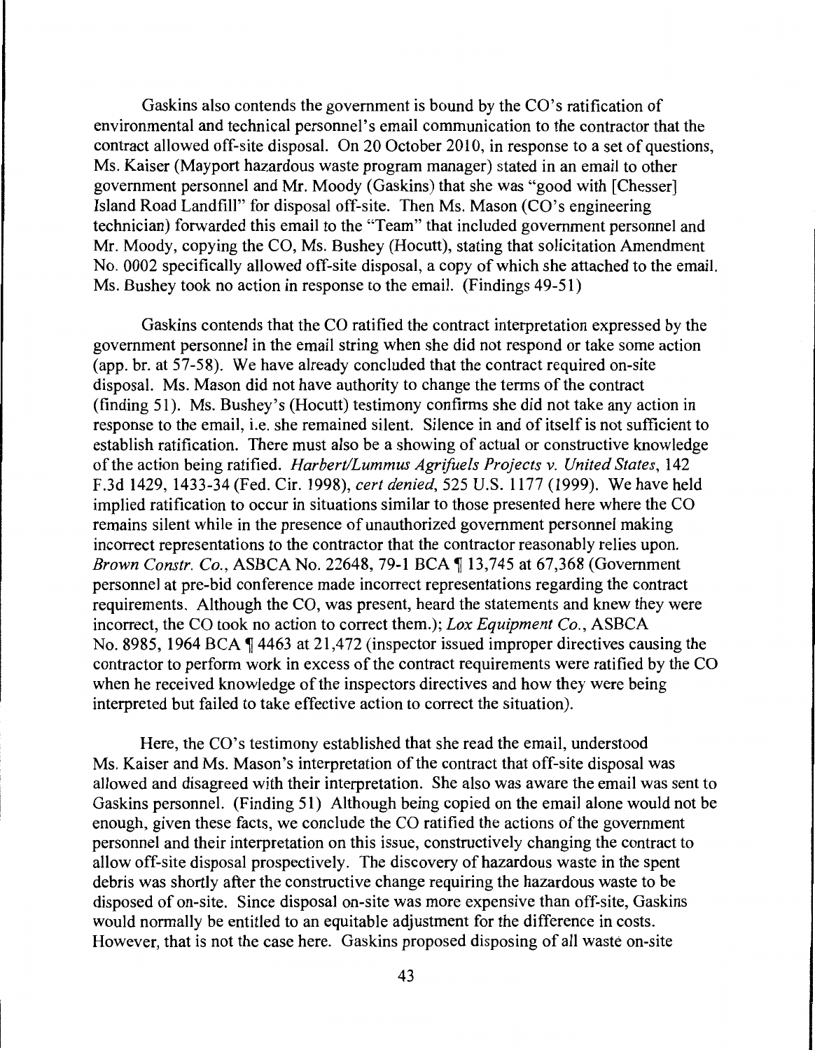Gaskins also contends the government is bound by the CO's ratification of environmental and technical personnel's email communication to the contractor that the contract allowed off-site disposal. On 20 October 2010, in response to a set of questions, Ms. Kaiser (Mayport hazardous waste program manager) stated in an email to other government personnel and Mr. Moody (Gaskins) that she was "good with [Chesser] Island Road Landfill" for disposal off-site. Then Ms. Mason (CO's engineering technician) forwarded this email to the "Team" that included government personnel and Mr. Moody, copying the CO, Ms. Bushey (Hocutt), stating that solicitation Amendment No. 0002 specifically allowed off-site disposal, a copy of which she attached to the email. Ms. Bushey took no action in response to the email. (Findings 49-51)

Gaskins contends that the CO ratified the contract interpretation expressed by the government personnel in the email string when she did not respond or take some action (app. br. at 57-58). We have already concluded that the contract required on-site disposal. Ms. Mason did not have authority to change the terms of the contract (finding 51). Ms. Bushey's (Hocutt) testimony confirms she did not take any action in response to the email, i.e. she remained silent. Silence in and of itself is not sufficient to establish ratification. There must also be a showing of actual or constructive knowledge of the action being ratified. *Harbert/Lummus Agrifuels Projects v. United States*, 142 F.3d 1429, 1433-34 (Fed. Cir. 1998), *cert denied*, 525 U.S. 1177 (1999). We have held implied ratification to occur in situations similar to those presented here where the CO remains silent while in the presence of unauthorized government personnel making incorrect representations to the contractor that the contractor reasonably relies upon. *Brown Constr. Co.*, ASBCA No. 22648, 79-1 BCA ¶ 13,745 at 67,368 (Government personnel at pre-bid conference made incorrect representations regarding the contract requirements. Although the CO, was present, heard the statements and knew they were incorrect, the CO took no action to correct them.); *Lox Equipment Co.*, ASBCA No. 8985, 1964 BCA ¶ 4463 at 21,472 (inspector issued improper directives causing the contractor to perform work in excess of the contract requirements were ratified by the CO when he received knowledge of the inspectors directives and how they were being interpreted but failed to take effective action to correct the situation).

Here, the CO's testimony established that she read the email, understood Ms. Kaiser and Ms. Mason's interpretation of the contract that off-site disposal was allowed and disagreed with their interpretation. She also was aware the email was sent to Gaskins personnel. (Finding 51) Although being copied on the email alone would not be enough, given these facts, we conclude the CO ratified the actions of the government personnel and their interpretation on this issue, constructively changing the contract to allow off-site disposal prospectively. The discovery of hazardous waste in the spent debris was shortly after the constructive change requiring the hazardous waste to be disposed of on-site. Since disposal on-site was more expensive than off-site, Gaskins would normally be entitled to an equitable adjustment for the difference in costs. However, that is not the case here. Gaskins proposed disposing of all waste on-site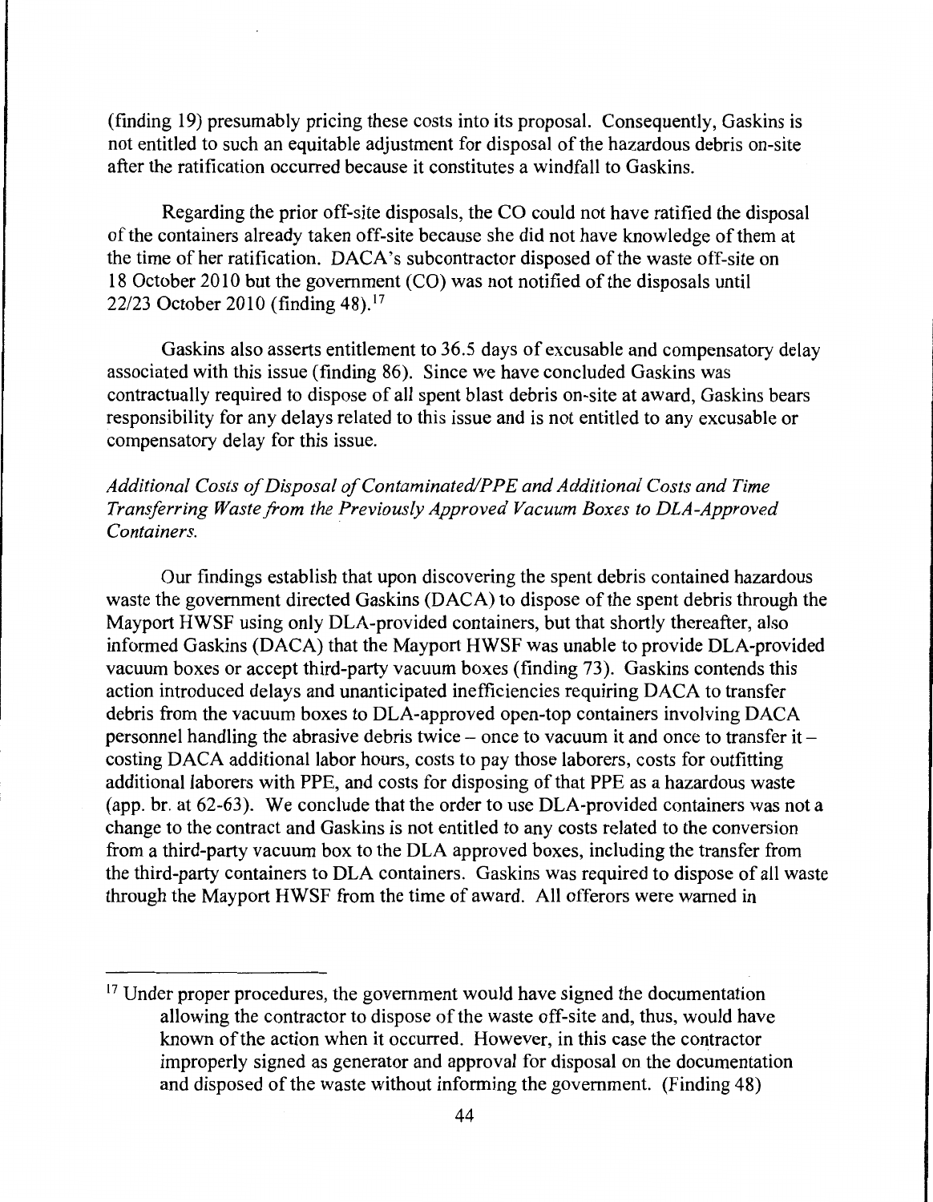(finding 19) presumably pricing these costs into its proposal. Consequently, Gaskins is not entitled to such an equitable adjustment for disposal of the hazardous debris on-site after the ratification occurred because it constitutes a windfall to Gaskins.

Regarding the prior off-site disposals, the CO could not have ratified the disposal of the containers already taken off-site because she did not have knowledge of them at the time of her ratification. DACA's subcontractor disposed of the waste off-site on 18 October 2010 but the government (CO) was not notified of the disposals until 22/23 October 2010 (finding 48).[17]

Gaskins also asserts entitlement to 36.5 days of excusable and compensatory delay associated with this issue (finding 86). Since we have concluded Gaskins was contractually required to dispose of all spent blast debris on-site at award, Gaskins bears responsibility for any delays related to this issue and is not entitled to any excusable or compensatory delay for this issue.

*Additional Costs of Disposal of Contaminated/PPE and Additional Costs and Time Transferring Waste from the Previously Approved Vacuum Boxes to DLA-Approved Containers.*

Our findings establish that upon discovering the spent debris contained hazardous waste the government directed Gaskins (DACA) to dispose of the spent debris through the Mayport HWSF using only DLA-provided containers, but that shortly thereafter, also informed Gaskins (DACA) that the Mayport HWSF was unable to provide DLA-provided vacuum boxes or accept third-party vacuum boxes (finding 73). Gaskins contends this action introduced delays and unanticipated inefficiencies requiring DACA to transfer debris from the vacuum boxes to DLA-approved open-top containers involving DACA personnel handling the abrasive debris twice – once to vacuum it and once to transfer it – costing DACA additional labor hours, costs to pay those laborers, costs for outfitting additional laborers with PPE, and costs for disposing of that PPE as a hazardous waste (app. br. at 62-63). We conclude that the order to use DLA-provided containers was not a change to the contract and Gaskins is not entitled to any costs related to the conversion from a third-party vacuum box to the DLA approved boxes, including the transfer from the third-party containers to DLA containers. Gaskins was required to dispose of all waste through the Mayport HWSF from the time of award. All offerors were warned in

[17] Under proper procedures, the government would have signed the documentation allowing the contractor to dispose of the waste off-site and, thus, would have known of the action when it occurred. However, in this case the contractor improperly signed as generator and approval for disposal on the documentation and disposed of the waste without informing the government. (Finding 48)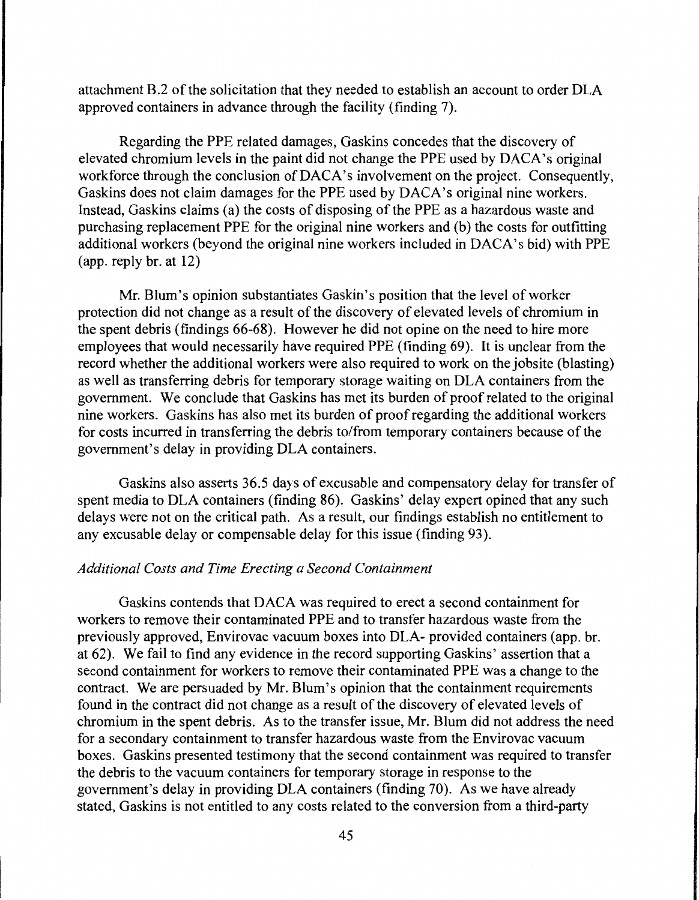attachment B.2 of the solicitation that they needed to establish an account to order DLA approved containers in advance through the facility (finding 7).

Regarding the PPE related damages, Gaskins concedes that the discovery of elevated chromium levels in the paint did not change the PPE used by DACA's original workforce through the conclusion of DACA's involvement on the project. Consequently, Gaskins does not claim damages for the PPE used by DACA's original nine workers. Instead, Gaskins claims (a) the costs of disposing of the PPE as a hazardous waste and purchasing replacement PPE for the original nine workers and (b) the costs for outfitting additional workers (beyond the original nine workers included in DACA's bid) with PPE (app. reply br. at 12)

Mr. Blum's opinion substantiates Gaskin's position that the level of worker protection did not change as a result of the discovery of elevated levels of chromium in the spent debris (findings 66-68). However he did not opine on the need to hire more employees that would necessarily have required PPE (finding 69). It is unclear from the record whether the additional workers were also required to work on the jobsite (blasting) as well as transferring debris for temporary storage waiting on DLA containers from the government. We conclude that Gaskins has met its burden of proof related to the original nine workers. Gaskins has also met its burden of proof regarding the additional workers for costs incurred in transferring the debris to/from temporary containers because of the government's delay in providing DLA containers.

Gaskins also asserts 36.5 days of excusable and compensatory delay for transfer of spent media to DLA containers (finding 86). Gaskins' delay expert opined that any such delays were not on the critical path. As a result, our findings establish no entitlement to any excusable delay or compensable delay for this issue (finding 93).

*Additional Costs and Time Erecting a Second Containment*

Gaskins contends that DACA was required to erect a second containment for workers to remove their contaminated PPE and to transfer hazardous waste from the previously approved, Envirovac vacuum boxes into DLA- provided containers (app. br. at 62). We fail to find any evidence in the record supporting Gaskins' assertion that a second containment for workers to remove their contaminated PPE was a change to the contract. We are persuaded by Mr. Blum's opinion that the containment requirements found in the contract did not change as a result of the discovery of elevated levels of chromium in the spent debris. As to the transfer issue, Mr. Blum did not address the need for a secondary containment to transfer hazardous waste from the Envirovac vacuum boxes. Gaskins presented testimony that the second containment was required to transfer the debris to the vacuum containers for temporary storage in response to the government's delay in providing DLA containers (finding 70). As we have already stated, Gaskins is not entitled to any costs related to the conversion from a third-party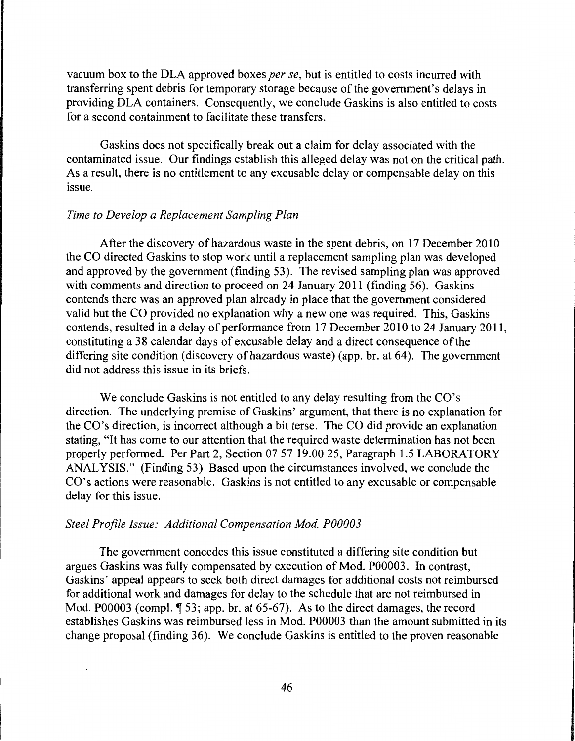vacuum box to the DLA approved boxes *per se*, but is entitled to costs incurred with transferring spent debris for temporary storage because of the government's delays in providing DLA containers. Consequently, we conclude Gaskins is also entitled to costs for a second containment to facilitate these transfers.

Gaskins does not specifically break out a claim for delay associated with the contaminated issue. Our findings establish this alleged delay was not on the critical path. As a result, there is no entitlement to any excusable delay or compensable delay on this issue.

*Time to Develop a Replacement Sampling Plan*

After the discovery of hazardous waste in the spent debris, on 17 December 2010 the CO directed Gaskins to stop work until a replacement sampling plan was developed and approved by the government (finding 53). The revised sampling plan was approved with comments and direction to proceed on 24 January 2011 (finding 56). Gaskins contends there was an approved plan already in place that the government considered valid but the CO provided no explanation why a new one was required. This, Gaskins contends, resulted in a delay of performance from 17 December 2010 to 24 January 2011, constituting a 38 calendar days of excusable delay and a direct consequence of the differing site condition (discovery of hazardous waste) (app. br. at 64). The government did not address this issue in its briefs.

We conclude Gaskins is not entitled to any delay resulting from the CO's direction. The underlying premise of Gaskins' argument, that there is no explanation for the CO's direction, is incorrect although a bit terse. The CO did provide an explanation stating, "It has come to our attention that the required waste determination has not been properly performed. Per Part 2, Section 07 57 19.00 25, Paragraph 1.5 LABORATORY ANALYSIS." (Finding 53) Based upon the circumstances involved, we conclude the CO's actions were reasonable. Gaskins is not entitled to any excusable or compensable delay for this issue.

*Steel Profile Issue: Additional Compensation Mod. P00003*

The government concedes this issue constituted a differing site condition but argues Gaskins was fully compensated by execution of Mod. P00003. In contrast, Gaskins' appeal appears to seek both direct damages for additional costs not reimbursed for additional work and damages for delay to the schedule that are not reimbursed in Mod. P00003 (compl. ¶ 53; app. br. at 65-67). As to the direct damages, the record establishes Gaskins was reimbursed less in Mod. P00003 than the amount submitted in its change proposal (finding 36). We conclude Gaskins is entitled to the proven reasonable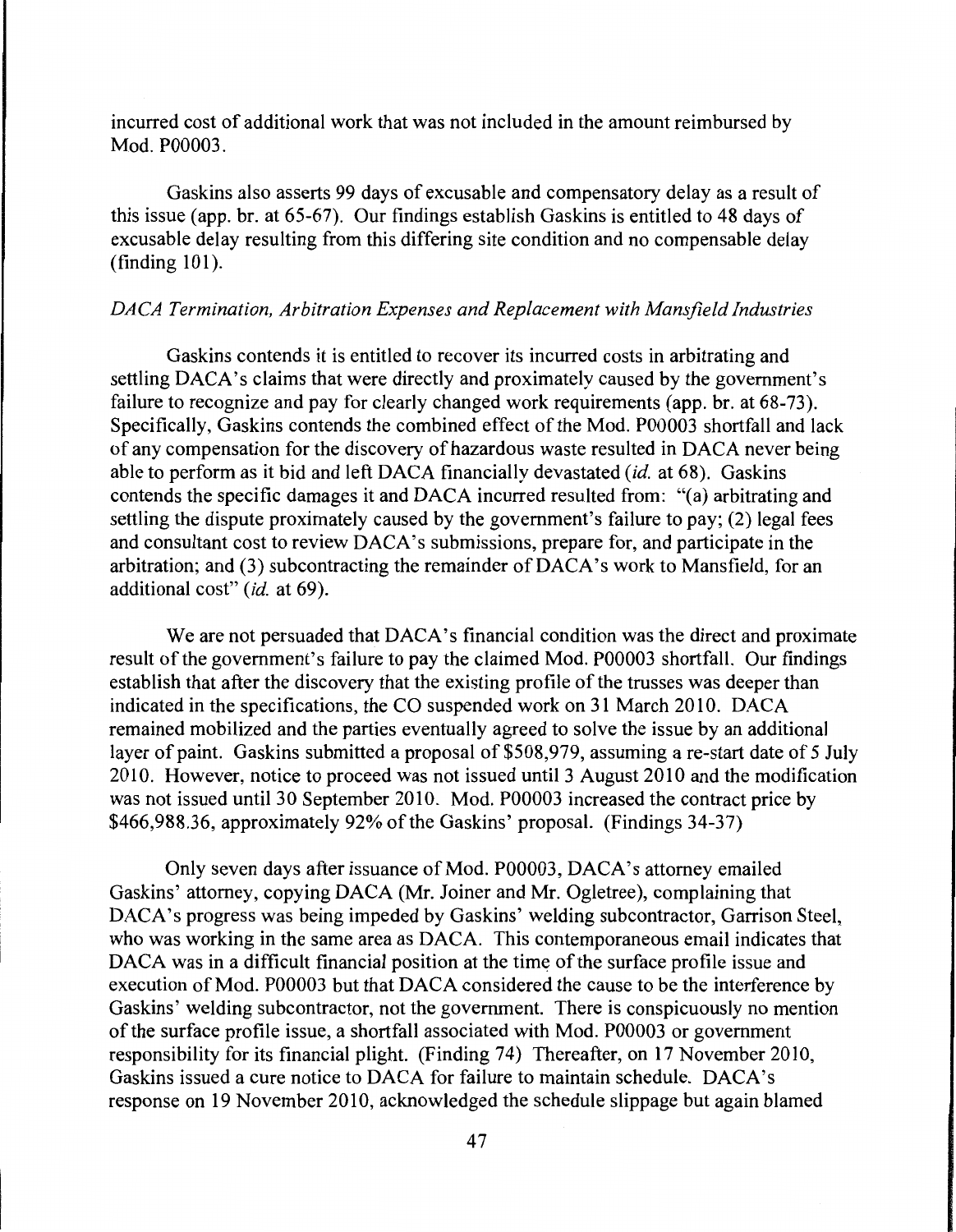incurred cost of additional work that was not included in the amount reimbursed by Mod. P00003.

Gaskins also asserts 99 days of excusable and compensatory delay as a result of this issue (app. br. at 65-67). Our findings establish Gaskins is entitled to 48 days of excusable delay resulting from this differing site condition and no compensable delay (finding 101).

*DACA Termination, Arbitration Expenses and Replacement with Mansfield Industries*

Gaskins contends it is entitled to recover its incurred costs in arbitrating and settling DACA's claims that were directly and proximately caused by the government's failure to recognize and pay for clearly changed work requirements (app. br. at 68-73). Specifically, Gaskins contends the combined effect of the Mod. P00003 shortfall and lack of any compensation for the discovery of hazardous waste resulted in DACA never being able to perform as it bid and left DACA financially devastated (*id.* at 68). Gaskins contends the specific damages it and DACA incurred resulted from: "(a) arbitrating and settling the dispute proximately caused by the government's failure to pay; (2) legal fees and consultant cost to review DACA's submissions, prepare for, and participate in the arbitration; and (3) subcontracting the remainder of DACA's work to Mansfield, for an additional cost" (*id.* at 69).

We are not persuaded that DACA's financial condition was the direct and proximate result of the government's failure to pay the claimed Mod. P00003 shortfall. Our findings establish that after the discovery that the existing profile of the trusses was deeper than indicated in the specifications, the CO suspended work on 31 March 2010. DACA remained mobilized and the parties eventually agreed to solve the issue by an additional layer of paint. Gaskins submitted a proposal of $508,979, assuming a re-start date of 5 July 2010. However, notice to proceed was not issued until 3 August 2010 and the modification was not issued until 30 September 2010. Mod. P00003 increased the contract price by $466,988.36, approximately 92% of the Gaskins' proposal. (Findings 34-37)

Only seven days after issuance of Mod. P00003, DACA's attorney emailed Gaskins' attorney, copying DACA (Mr. Joiner and Mr. Ogletree), complaining that DACA's progress was being impeded by Gaskins' welding subcontractor, Garrison Steel, who was working in the same area as DACA. This contemporaneous email indicates that DACA was in a difficult financial position at the time of the surface profile issue and execution of Mod. P00003 but that DACA considered the cause to be the interference by Gaskins' welding subcontractor, not the government. There is conspicuously no mention of the surface profile issue, a shortfall associated with Mod. P00003 or government responsibility for its financial plight. (Finding 74) Thereafter, on 17 November 2010, Gaskins issued a cure notice to DACA for failure to maintain schedule. DACA's response on 19 November 2010, acknowledged the schedule slippage but again blamed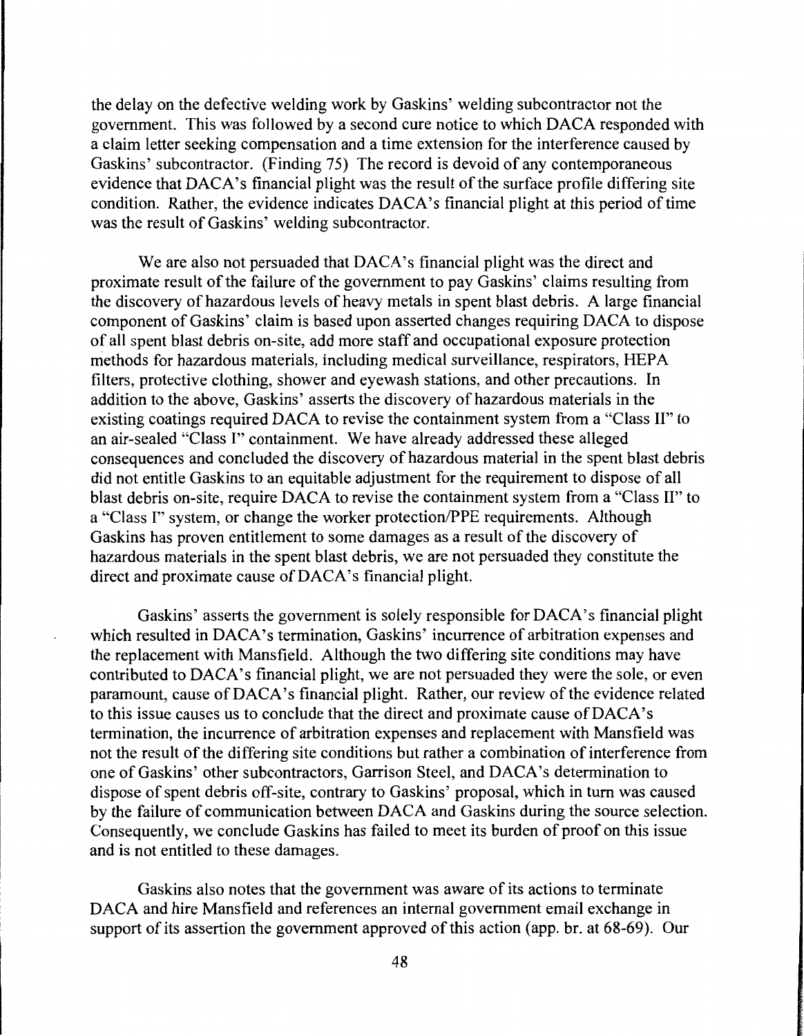the delay on the defective welding work by Gaskins' welding subcontractor not the government. This was followed by a second cure notice to which DACA responded with a claim letter seeking compensation and a time extension for the interference caused by Gaskins' subcontractor. (Finding 75) The record is devoid of any contemporaneous evidence that DACA's financial plight was the result of the surface profile differing site condition. Rather, the evidence indicates DACA's financial plight at this period of time was the result of Gaskins' welding subcontractor.

We are also not persuaded that DACA's financial plight was the direct and proximate result of the failure of the government to pay Gaskins' claims resulting from the discovery of hazardous levels of heavy metals in spent blast debris. A large financial component of Gaskins' claim is based upon asserted changes requiring DACA to dispose of all spent blast debris on-site, add more staff and occupational exposure protection methods for hazardous materials, including medical surveillance, respirators, HEPA filters, protective clothing, shower and eyewash stations, and other precautions. In addition to the above, Gaskins' asserts the discovery of hazardous materials in the existing coatings required DACA to revise the containment system from a "Class II" to an air-sealed "Class I" containment. We have already addressed these alleged consequences and concluded the discovery of hazardous material in the spent blast debris did not entitle Gaskins to an equitable adjustment for the requirement to dispose of all blast debris on-site, require DACA to revise the containment system from a "Class II" to a "Class I" system, or change the worker protection/PPE requirements. Although Gaskins has proven entitlement to some damages as a result of the discovery of hazardous materials in the spent blast debris, we are not persuaded they constitute the direct and proximate cause of DACA's financial plight.

Gaskins' asserts the government is solely responsible for DACA's financial plight which resulted in DACA's termination, Gaskins' incurrence of arbitration expenses and the replacement with Mansfield. Although the two differing site conditions may have contributed to DACA's financial plight, we are not persuaded they were the sole, or even paramount, cause of DACA's financial plight. Rather, our review of the evidence related to this issue causes us to conclude that the direct and proximate cause of DACA's termination, the incurrence of arbitration expenses and replacement with Mansfield was not the result of the differing site conditions but rather a combination of interference from one of Gaskins' other subcontractors, Garrison Steel, and DACA's determination to dispose of spent debris off-site, contrary to Gaskins' proposal, which in turn was caused by the failure of communication between DACA and Gaskins during the source selection. Consequently, we conclude Gaskins has failed to meet its burden of proof on this issue and is not entitled to these damages.

Gaskins also notes that the government was aware of its actions to terminate DACA and hire Mansfield and references an internal government email exchange in support of its assertion the government approved of this action (app. br. at 68-69). Our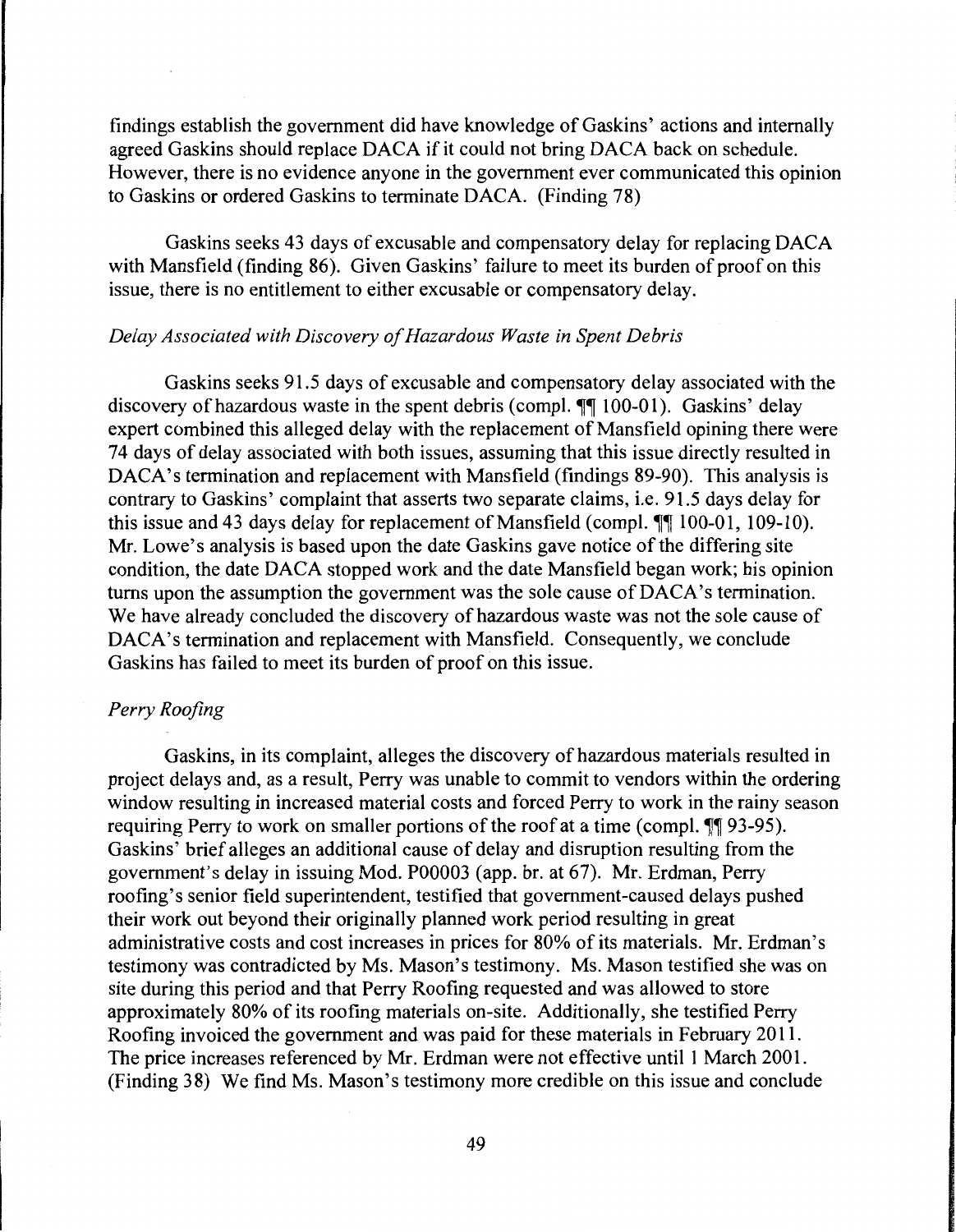findings establish the government did have knowledge of Gaskins' actions and internally agreed Gaskins should replace DACA if it could not bring DACA back on schedule. However, there is no evidence anyone in the government ever communicated this opinion to Gaskins or ordered Gaskins to terminate DACA. (Finding 78)

Gaskins seeks 43 days of excusable and compensatory delay for replacing DACA with Mansfield (finding 86). Given Gaskins' failure to meet its burden of proof on this issue, there is no entitlement to either excusable or compensatory delay.

*Delay Associated with Discovery of Hazardous Waste in Spent Debris*

Gaskins seeks 91.5 days of excusable and compensatory delay associated with the discovery of hazardous waste in the spent debris (compl. ¶¶ 100-01). Gaskins' delay expert combined this alleged delay with the replacement of Mansfield opining there were 74 days of delay associated with both issues, assuming that this issue directly resulted in DACA's termination and replacement with Mansfield (findings 89-90). This analysis is contrary to Gaskins' complaint that asserts two separate claims, i.e. 91.5 days delay for this issue and 43 days delay for replacement of Mansfield (compl. ¶¶ 100-01, 109-10). Mr. Lowe's analysis is based upon the date Gaskins gave notice of the differing site condition, the date DACA stopped work and the date Mansfield began work; his opinion turns upon the assumption the government was the sole cause of DACA's termination. We have already concluded the discovery of hazardous waste was not the sole cause of DACA's termination and replacement with Mansfield. Consequently, we conclude Gaskins has failed to meet its burden of proof on this issue.

*Perry Roofing*

Gaskins, in its complaint, alleges the discovery of hazardous materials resulted in project delays and, as a result, Perry was unable to commit to vendors within the ordering window resulting in increased material costs and forced Perry to work in the rainy season requiring Perry to work on smaller portions of the roof at a time (compl. ¶¶ 93-95). Gaskins' brief alleges an additional cause of delay and disruption resulting from the government's delay in issuing Mod. P00003 (app. br. at 67). Mr. Erdman, Perry roofing's senior field superintendent, testified that government-caused delays pushed their work out beyond their originally planned work period resulting in great administrative costs and cost increases in prices for 80% of its materials. Mr. Erdman's testimony was contradicted by Ms. Mason's testimony. Ms. Mason testified she was on site during this period and that Perry Roofing requested and was allowed to store approximately 80% of its roofing materials on-site. Additionally, she testified Perry Roofing invoiced the government and was paid for these materials in February 2011. The price increases referenced by Mr. Erdman were not effective until 1 March 2001. (Finding 38) We find Ms. Mason's testimony more credible on this issue and conclude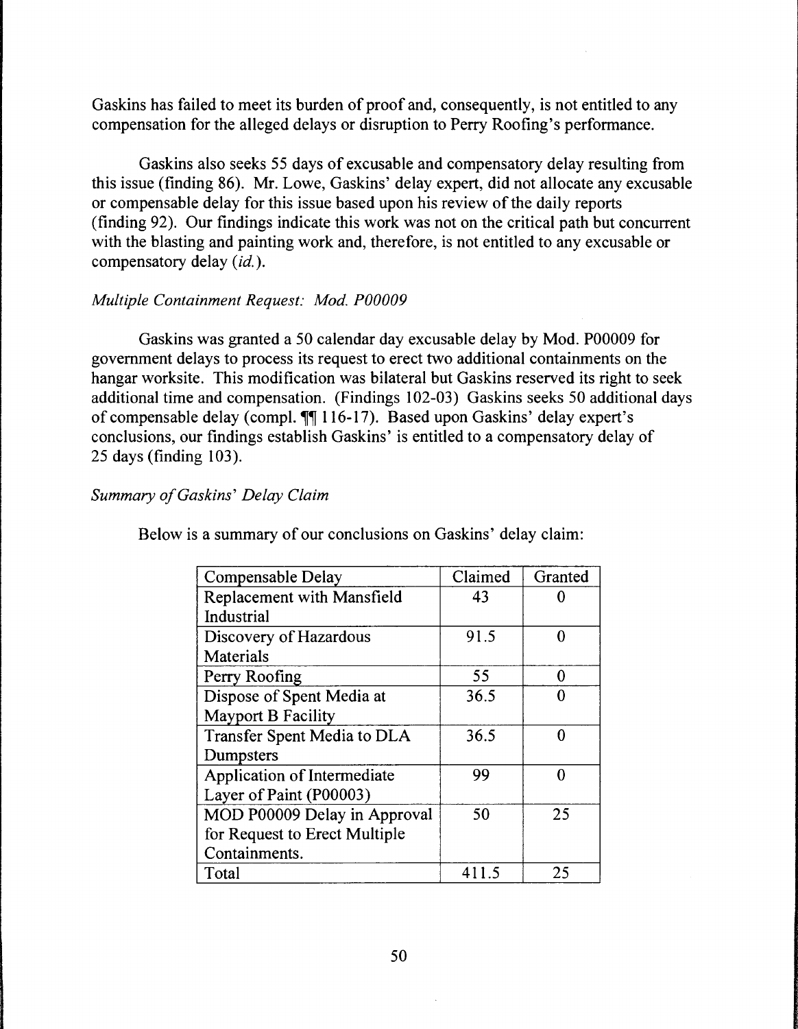Gaskins has failed to meet its burden of proof and, consequently, is not entitled to any compensation for the alleged delays or disruption to Perry Roofing's performance.

Gaskins also seeks 55 days of excusable and compensatory delay resulting from this issue (finding 86). Mr. Lowe, Gaskins' delay expert, did not allocate any excusable or compensable delay for this issue based upon his review of the daily reports (finding 92). Our findings indicate this work was not on the critical path but concurrent with the blasting and painting work and, therefore, is not entitled to any excusable or compensatory delay (*id.*).

*Multiple Containment Request: Mod. P00009*

Gaskins was granted a 50 calendar day excusable delay by Mod. P00009 for government delays to process its request to erect two additional containments on the hangar worksite. This modification was bilateral but Gaskins reserved its right to seek additional time and compensation. (Findings 102-03) Gaskins seeks 50 additional days of compensable delay (compl. ¶¶ 116-17). Based upon Gaskins' delay expert's conclusions, our findings establish Gaskins' is entitled to a compensatory delay of 25 days (finding 103).

*Summary of Gaskins' Delay Claim*

Below is a summary of our conclusions on Gaskins' delay claim:

| Compensable Delay | Claimed | Granted |
|---|---|---|
| Replacement with Mansfield Industrial | 43 | 0 |
| Discovery of Hazardous Materials | 91.5 | 0 |
| Perry Roofing | 55 | 0 |
| Dispose of Spent Media at Mayport B Facility | 36.5 | 0 |
| Transfer Spent Media to DLA Dumpsters | 36.5 | 0 |
| Application of Intermediate Layer of Paint (P00003) | 99 | 0 |
| MOD P00009 Delay in Approval for Request to Erect Multiple Containments. | 50 | 25 |
| Total | 411.5 | 25 |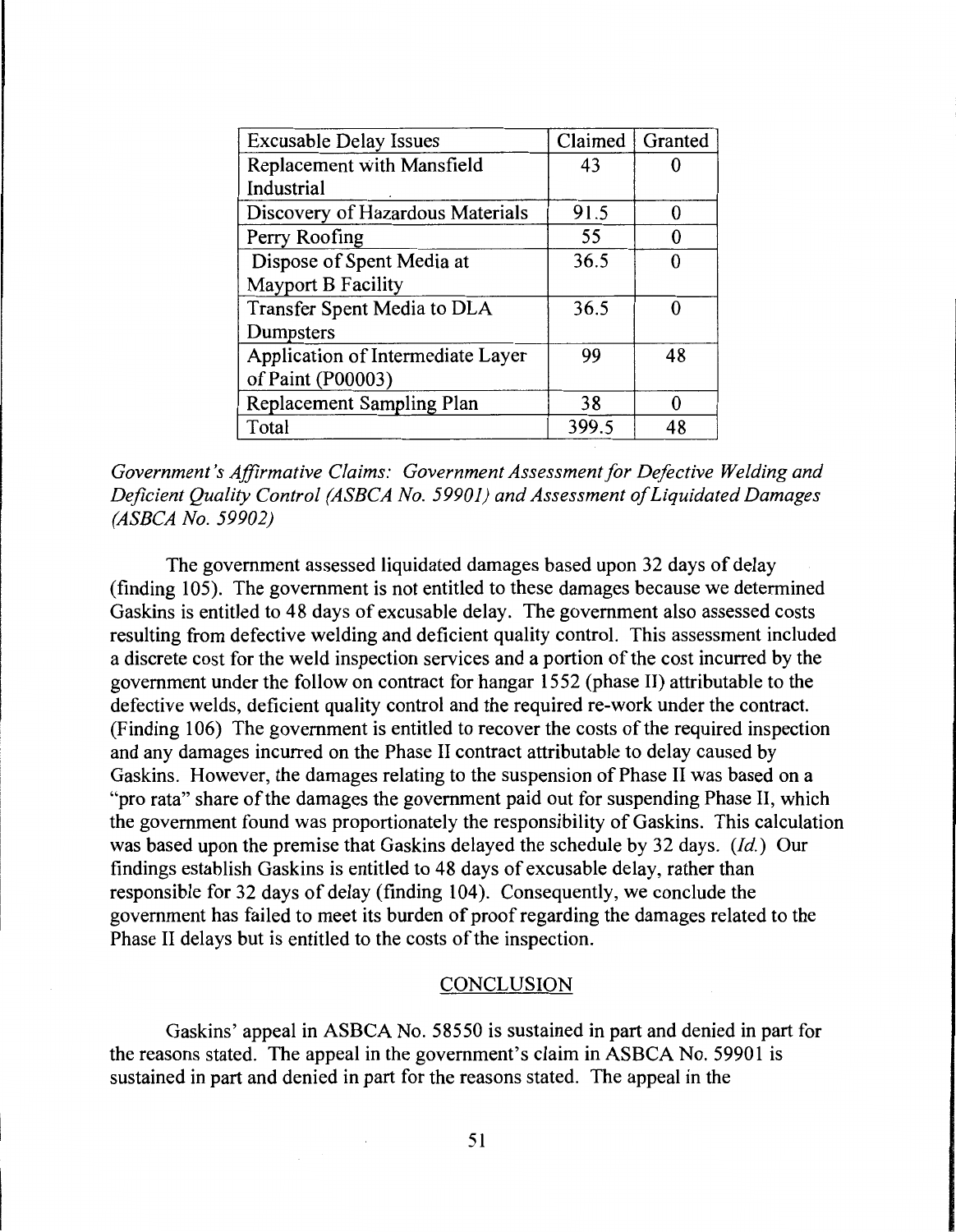| Excusable Delay Issues | Claimed | Granted |
|---|---|---|
| Replacement with Mansfield Industrial | 43 | 0 |
| Discovery of Hazardous Materials | 91.5 | 0 |
| Perry Roofing | 55 | 0 |
| Dispose of Spent Media at Mayport B Facility | 36.5 | 0 |
| Transfer Spent Media to DLA Dumpsters | 36.5 | 0 |
| Application of Intermediate Layer of Paint (P00003) | 99 | 48 |
| Replacement Sampling Plan | 38 | 0 |
| Total | 399.5 | 48 |

*Government's Affirmative Claims: Government Assessment for Defective Welding and Deficient Quality Control (ASBCA No. 59901) and Assessment of Liquidated Damages (ASBCA No. 59902)*

The government assessed liquidated damages based upon 32 days of delay (finding 105). The government is not entitled to these damages because we determined Gaskins is entitled to 48 days of excusable delay. The government also assessed costs resulting from defective welding and deficient quality control. This assessment included a discrete cost for the weld inspection services and a portion of the cost incurred by the government under the follow on contract for hangar 1552 (phase II) attributable to the defective welds, deficient quality control and the required re-work under the contract. (Finding 106) The government is entitled to recover the costs of the required inspection and any damages incurred on the Phase II contract attributable to delay caused by Gaskins. However, the damages relating to the suspension of Phase II was based on a "pro rata" share of the damages the government paid out for suspending Phase II, which the government found was proportionately the responsibility of Gaskins. This calculation was based upon the premise that Gaskins delayed the schedule by 32 days. (*Id.*) Our findings establish Gaskins is entitled to 48 days of excusable delay, rather than responsible for 32 days of delay (finding 104). Consequently, we conclude the government has failed to meet its burden of proof regarding the damages related to the Phase II delays but is entitled to the costs of the inspection.

## CONCLUSION

Gaskins' appeal in ASBCA No. 58550 is sustained in part and denied in part for the reasons stated. The appeal in the government's claim in ASBCA No. 59901 is sustained in part and denied in part for the reasons stated. The appeal in the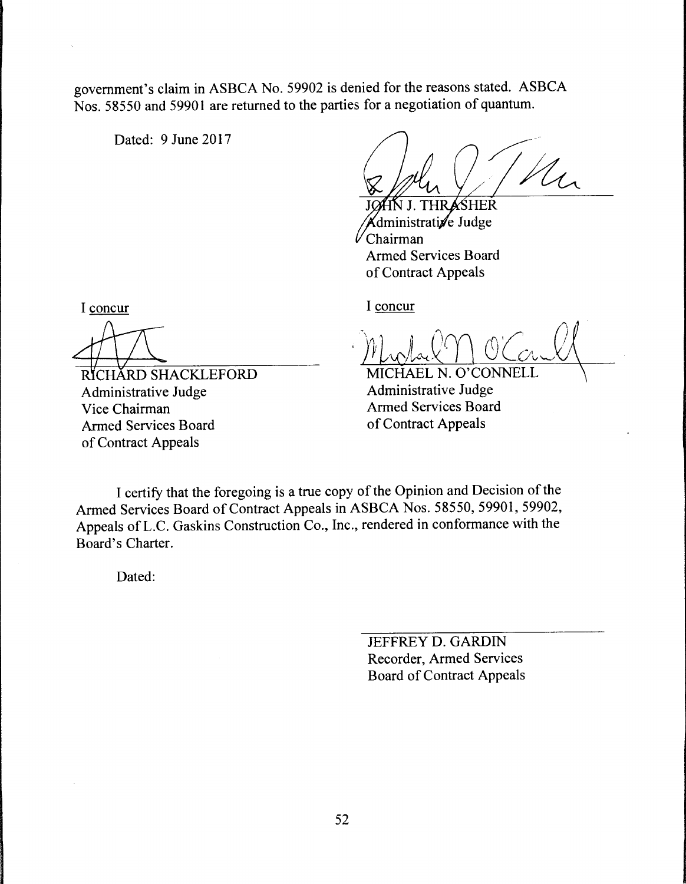government's claim in ASBCA No. 59902 is denied for the reasons stated. ASBCA Nos. 58550 and 59901 are returned to the parties for a negotiation of quantum.

Dated: 9 June 2017

JOHN J. THRASHER
Administrative Judge
Chairman
Armed Services Board
of Contract Appeals

I concur

RICHARD SHACKLEFORD
Administrative Judge
Vice Chairman
Armed Services Board
of Contract Appeals

I concur

MICHAEL N. O'CONNELL
Administrative Judge
Armed Services Board
of Contract Appeals

I certify that the foregoing is a true copy of the Opinion and Decision of the Armed Services Board of Contract Appeals in ASBCA Nos. 58550, 59901, 59902, Appeals of L.C. Gaskins Construction Co., Inc., rendered in conformance with the Board's Charter.

Dated:

JEFFREY D. GARDIN
Recorder, Armed Services
Board of Contract Appeals